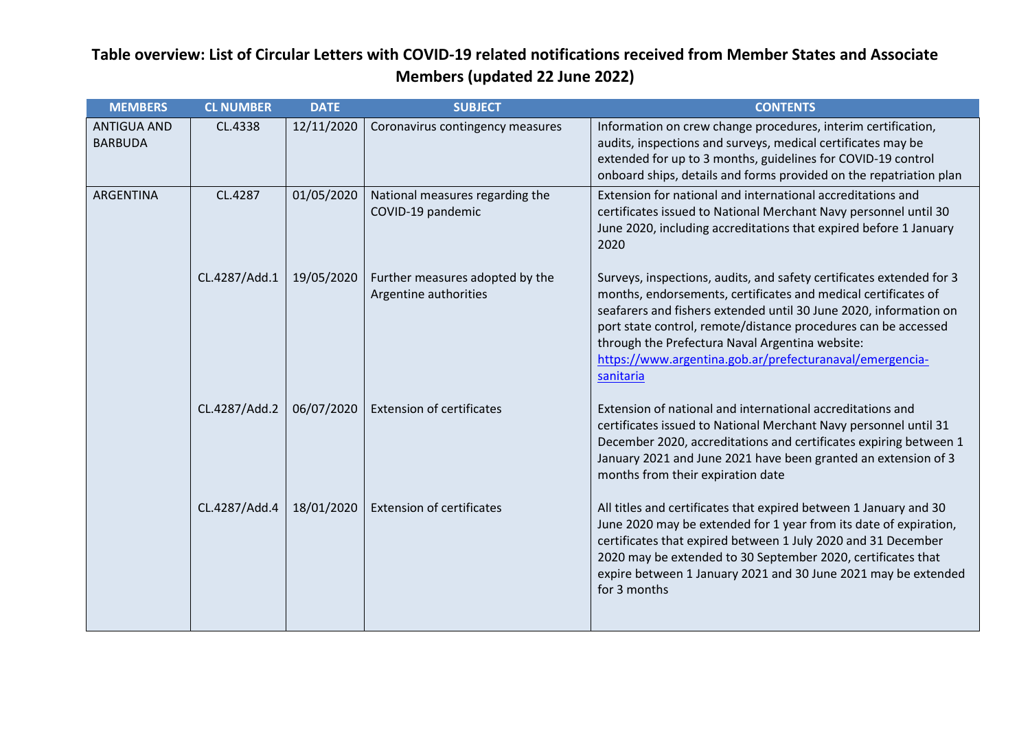# Table overview: List of Circular Letters with COVID-19 related notifications received from Member States and Associate Members (updated 22 June 2022)

| MEMBERS | CL NUMBER | DATE | SUBJECT | CONTENTS |
|---|---|---|---|---|
| ANTIGUA AND BARBUDA | CL.4338 | 12/11/2020 | Coronavirus contingency measures | Information on crew change procedures, interim certification, audits, inspections and surveys, medical certificates may be extended for up to 3 months, guidelines for COVID-19 control onboard ships, details and forms provided on the repatriation plan |
| ARGENTINA | CL.4287 | 01/05/2020 | National measures regarding the COVID-19 pandemic | Extension for national and international accreditations and certificates issued to National Merchant Navy personnel until 30 June 2020, including accreditations that expired before 1 January 2020 |
| | CL.4287/Add.1 | 19/05/2020 | Further measures adopted by the Argentine authorities | Surveys, inspections, audits, and safety certificates extended for 3 months, endorsements, certificates and medical certificates of seafarers and fishers extended until 30 June 2020, information on port state control, remote/distance procedures can be accessed through the Prefectura Naval Argentina website: [https://www.argentina.gob.ar/prefecturanaval/emergencia-sanitaria](https://www.argentina.gob.ar/prefecturanaval/emergencia-sanitaria) |
| | CL.4287/Add.2 | 06/07/2020 | Extension of certificates | Extension of national and international accreditations and certificates issued to National Merchant Navy personnel until 31 December 2020, accreditations and certificates expiring between 1 January 2021 and June 2021 have been granted an extension of 3 months from their expiration date |
| | CL.4287/Add.4 | 18/01/2020 | Extension of certificates | All titles and certificates that expired between 1 January and 30 June 2020 may be extended for 1 year from its date of expiration, certificates that expired between 1 July 2020 and 31 December 2020 may be extended to 30 September 2020, certificates that expire between 1 January 2021 and 30 June 2021 may be extended for 3 months |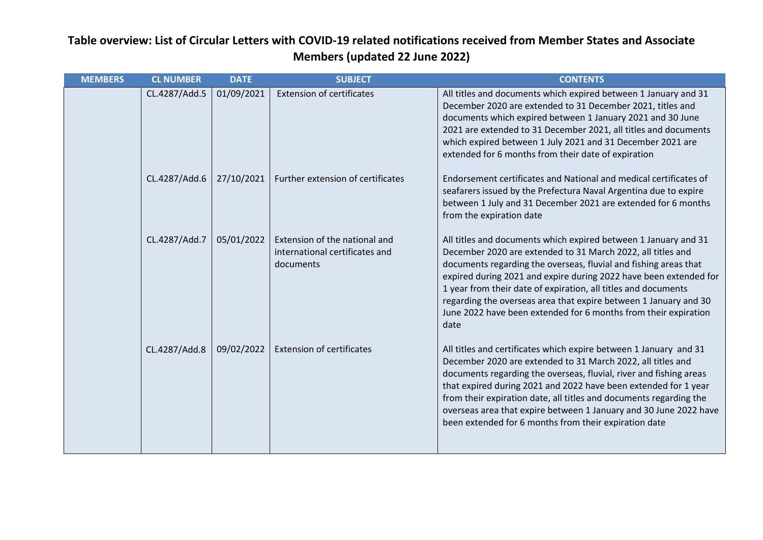**Table overview: List of Circular Letters with COVID-19 related notifications received from Member States and Associate Members (updated 22 June 2022)**

| MEMBERS | CL NUMBER | DATE | SUBJECT | CONTENTS |
|---|---|---|---|---|
| | CL.4287/Add.5 | 01/09/2021 | Extension of certificates | All titles and documents which expired between 1 January and 31 December 2020 are extended to 31 December 2021, titles and documents which expired between 1 January 2021 and 30 June 2021 are extended to 31 December 2021, all titles and documents which expired between 1 July 2021 and 31 December 2021 are extended for 6 months from their date of expiration |
| | CL.4287/Add.6 | 27/10/2021 | Further extension of certificates | Endorsement certificates and National and medical certificates of seafarers issued by the Prefectura Naval Argentina due to expire between 1 July and 31 December 2021 are extended for 6 months from the expiration date |
| | CL.4287/Add.7 | 05/01/2022 | Extension of the national and international certificates and documents | All titles and documents which expired between 1 January and 31 December 2020 are extended to 31 March 2022, all titles and documents regarding the overseas, fluvial and fishing areas that expired during 2021 and expire during 2022 have been extended for 1 year from their date of expiration, all titles and documents regarding the overseas area that expire between 1 January and 30 June 2022 have been extended for 6 months from their expiration date |
| | CL.4287/Add.8 | 09/02/2022 | Extension of certificates | All titles and certificates which expire between 1 January and 31 December 2020 are extended to 31 March 2022, all titles and documents regarding the overseas, fluvial, river and fishing areas that expired during 2021 and 2022 have been extended for 1 year from their expiration date, all titles and documents regarding the overseas area that expire between 1 January and 30 June 2022 have been extended for 6 months from their expiration date |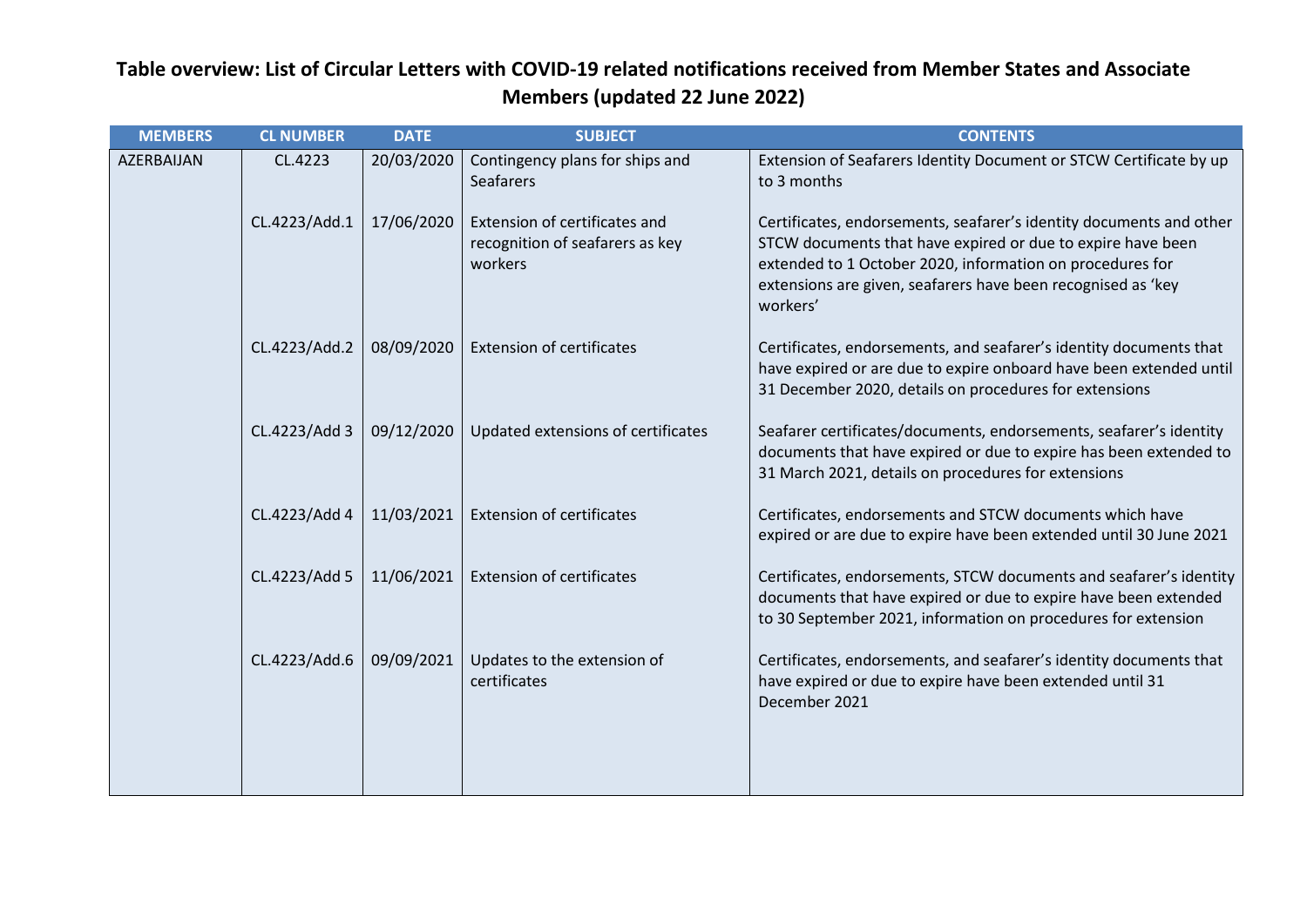## Table overview: List of Circular Letters with COVID-19 related notifications received from Member States and Associate Members (updated 22 June 2022)

| MEMBERS | CL NUMBER | DATE | SUBJECT | CONTENTS |
|---|---|---|---|---|
| AZERBAIJAN | CL.4223 | 20/03/2020 | Contingency plans for ships and Seafarers | Extension of Seafarers Identity Document or STCW Certificate by up to 3 months |
| | CL.4223/Add.1 | 17/06/2020 | Extension of certificates and recognition of seafarers as key workers | Certificates, endorsements, seafarer's identity documents and other STCW documents that have expired or due to expire have been extended to 1 October 2020, information on procedures for extensions are given, seafarers have been recognised as 'key workers' |
| | CL.4223/Add.2 | 08/09/2020 | Extension of certificates | Certificates, endorsements, and seafarer's identity documents that have expired or are due to expire onboard have been extended until 31 December 2020, details on procedures for extensions |
| | CL.4223/Add 3 | 09/12/2020 | Updated extensions of certificates | Seafarer certificates/documents, endorsements, seafarer's identity documents that have expired or due to expire has been extended to 31 March 2021, details on procedures for extensions |
| | CL.4223/Add 4 | 11/03/2021 | Extension of certificates | Certificates, endorsements and STCW documents which have expired or are due to expire have been extended until 30 June 2021 |
| | CL.4223/Add 5 | 11/06/2021 | Extension of certificates | Certificates, endorsements, STCW documents and seafarer's identity documents that have expired or due to expire have been extended to 30 September 2021, information on procedures for extension |
| | CL.4223/Add.6 | 09/09/2021 | Updates to the extension of certificates | Certificates, endorsements, and seafarer's identity documents that have expired or due to expire have been extended until 31 December 2021 |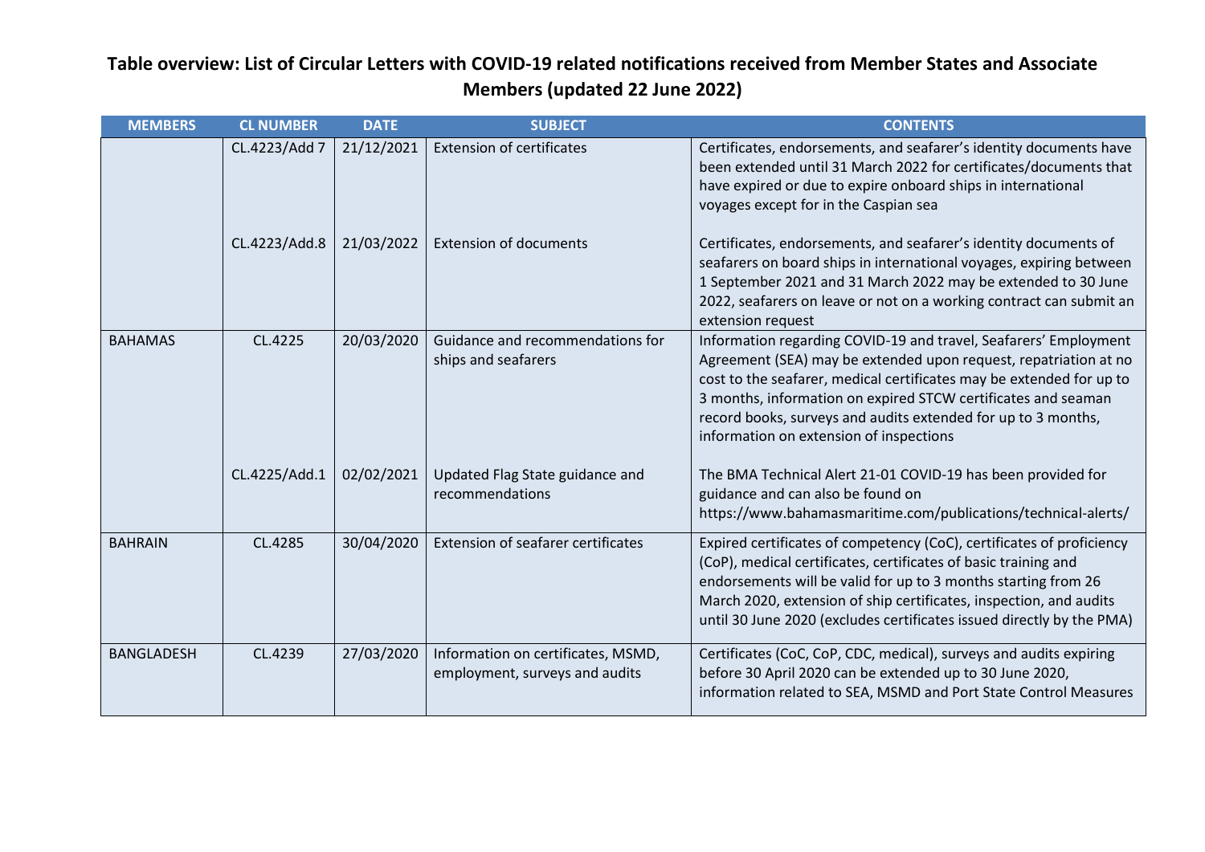## Table overview: List of Circular Letters with COVID-19 related notifications received from Member States and Associate Members (updated 22 June 2022)

| MEMBERS | CL NUMBER | DATE | SUBJECT | CONTENTS |
|---|---|---|---|---|
| | CL.4223/Add 7 | 21/12/2021 | Extension of certificates | Certificates, endorsements, and seafarer's identity documents have been extended until 31 March 2022 for certificates/documents that have expired or due to expire onboard ships in international voyages except for in the Caspian sea |
| | CL.4223/Add.8 | 21/03/2022 | Extension of documents | Certificates, endorsements, and seafarer's identity documents of seafarers on board ships in international voyages, expiring between 1 September 2021 and 31 March 2022 may be extended to 30 June 2022, seafarers on leave or not on a working contract can submit an extension request |
| BAHAMAS | CL.4225 | 20/03/2020 | Guidance and recommendations for ships and seafarers | Information regarding COVID-19 and travel, Seafarers' Employment Agreement (SEA) may be extended upon request, repatriation at no cost to the seafarer, medical certificates may be extended for up to 3 months, information on expired STCW certificates and seaman record books, surveys and audits extended for up to 3 months, information on extension of inspections |
| | CL.4225/Add.1 | 02/02/2021 | Updated Flag State guidance and recommendations | The BMA Technical Alert 21-01 COVID-19 has been provided for guidance and can also be found on https://www.bahamasmaritime.com/publications/technical-alerts/ |
| BAHRAIN | CL.4285 | 30/04/2020 | Extension of seafarer certificates | Expired certificates of competency (CoC), certificates of proficiency (CoP), medical certificates, certificates of basic training and endorsements will be valid for up to 3 months starting from 26 March 2020, extension of ship certificates, inspection, and audits until 30 June 2020 (excludes certificates issued directly by the PMA) |
| BANGLADESH | CL.4239 | 27/03/2020 | Information on certificates, MSMD, employment, surveys and audits | Certificates (CoC, CoP, CDC, medical), surveys and audits expiring before 30 April 2020 can be extended up to 30 June 2020, information related to SEA, MSMD and Port State Control Measures |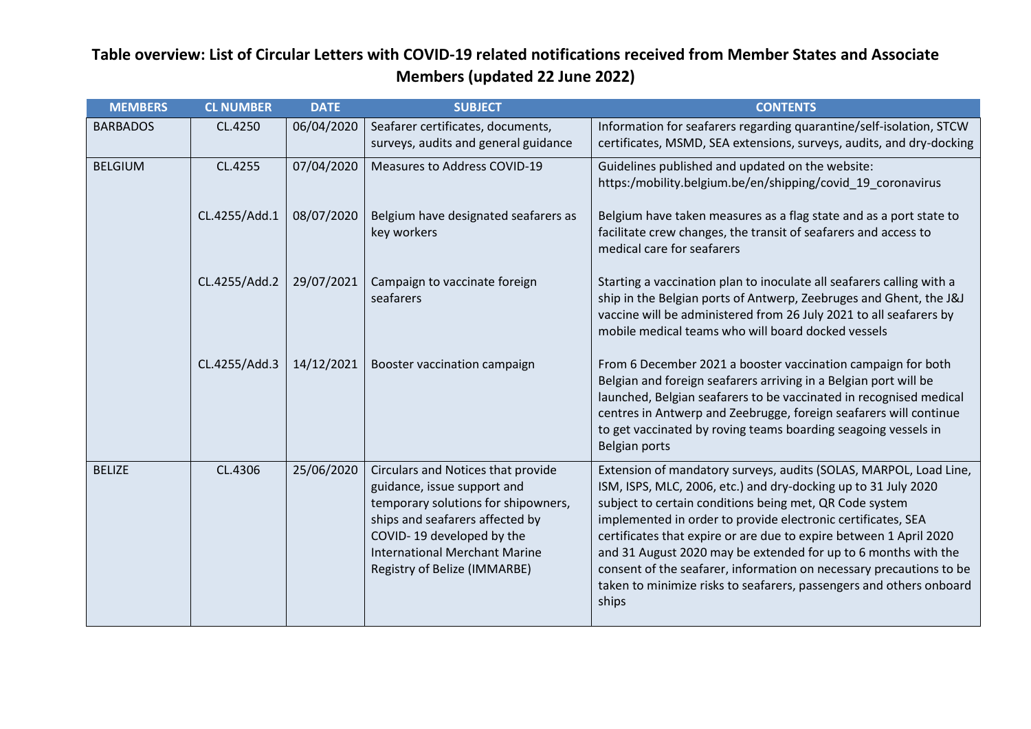## Table overview: List of Circular Letters with COVID-19 related notifications received from Member States and Associate Members (updated 22 June 2022)

| MEMBERS | CL NUMBER | DATE | SUBJECT | CONTENTS |
|---|---|---|---|---|
| BARBADOS | CL.4250 | 06/04/2020 | Seafarer certificates, documents, surveys, audits and general guidance | Information for seafarers regarding quarantine/self-isolation, STCW certificates, MSMD, SEA extensions, surveys, audits, and dry-docking |
| BELGIUM | CL.4255 | 07/04/2020 | Measures to Address COVID-19 | Guidelines published and updated on the website: https:/mobility.belgium.be/en/shipping/covid_19_coronavirus |
| | CL.4255/Add.1 | 08/07/2020 | Belgium have designated seafarers as key workers | Belgium have taken measures as a flag state and as a port state to facilitate crew changes, the transit of seafarers and access to medical care for seafarers |
| | CL.4255/Add.2 | 29/07/2021 | Campaign to vaccinate foreign seafarers | Starting a vaccination plan to inoculate all seafarers calling with a ship in the Belgian ports of Antwerp, Zeebruges and Ghent, the J&J vaccine will be administered from 26 July 2021 to all seafarers by mobile medical teams who will board docked vessels |
| | CL.4255/Add.3 | 14/12/2021 | Booster vaccination campaign | From 6 December 2021 a booster vaccination campaign for both Belgian and foreign seafarers arriving in a Belgian port will be launched, Belgian seafarers to be vaccinated in recognised medical centres in Antwerp and Zeebrugge, foreign seafarers will continue to get vaccinated by roving teams boarding seagoing vessels in Belgian ports |
| BELIZE | CL.4306 | 25/06/2020 | Circulars and Notices that provide guidance, issue support and temporary solutions for shipowners, ships and seafarers affected by COVID- 19 developed by the International Merchant Marine Registry of Belize (IMMARBE) | Extension of mandatory surveys, audits (SOLAS, MARPOL, Load Line, ISM, ISPS, MLC, 2006, etc.) and dry-docking up to 31 July 2020 subject to certain conditions being met, QR Code system implemented in order to provide electronic certificates, SEA certificates that expire or are due to expire between 1 April 2020 and 31 August 2020 may be extended for up to 6 months with the consent of the seafarer, information on necessary precautions to be taken to minimize risks to seafarers, passengers and others onboard ships |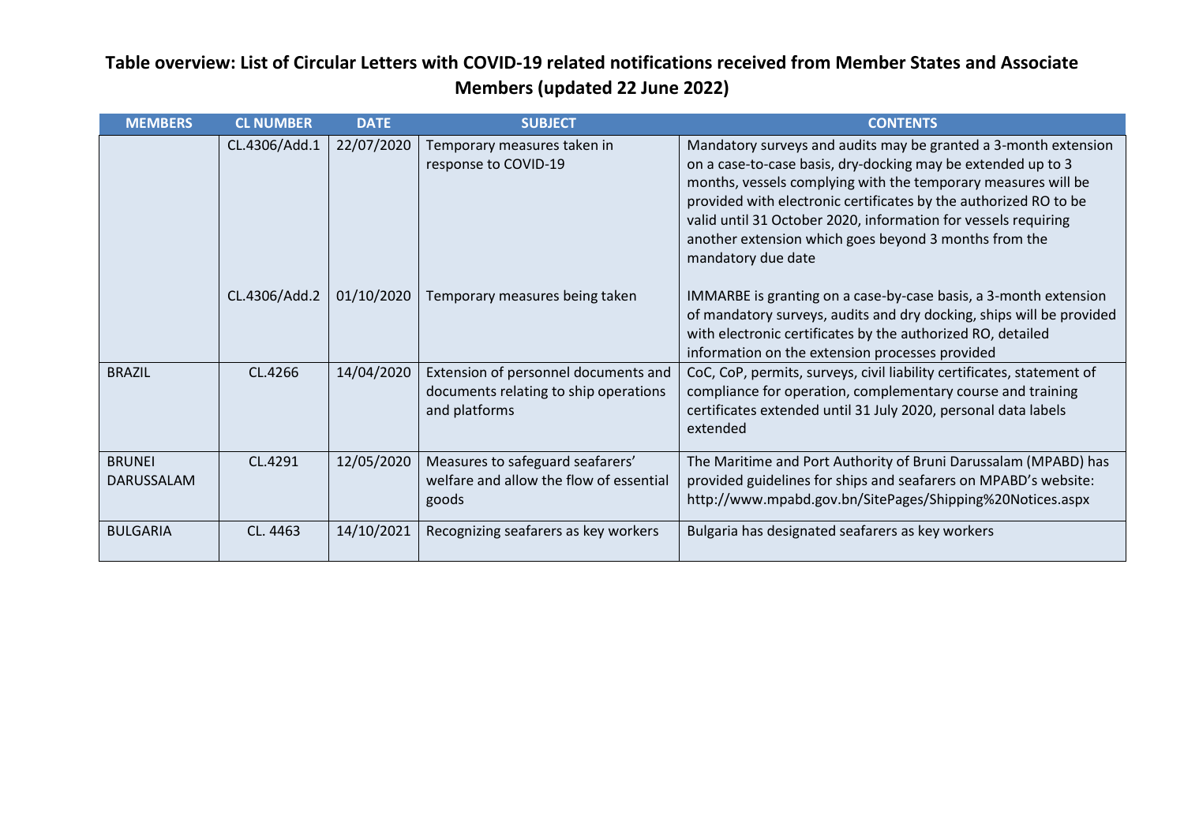# Table overview: List of Circular Letters with COVID-19 related notifications received from Member States and Associate Members (updated 22 June 2022)

| MEMBERS | CL NUMBER | DATE | SUBJECT | CONTENTS |
|---|---|---|---|---|
| | CL.4306/Add.1 | 22/07/2020 | Temporary measures taken in response to COVID-19 | Mandatory surveys and audits may be granted a 3-month extension on a case-to-case basis, dry-docking may be extended up to 3 months, vessels complying with the temporary measures will be provided with electronic certificates by the authorized RO to be valid until 31 October 2020, information for vessels requiring another extension which goes beyond 3 months from the mandatory due date |
| | CL.4306/Add.2 | 01/10/2020 | Temporary measures being taken | IMMARBE is granting on a case-by-case basis, a 3-month extension of mandatory surveys, audits and dry docking, ships will be provided with electronic certificates by the authorized RO, detailed information on the extension processes provided |
| BRAZIL | CL.4266 | 14/04/2020 | Extension of personnel documents and documents relating to ship operations and platforms | CoC, CoP, permits, surveys, civil liability certificates, statement of compliance for operation, complementary course and training certificates extended until 31 July 2020, personal data labels extended |
| BRUNEI DARUSSALAM | CL.4291 | 12/05/2020 | Measures to safeguard seafarers' welfare and allow the flow of essential goods | The Maritime and Port Authority of Bruni Darussalam (MPABD) has provided guidelines for ships and seafarers on MPABD's website: http://www.mpabd.gov.bn/SitePages/Shipping%20Notices.aspx |
| BULGARIA | CL. 4463 | 14/10/2021 | Recognizing seafarers as key workers | Bulgaria has designated seafarers as key workers |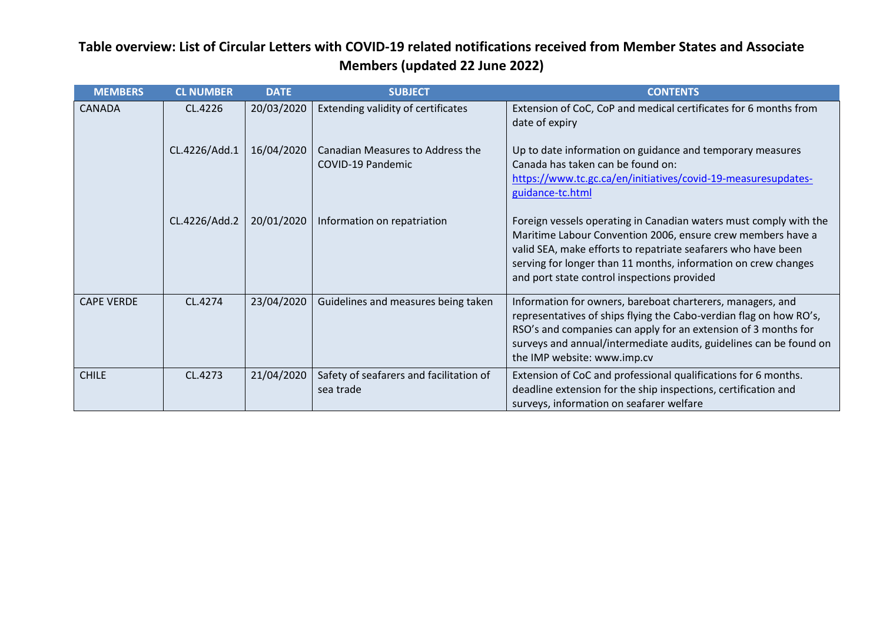## Table overview: List of Circular Letters with COVID-19 related notifications received from Member States and Associate Members (updated 22 June 2022)

| MEMBERS | CL NUMBER | DATE | SUBJECT | CONTENTS |
|---|---|---|---|---|
| CANADA | CL.4226 | 20/03/2020 | Extending validity of certificates | Extension of CoC, CoP and medical certificates for 6 months from date of expiry |
| | CL.4226/Add.1 | 16/04/2020 | Canadian Measures to Address the COVID-19 Pandemic | Up to date information on guidance and temporary measures Canada has taken can be found on: https://www.tc.gc.ca/en/initiatives/covid-19-measuresupdates-guidance-tc.html |
| | CL.4226/Add.2 | 20/01/2020 | Information on repatriation | Foreign vessels operating in Canadian waters must comply with the Maritime Labour Convention 2006, ensure crew members have a valid SEA, make efforts to repatriate seafarers who have been serving for longer than 11 months, information on crew changes and port state control inspections provided |
| CAPE VERDE | CL.4274 | 23/04/2020 | Guidelines and measures being taken | Information for owners, bareboat charterers, managers, and representatives of ships flying the Cabo-verdian flag on how RO's, RSO's and companies can apply for an extension of 3 months for surveys and annual/intermediate audits, guidelines can be found on the IMP website: www.imp.cv |
| CHILE | CL.4273 | 21/04/2020 | Safety of seafarers and facilitation of sea trade | Extension of CoC and professional qualifications for 6 months. deadline extension for the ship inspections, certification and surveys, information on seafarer welfare |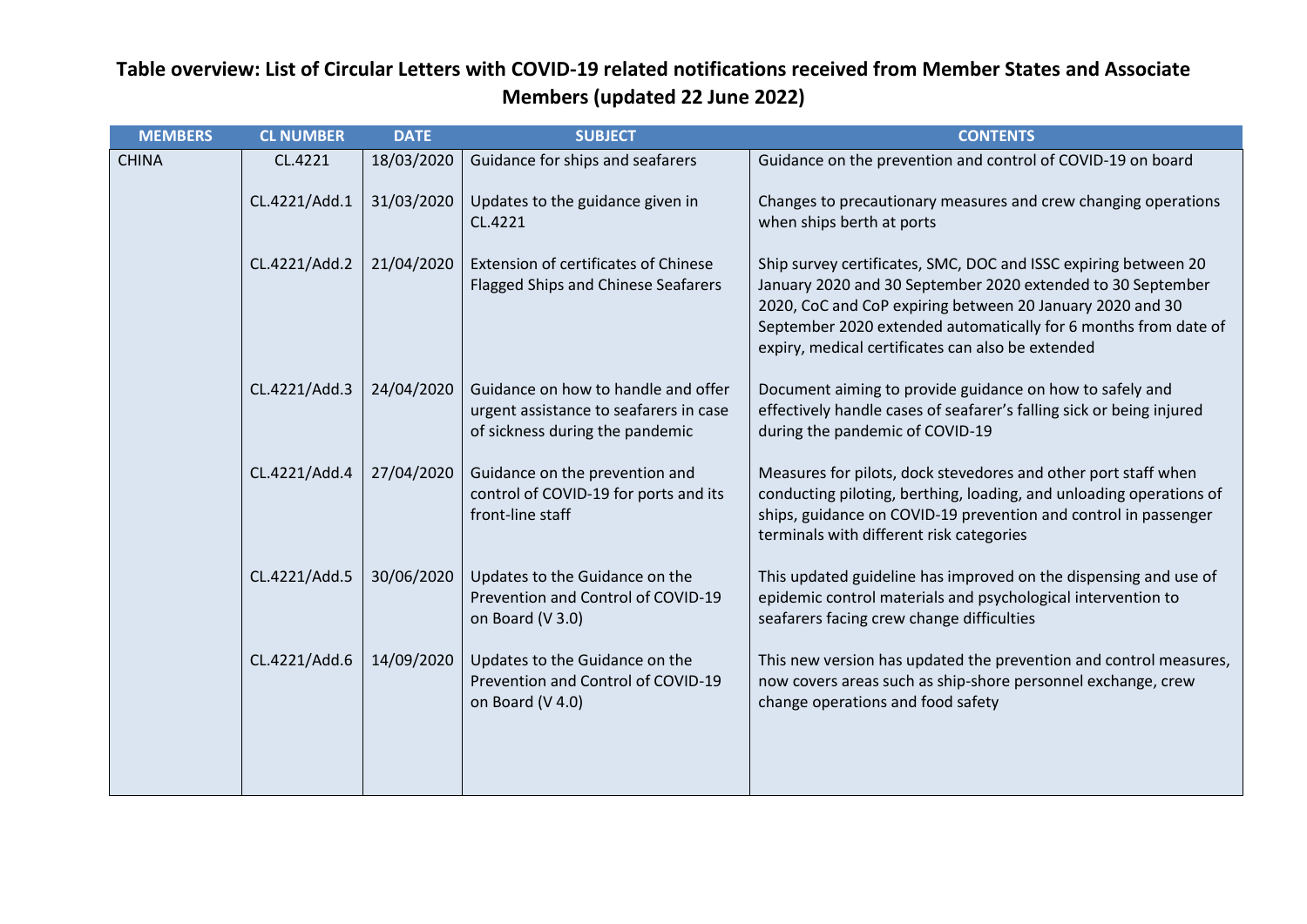**Table overview: List of Circular Letters with COVID-19 related notifications received from Member States and Associate Members (updated 22 June 2022)**

| MEMBERS | CL NUMBER | DATE | SUBJECT | CONTENTS |
|---|---|---|---|---|
| CHINA | CL.4221 | 18/03/2020 | Guidance for ships and seafarers | Guidance on the prevention and control of COVID-19 on board |
| | CL.4221/Add.1 | 31/03/2020 | Updates to the guidance given in CL.4221 | Changes to precautionary measures and crew changing operations when ships berth at ports |
| | CL.4221/Add.2 | 21/04/2020 | Extension of certificates of Chinese Flagged Ships and Chinese Seafarers | Ship survey certificates, SMC, DOC and ISSC expiring between 20 January 2020 and 30 September 2020 extended to 30 September 2020, CoC and CoP expiring between 20 January 2020 and 30 September 2020 extended automatically for 6 months from date of expiry, medical certificates can also be extended |
| | CL.4221/Add.3 | 24/04/2020 | Guidance on how to handle and offer urgent assistance to seafarers in case of sickness during the pandemic | Document aiming to provide guidance on how to safely and effectively handle cases of seafarer's falling sick or being injured during the pandemic of COVID-19 |
| | CL.4221/Add.4 | 27/04/2020 | Guidance on the prevention and control of COVID-19 for ports and its front-line staff | Measures for pilots, dock stevedores and other port staff when conducting piloting, berthing, loading, and unloading operations of ships, guidance on COVID-19 prevention and control in passenger terminals with different risk categories |
| | CL.4221/Add.5 | 30/06/2020 | Updates to the Guidance on the Prevention and Control of COVID-19 on Board (V 3.0) | This updated guideline has improved on the dispensing and use of epidemic control materials and psychological intervention to seafarers facing crew change difficulties |
| | CL.4221/Add.6 | 14/09/2020 | Updates to the Guidance on the Prevention and Control of COVID-19 on Board (V 4.0) | This new version has updated the prevention and control measures, now covers areas such as ship-shore personnel exchange, crew change operations and food safety |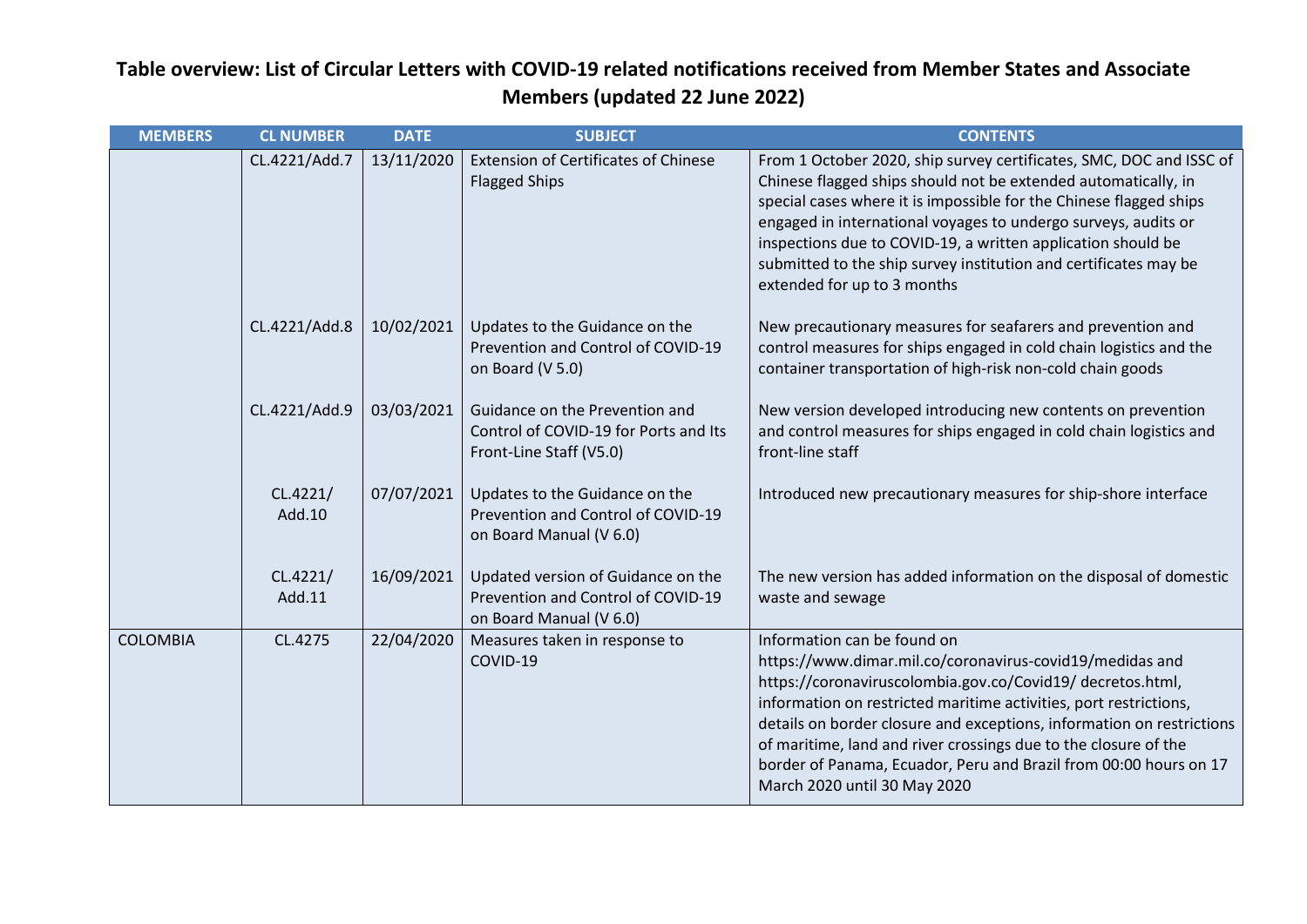**Table overview: List of Circular Letters with COVID-19 related notifications received from Member States and Associate Members (updated 22 June 2022)**

| MEMBERS | CL NUMBER | DATE | SUBJECT | CONTENTS |
|---|---|---|---|---|
| | CL.4221/Add.7 | 13/11/2020 | Extension of Certificates of Chinese Flagged Ships | From 1 October 2020, ship survey certificates, SMC, DOC and ISSC of Chinese flagged ships should not be extended automatically, in special cases where it is impossible for the Chinese flagged ships engaged in international voyages to undergo surveys, audits or inspections due to COVID-19, a written application should be submitted to the ship survey institution and certificates may be extended for up to 3 months |
| | CL.4221/Add.8 | 10/02/2021 | Updates to the Guidance on the Prevention and Control of COVID-19 on Board (V 5.0) | New precautionary measures for seafarers and prevention and control measures for ships engaged in cold chain logistics and the container transportation of high-risk non-cold chain goods |
| | CL.4221/Add.9 | 03/03/2021 | Guidance on the Prevention and Control of COVID-19 for Ports and Its Front-Line Staff (V5.0) | New version developed introducing new contents on prevention and control measures for ships engaged in cold chain logistics and front-line staff |
| | CL.4221/ Add.10 | 07/07/2021 | Updates to the Guidance on the Prevention and Control of COVID-19 on Board Manual (V 6.0) | Introduced new precautionary measures for ship-shore interface |
| | CL.4221/ Add.11 | 16/09/2021 | Updated version of Guidance on the Prevention and Control of COVID-19 on Board Manual (V 6.0) | The new version has added information on the disposal of domestic waste and sewage |
| COLOMBIA | CL.4275 | 22/04/2020 | Measures taken in response to COVID-19 | Information can be found on https://www.dimar.mil.co/coronavirus-covid19/medidas and https://coronaviruscolombia.gov.co/Covid19/ decretos.html, information on restricted maritime activities, port restrictions, details on border closure and exceptions, information on restrictions of maritime, land and river crossings due to the closure of the border of Panama, Ecuador, Peru and Brazil from 00:00 hours on 17 March 2020 until 30 May 2020 |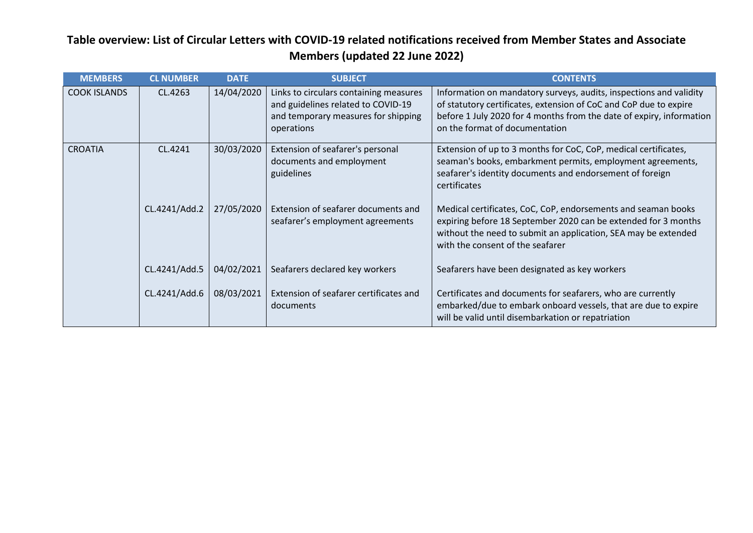## Table overview: List of Circular Letters with COVID-19 related notifications received from Member States and Associate Members (updated 22 June 2022)

| MEMBERS | CL NUMBER | DATE | SUBJECT | CONTENTS |
|---|---|---|---|---|
| COOK ISLANDS | CL.4263 | 14/04/2020 | Links to circulars containing measures and guidelines related to COVID-19 and temporary measures for shipping operations | Information on mandatory surveys, audits, inspections and validity of statutory certificates, extension of CoC and CoP due to expire before 1 July 2020 for 4 months from the date of expiry, information on the format of documentation |
| CROATIA | CL.4241 | 30/03/2020 | Extension of seafarer's personal documents and employment guidelines | Extension of up to 3 months for CoC, CoP, medical certificates, seaman's books, embarkment permits, employment agreements, seafarer's identity documents and endorsement of foreign certificates |
| | CL.4241/Add.2 | 27/05/2020 | Extension of seafarer documents and seafarer's employment agreements | Medical certificates, CoC, CoP, endorsements and seaman books expiring before 18 September 2020 can be extended for 3 months without the need to submit an application, SEA may be extended with the consent of the seafarer |
| | CL.4241/Add.5 | 04/02/2021 | Seafarers declared key workers | Seafarers have been designated as key workers |
| | CL.4241/Add.6 | 08/03/2021 | Extension of seafarer certificates and documents | Certificates and documents for seafarers, who are currently embarked/due to embark onboard vessels, that are due to expire will be valid until disembarkation or repatriation |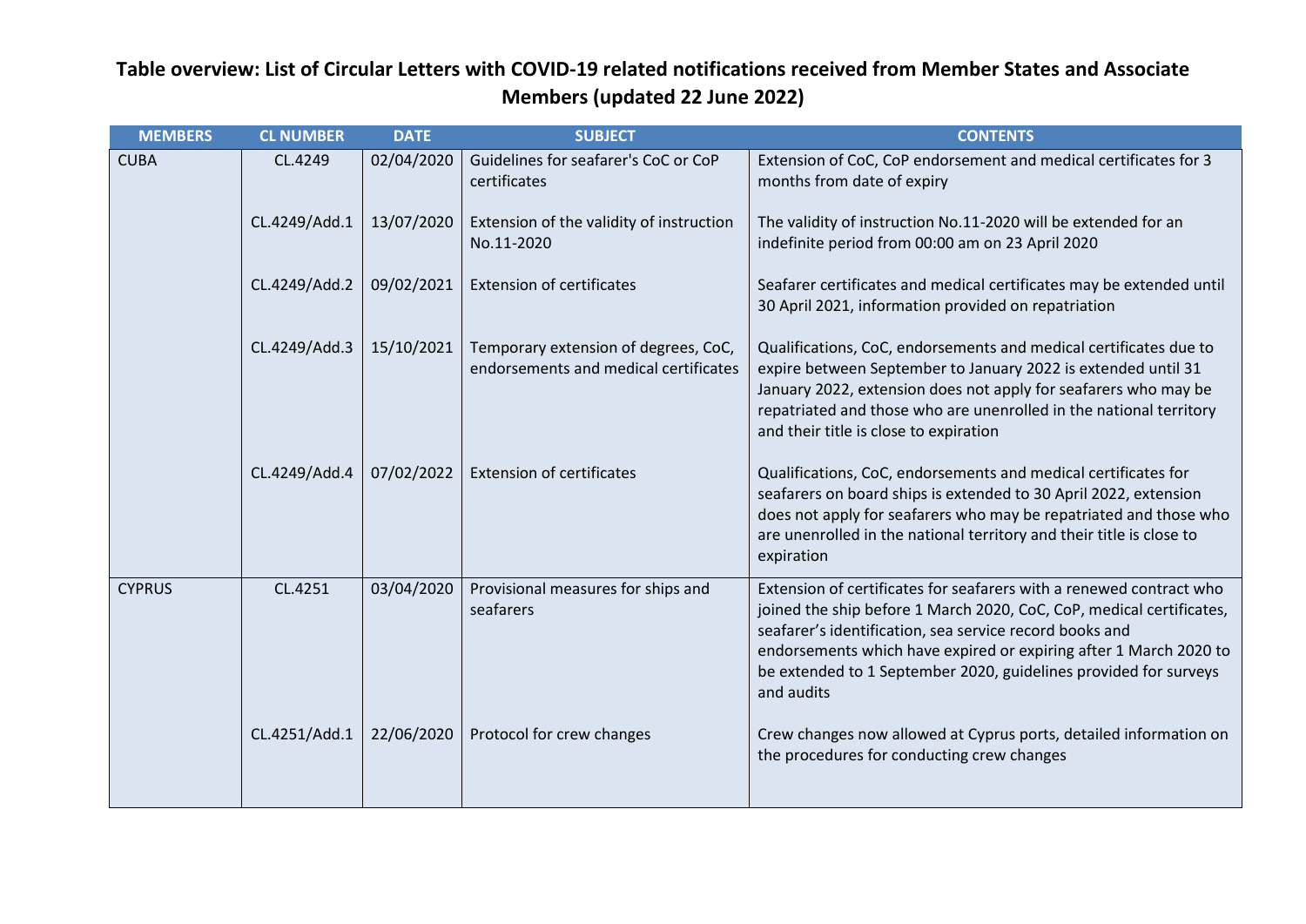# Table overview: List of Circular Letters with COVID-19 related notifications received from Member States and Associate Members (updated 22 June 2022)

| MEMBERS | CL NUMBER | DATE | SUBJECT | CONTENTS |
|---|---|---|---|---|
| CUBA | CL.4249 | 02/04/2020 | Guidelines for seafarer's CoC or CoP certificates | Extension of CoC, CoP endorsement and medical certificates for 3 months from date of expiry |
| | CL.4249/Add.1 | 13/07/2020 | Extension of the validity of instruction No.11-2020 | The validity of instruction No.11-2020 will be extended for an indefinite period from 00:00 am on 23 April 2020 |
| | CL.4249/Add.2 | 09/02/2021 | Extension of certificates | Seafarer certificates and medical certificates may be extended until 30 April 2021, information provided on repatriation |
| | CL.4249/Add.3 | 15/10/2021 | Temporary extension of degrees, CoC, endorsements and medical certificates | Qualifications, CoC, endorsements and medical certificates due to expire between September to January 2022 is extended until 31 January 2022, extension does not apply for seafarers who may be repatriated and those who are unenrolled in the national territory and their title is close to expiration |
| | CL.4249/Add.4 | 07/02/2022 | Extension of certificates | Qualifications, CoC, endorsements and medical certificates for seafarers on board ships is extended to 30 April 2022, extension does not apply for seafarers who may be repatriated and those who are unenrolled in the national territory and their title is close to expiration |
| CYPRUS | CL.4251 | 03/04/2020 | Provisional measures for ships and seafarers | Extension of certificates for seafarers with a renewed contract who joined the ship before 1 March 2020, CoC, CoP, medical certificates, seafarer's identification, sea service record books and endorsements which have expired or expiring after 1 March 2020 to be extended to 1 September 2020, guidelines provided for surveys and audits |
| | CL.4251/Add.1 | 22/06/2020 | Protocol for crew changes | Crew changes now allowed at Cyprus ports, detailed information on the procedures for conducting crew changes |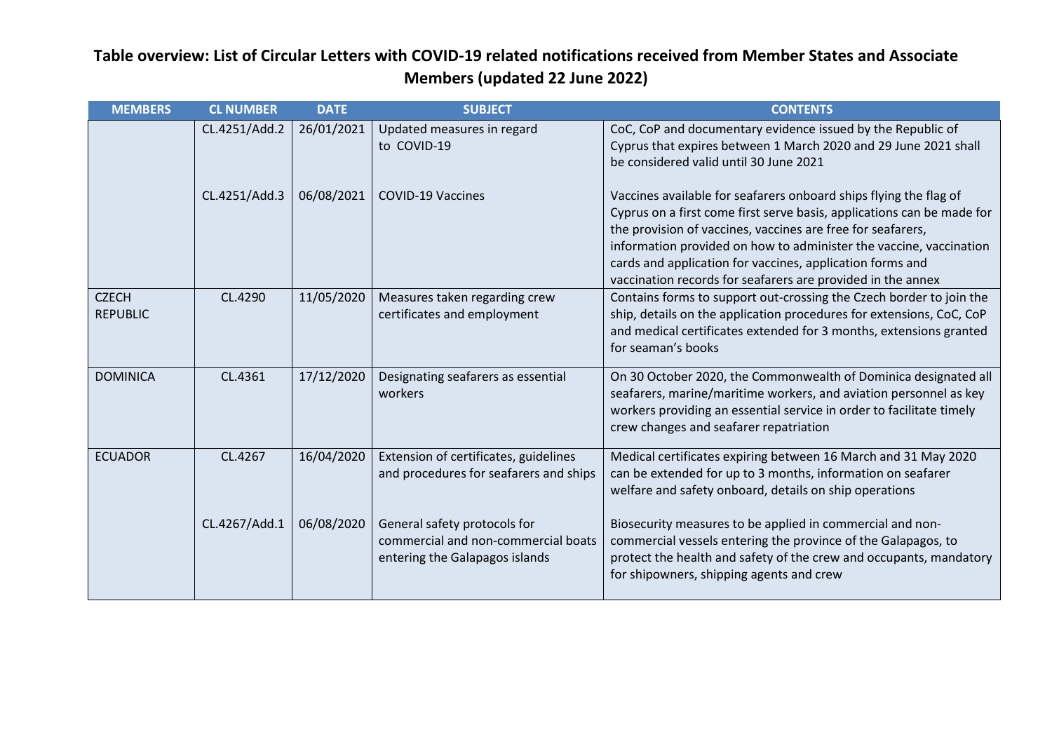## Table overview: List of Circular Letters with COVID-19 related notifications received from Member States and Associate Members (updated 22 June 2022)

| MEMBERS | CL NUMBER | DATE | SUBJECT | CONTENTS |
|---|---|---|---|---|
| | CL.4251/Add.2 | 26/01/2021 | Updated measures in regard to COVID-19 | CoC, CoP and documentary evidence issued by the Republic of Cyprus that expires between 1 March 2020 and 29 June 2021 shall be considered valid until 30 June 2021 |
| | CL.4251/Add.3 | 06/08/2021 | COVID-19 Vaccines | Vaccines available for seafarers onboard ships flying the flag of Cyprus on a first come first serve basis, applications can be made for the provision of vaccines, vaccines are free for seafarers, information provided on how to administer the vaccine, vaccination cards and application for vaccines, application forms and vaccination records for seafarers are provided in the annex |
| CZECH REPUBLIC | CL.4290 | 11/05/2020 | Measures taken regarding crew certificates and employment | Contains forms to support out-crossing the Czech border to join the ship, details on the application procedures for extensions, CoC, CoP and medical certificates extended for 3 months, extensions granted for seaman's books |
| DOMINICA | CL.4361 | 17/12/2020 | Designating seafarers as essential workers | On 30 October 2020, the Commonwealth of Dominica designated all seafarers, marine/maritime workers, and aviation personnel as key workers providing an essential service in order to facilitate timely crew changes and seafarer repatriation |
| ECUADOR | CL.4267 | 16/04/2020 | Extension of certificates, guidelines and procedures for seafarers and ships | Medical certificates expiring between 16 March and 31 May 2020 can be extended for up to 3 months, information on seafarer welfare and safety onboard, details on ship operations |
| | CL.4267/Add.1 | 06/08/2020 | General safety protocols for commercial and non-commercial boats entering the Galapagos islands | Biosecurity measures to be applied in commercial and non-commercial vessels entering the province of the Galapagos, to protect the health and safety of the crew and occupants, mandatory for shipowners, shipping agents and crew |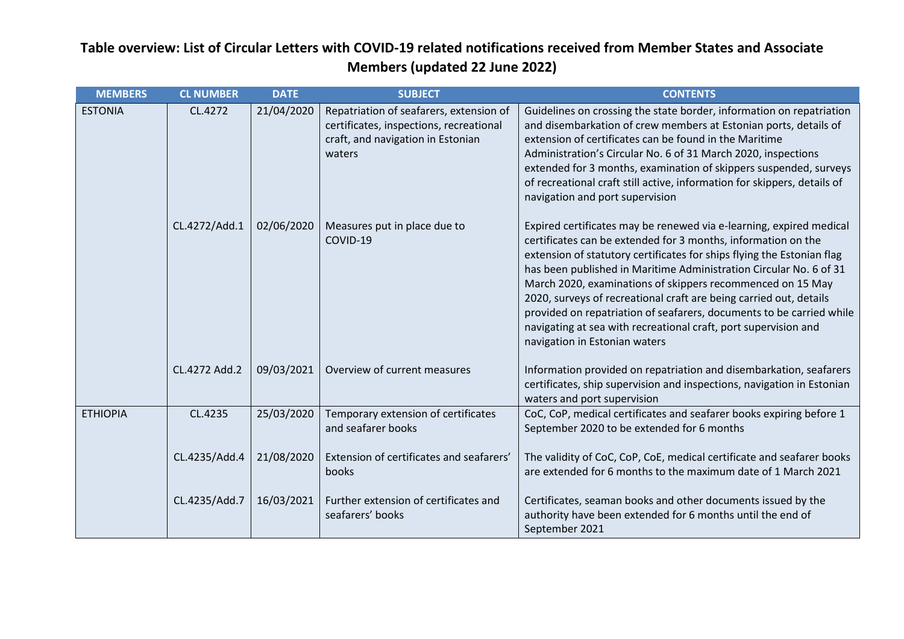# Table overview: List of Circular Letters with COVID-19 related notifications received from Member States and Associate Members (updated 22 June 2022)

| MEMBERS | CL NUMBER | DATE | SUBJECT | CONTENTS |
|---|---|---|---|---|
| ESTONIA | CL.4272 | 21/04/2020 | Repatriation of seafarers, extension of certificates, inspections, recreational craft, and navigation in Estonian waters | Guidelines on crossing the state border, information on repatriation and disembarkation of crew members at Estonian ports, details of extension of certificates can be found in the Maritime Administration's Circular No. 6 of 31 March 2020, inspections extended for 3 months, examination of skippers suspended, surveys of recreational craft still active, information for skippers, details of navigation and port supervision |
| | CL.4272/Add.1 | 02/06/2020 | Measures put in place due to COVID-19 | Expired certificates may be renewed via e-learning, expired medical certificates can be extended for 3 months, information on the extension of statutory certificates for ships flying the Estonian flag has been published in Maritime Administration Circular No. 6 of 31 March 2020, examinations of skippers recommenced on 15 May 2020, surveys of recreational craft are being carried out, details provided on repatriation of seafarers, documents to be carried while navigating at sea with recreational craft, port supervision and navigation in Estonian waters |
| | CL.4272 Add.2 | 09/03/2021 | Overview of current measures | Information provided on repatriation and disembarkation, seafarers certificates, ship supervision and inspections, navigation in Estonian waters and port supervision |
| ETHIOPIA | CL.4235 | 25/03/2020 | Temporary extension of certificates and seafarer books | CoC, CoP, medical certificates and seafarer books expiring before 1 September 2020 to be extended for 6 months |
| | CL.4235/Add.4 | 21/08/2020 | Extension of certificates and seafarers' books | The validity of CoC, CoP, CoE, medical certificate and seafarer books are extended for 6 months to the maximum date of 1 March 2021 |
| | CL.4235/Add.7 | 16/03/2021 | Further extension of certificates and seafarers' books | Certificates, seaman books and other documents issued by the authority have been extended for 6 months until the end of September 2021 |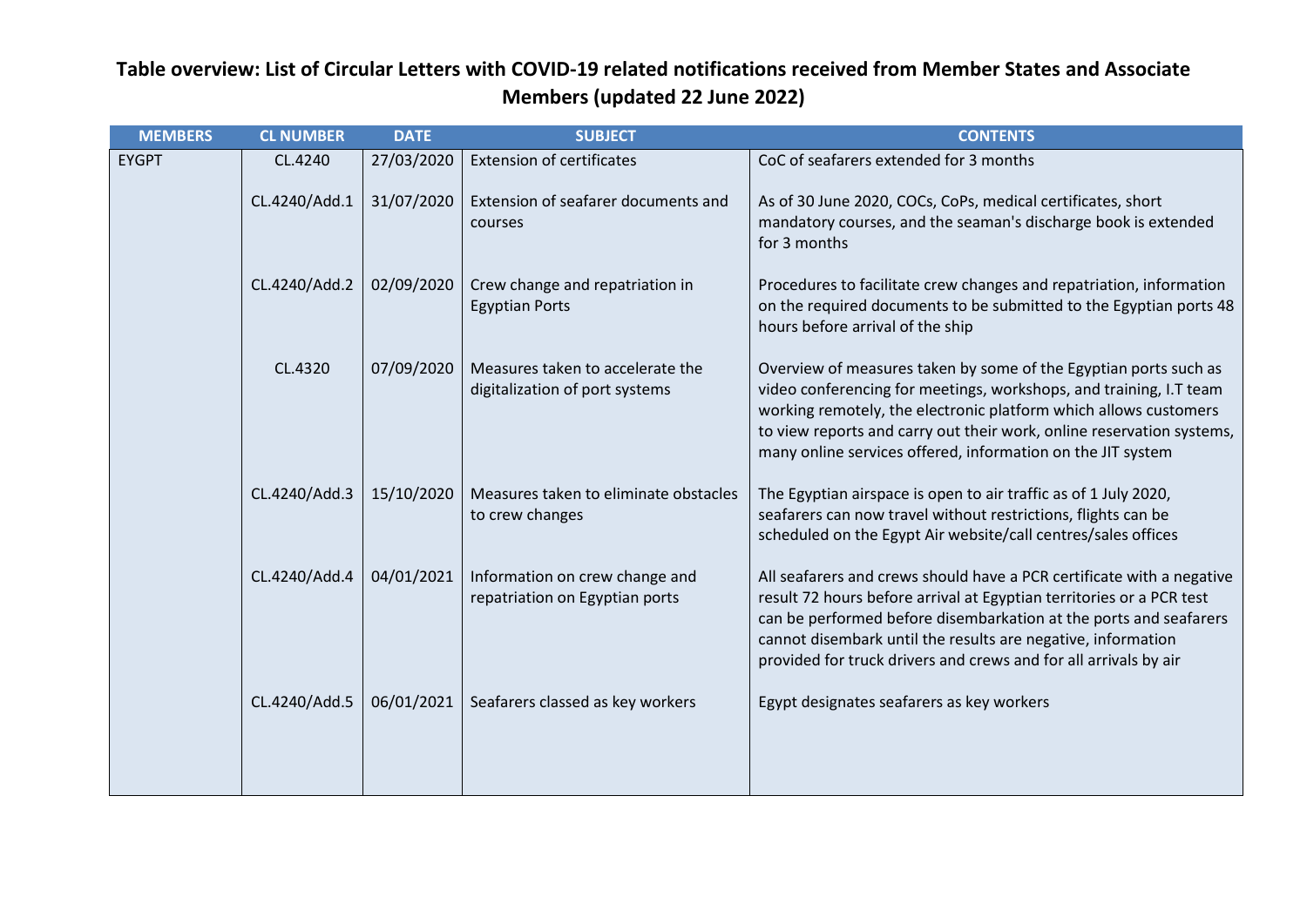## Table overview: List of Circular Letters with COVID-19 related notifications received from Member States and Associate Members (updated 22 June 2022)

| MEMBERS | CL NUMBER | DATE | SUBJECT | CONTENTS |
|---|---|---|---|---|
| EYGPT | CL.4240 | 27/03/2020 | Extension of certificates | CoC of seafarers extended for 3 months |
| | CL.4240/Add.1 | 31/07/2020 | Extension of seafarer documents and courses | As of 30 June 2020, COCs, CoPs, medical certificates, short mandatory courses, and the seaman's discharge book is extended for 3 months |
| | CL.4240/Add.2 | 02/09/2020 | Crew change and repatriation in Egyptian Ports | Procedures to facilitate crew changes and repatriation, information on the required documents to be submitted to the Egyptian ports 48 hours before arrival of the ship |
| | CL.4320 | 07/09/2020 | Measures taken to accelerate the digitalization of port systems | Overview of measures taken by some of the Egyptian ports such as video conferencing for meetings, workshops, and training, I.T team working remotely, the electronic platform which allows customers to view reports and carry out their work, online reservation systems, many online services offered, information on the JIT system |
| | CL.4240/Add.3 | 15/10/2020 | Measures taken to eliminate obstacles to crew changes | The Egyptian airspace is open to air traffic as of 1 July 2020, seafarers can now travel without restrictions, flights can be scheduled on the Egypt Air website/call centres/sales offices |
| | CL.4240/Add.4 | 04/01/2021 | Information on crew change and repatriation on Egyptian ports | All seafarers and crews should have a PCR certificate with a negative result 72 hours before arrival at Egyptian territories or a PCR test can be performed before disembarkation at the ports and seafarers cannot disembark until the results are negative, information provided for truck drivers and crews and for all arrivals by air |
| | CL.4240/Add.5 | 06/01/2021 | Seafarers classed as key workers | Egypt designates seafarers as key workers |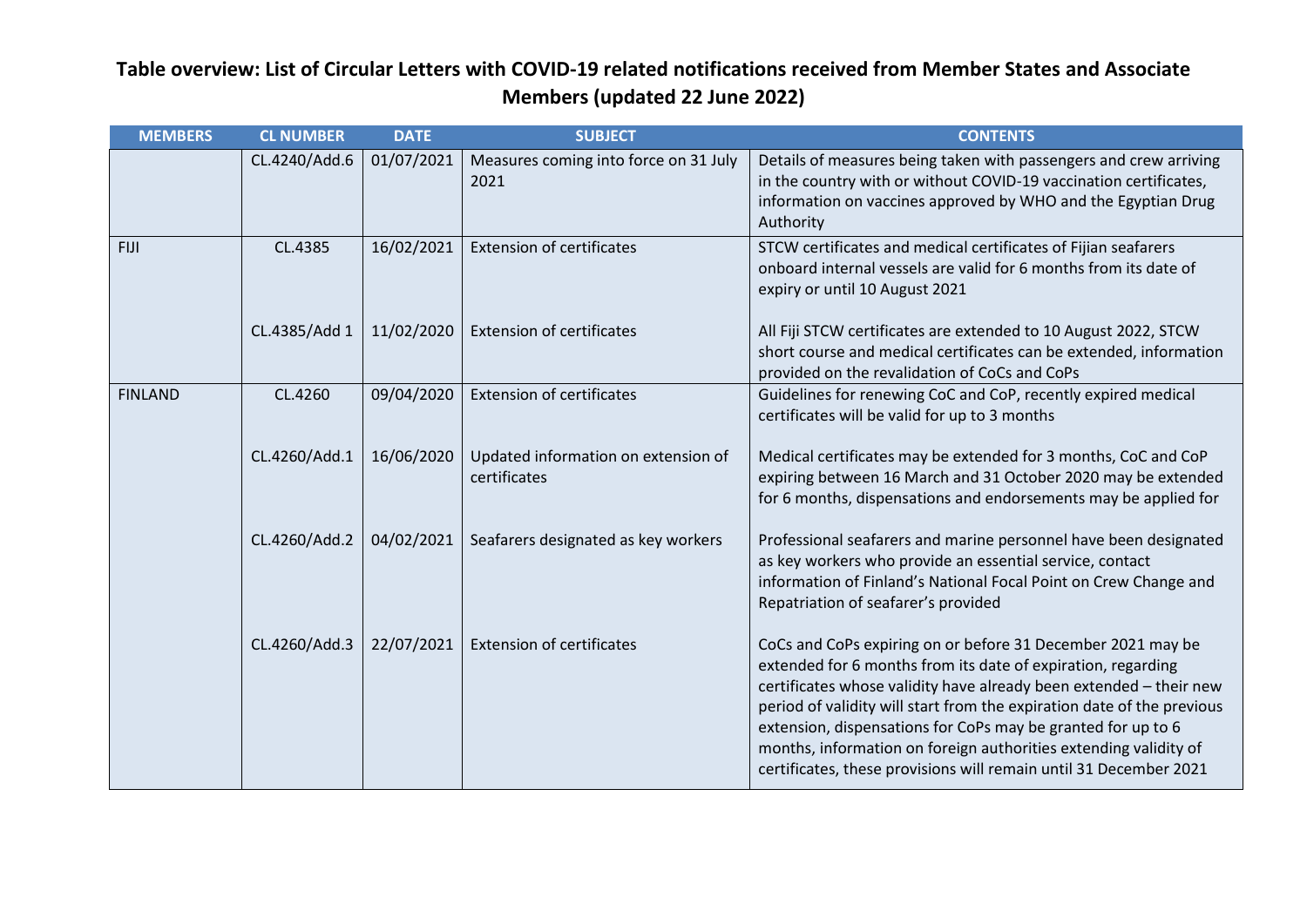# Table overview: List of Circular Letters with COVID-19 related notifications received from Member States and Associate Members (updated 22 June 2022)

| MEMBERS | CL NUMBER | DATE | SUBJECT | CONTENTS |
|---|---|---|---|---|
| | CL.4240/Add.6 | 01/07/2021 | Measures coming into force on 31 July 2021 | Details of measures being taken with passengers and crew arriving in the country with or without COVID-19 vaccination certificates, information on vaccines approved by WHO and the Egyptian Drug Authority |
| FIJI | CL.4385 | 16/02/2021 | Extension of certificates | STCW certificates and medical certificates of Fijian seafarers onboard internal vessels are valid for 6 months from its date of expiry or until 10 August 2021 |
| | CL.4385/Add 1 | 11/02/2020 | Extension of certificates | All Fiji STCW certificates are extended to 10 August 2022, STCW short course and medical certificates can be extended, information provided on the revalidation of CoCs and CoPs |
| FINLAND | CL.4260 | 09/04/2020 | Extension of certificates | Guidelines for renewing CoC and CoP, recently expired medical certificates will be valid for up to 3 months |
| | CL.4260/Add.1 | 16/06/2020 | Updated information on extension of certificates | Medical certificates may be extended for 3 months, CoC and CoP expiring between 16 March and 31 October 2020 may be extended for 6 months, dispensations and endorsements may be applied for |
| | CL.4260/Add.2 | 04/02/2021 | Seafarers designated as key workers | Professional seafarers and marine personnel have been designated as key workers who provide an essential service, contact information of Finland's National Focal Point on Crew Change and Repatriation of seafarer's provided |
| | CL.4260/Add.3 | 22/07/2021 | Extension of certificates | CoCs and CoPs expiring on or before 31 December 2021 may be extended for 6 months from its date of expiration, regarding certificates whose validity have already been extended – their new period of validity will start from the expiration date of the previous extension, dispensations for CoPs may be granted for up to 6 months, information on foreign authorities extending validity of certificates, these provisions will remain until 31 December 2021 |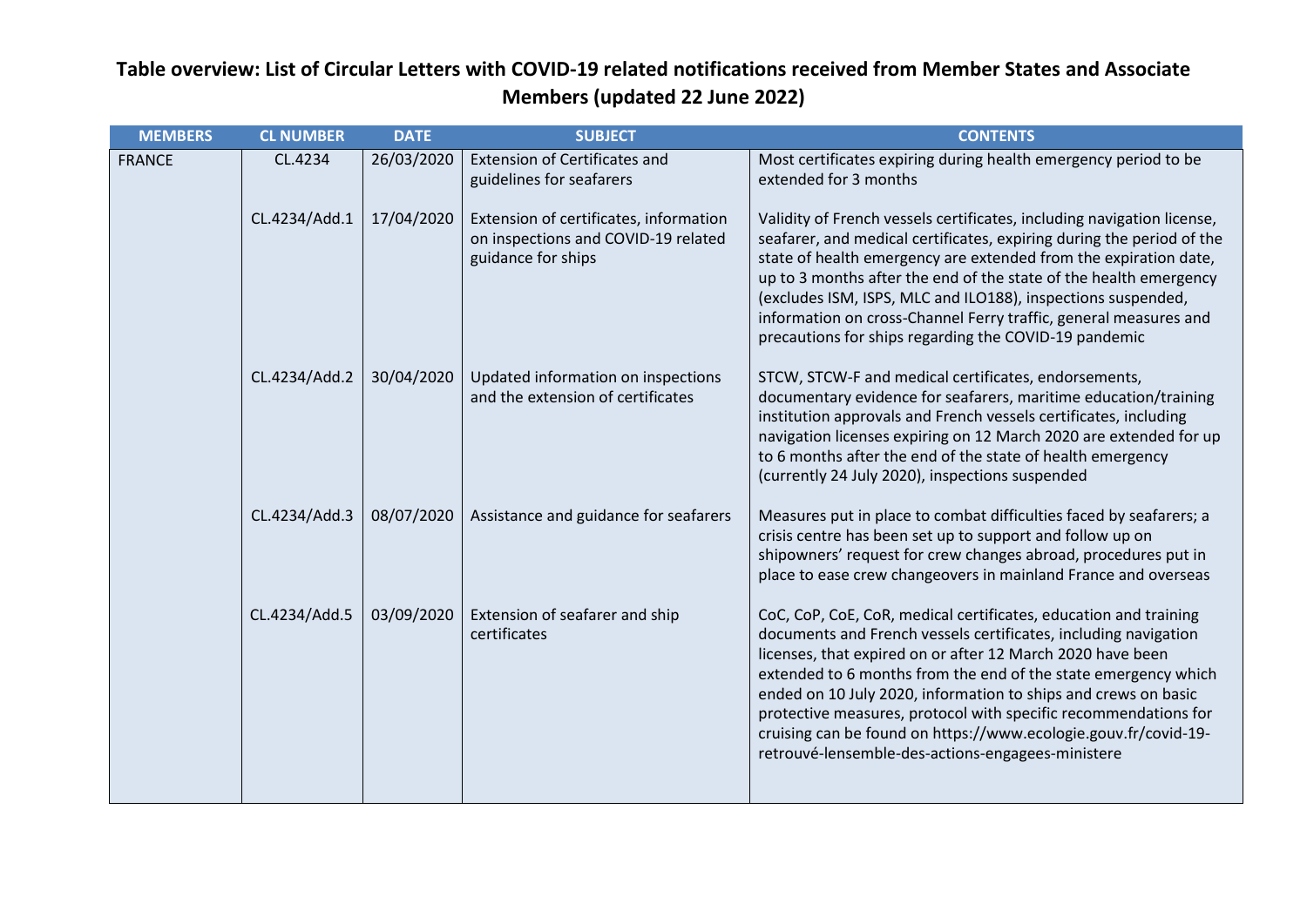# Table overview: List of Circular Letters with COVID-19 related notifications received from Member States and Associate Members (updated 22 June 2022)

| MEMBERS | CL NUMBER | DATE | SUBJECT | CONTENTS |
|---|---|---|---|---|
| FRANCE | CL.4234 | 26/03/2020 | Extension of Certificates and guidelines for seafarers | Most certificates expiring during health emergency period to be extended for 3 months |
| | CL.4234/Add.1 | 17/04/2020 | Extension of certificates, information on inspections and COVID-19 related guidance for ships | Validity of French vessels certificates, including navigation license, seafarer, and medical certificates, expiring during the period of the state of health emergency are extended from the expiration date, up to 3 months after the end of the state of the health emergency (excludes ISM, ISPS, MLC and ILO188), inspections suspended, information on cross-Channel Ferry traffic, general measures and precautions for ships regarding the COVID-19 pandemic |
| | CL.4234/Add.2 | 30/04/2020 | Updated information on inspections and the extension of certificates | STCW, STCW-F and medical certificates, endorsements, documentary evidence for seafarers, maritime education/training institution approvals and French vessels certificates, including navigation licenses expiring on 12 March 2020 are extended for up to 6 months after the end of the state of health emergency (currently 24 July 2020), inspections suspended |
| | CL.4234/Add.3 | 08/07/2020 | Assistance and guidance for seafarers | Measures put in place to combat difficulties faced by seafarers; a crisis centre has been set up to support and follow up on shipowners' request for crew changes abroad, procedures put in place to ease crew changeovers in mainland France and overseas |
| | CL.4234/Add.5 | 03/09/2020 | Extension of seafarer and ship certificates | CoC, CoP, CoE, CoR, medical certificates, education and training documents and French vessels certificates, including navigation licenses, that expired on or after 12 March 2020 have been extended to 6 months from the end of the state emergency which ended on 10 July 2020, information to ships and crews on basic protective measures, protocol with specific recommendations for cruising can be found on https://www.ecologie.gouv.fr/covid-19-retrouvé-lensemble-des-actions-engagees-ministere |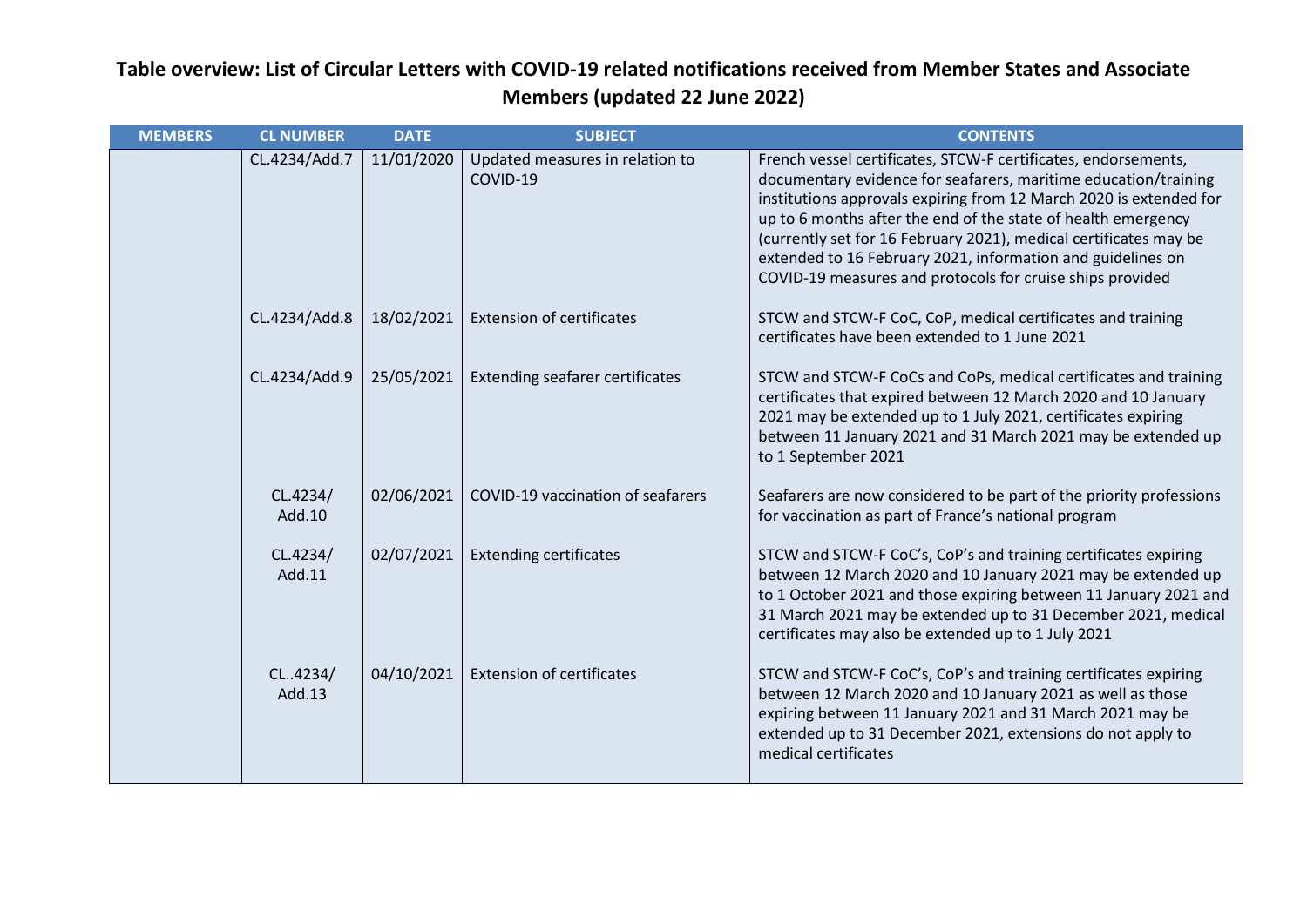## Table overview: List of Circular Letters with COVID-19 related notifications received from Member States and Associate Members (updated 22 June 2022)

| MEMBERS | CL NUMBER | DATE | SUBJECT | CONTENTS |
|---|---|---|---|---|
| | CL.4234/Add.7 | 11/01/2020 | Updated measures in relation to COVID-19 | French vessel certificates, STCW-F certificates, endorsements, documentary evidence for seafarers, maritime education/training institutions approvals expiring from 12 March 2020 is extended for up to 6 months after the end of the state of health emergency (currently set for 16 February 2021), medical certificates may be extended to 16 February 2021, information and guidelines on COVID-19 measures and protocols for cruise ships provided |
| | CL.4234/Add.8 | 18/02/2021 | Extension of certificates | STCW and STCW-F CoC, CoP, medical certificates and training certificates have been extended to 1 June 2021 |
| | CL.4234/Add.9 | 25/05/2021 | Extending seafarer certificates | STCW and STCW-F CoCs and CoPs, medical certificates and training certificates that expired between 12 March 2020 and 10 January 2021 may be extended up to 1 July 2021, certificates expiring between 11 January 2021 and 31 March 2021 may be extended up to 1 September 2021 |
| | CL.4234/ Add.10 | 02/06/2021 | COVID-19 vaccination of seafarers | Seafarers are now considered to be part of the priority professions for vaccination as part of France's national program |
| | CL.4234/ Add.11 | 02/07/2021 | Extending certificates | STCW and STCW-F CoC's, CoP's and training certificates expiring between 12 March 2020 and 10 January 2021 may be extended up to 1 October 2021 and those expiring between 11 January 2021 and 31 March 2021 may be extended up to 31 December 2021, medical certificates may also be extended up to 1 July 2021 |
| | CL..4234/ Add.13 | 04/10/2021 | Extension of certificates | STCW and STCW-F CoC's, CoP's and training certificates expiring between 12 March 2020 and 10 January 2021 as well as those expiring between 11 January 2021 and 31 March 2021 may be extended up to 31 December 2021, extensions do not apply to medical certificates |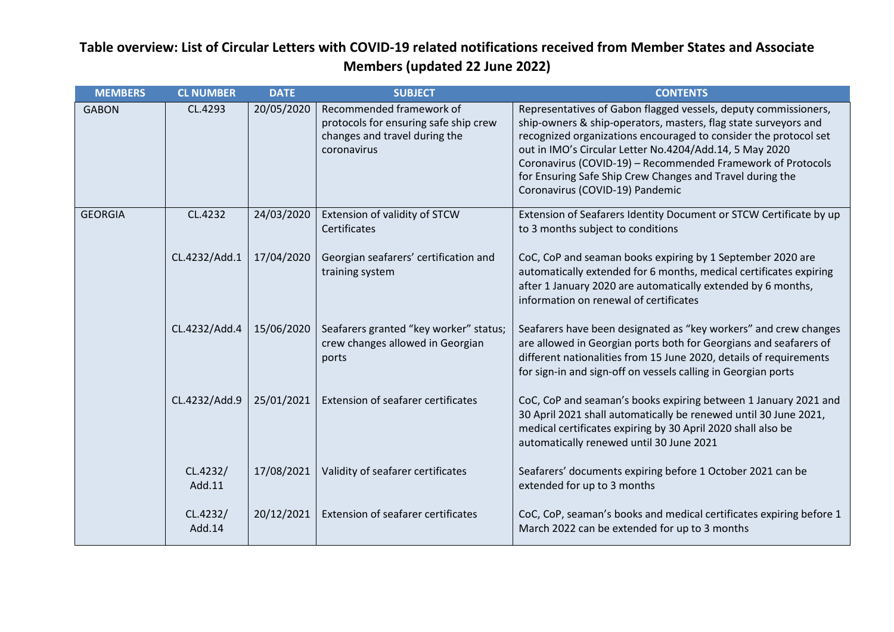# Table overview: List of Circular Letters with COVID-19 related notifications received from Member States and Associate Members (updated 22 June 2022)

| MEMBERS | CL NUMBER | DATE | SUBJECT | CONTENTS |
|---|---|---|---|---|
| GABON | CL.4293 | 20/05/2020 | Recommended framework of protocols for ensuring safe ship crew changes and travel during the coronavirus | Representatives of Gabon flagged vessels, deputy commissioners, ship-owners & ship-operators, masters, flag state surveyors and recognized organizations encouraged to consider the protocol set out in IMO's Circular Letter No.4204/Add.14, 5 May 2020 Coronavirus (COVID-19) – Recommended Framework of Protocols for Ensuring Safe Ship Crew Changes and Travel during the Coronavirus (COVID-19) Pandemic |
| GEORGIA | CL.4232 | 24/03/2020 | Extension of validity of STCW Certificates | Extension of Seafarers Identity Document or STCW Certificate by up to 3 months subject to conditions |
| | CL.4232/Add.1 | 17/04/2020 | Georgian seafarers' certification and training system | CoC, CoP and seaman books expiring by 1 September 2020 are automatically extended for 6 months, medical certificates expiring after 1 January 2020 are automatically extended by 6 months, information on renewal of certificates |
| | CL.4232/Add.4 | 15/06/2020 | Seafarers granted "key worker" status; crew changes allowed in Georgian ports | Seafarers have been designated as "key workers" and crew changes are allowed in Georgian ports both for Georgians and seafarers of different nationalities from 15 June 2020, details of requirements for sign-in and sign-off on vessels calling in Georgian ports |
| | CL.4232/Add.9 | 25/01/2021 | Extension of seafarer certificates | CoC, CoP and seaman's books expiring between 1 January 2021 and 30 April 2021 shall automatically be renewed until 30 June 2021, medical certificates expiring by 30 April 2020 shall also be automatically renewed until 30 June 2021 |
| | CL.4232/ Add.11 | 17/08/2021 | Validity of seafarer certificates | Seafarers' documents expiring before 1 October 2021 can be extended for up to 3 months |
| | CL.4232/ Add.14 | 20/12/2021 | Extension of seafarer certificates | CoC, CoP, seaman's books and medical certificates expiring before 1 March 2022 can be extended for up to 3 months |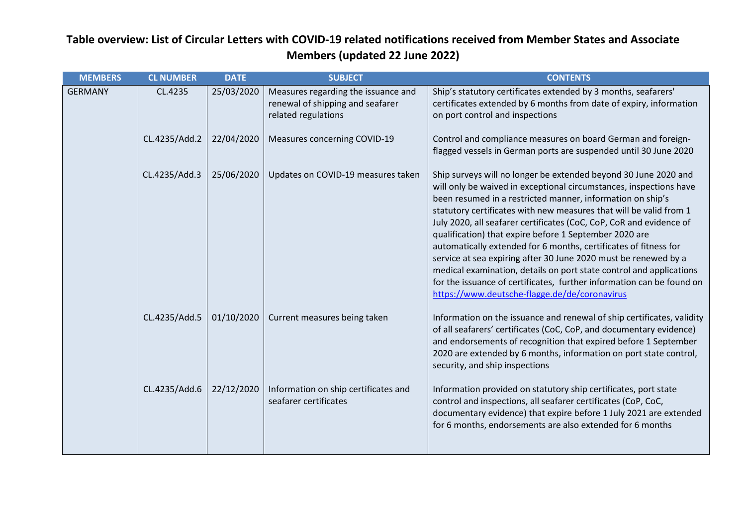# Table overview: List of Circular Letters with COVID-19 related notifications received from Member States and Associate Members (updated 22 June 2022)

| MEMBERS | CL NUMBER | DATE | SUBJECT | CONTENTS |
|---|---|---|---|---|
| GERMANY | CL.4235 | 25/03/2020 | Measures regarding the issuance and renewal of shipping and seafarer related regulations | Ship's statutory certificates extended by 3 months, seafarers' certificates extended by 6 months from date of expiry, information on port control and inspections |
| | CL.4235/Add.2 | 22/04/2020 | Measures concerning COVID-19 | Control and compliance measures on board German and foreign-flagged vessels in German ports are suspended until 30 June 2020 |
| | CL.4235/Add.3 | 25/06/2020 | Updates on COVID-19 measures taken | Ship surveys will no longer be extended beyond 30 June 2020 and will only be waived in exceptional circumstances, inspections have been resumed in a restricted manner, information on ship's statutory certificates with new measures that will be valid from 1 July 2020, all seafarer certificates (CoC, CoP, CoR and evidence of qualification) that expire before 1 September 2020 are automatically extended for 6 months, certificates of fitness for service at sea expiring after 30 June 2020 must be renewed by a medical examination, details on port state control and applications for the issuance of certificates, further information can be found on https://www.deutsche-flagge.de/de/coronavirus |
| | CL.4235/Add.5 | 01/10/2020 | Current measures being taken | Information on the issuance and renewal of ship certificates, validity of all seafarers' certificates (CoC, CoP, and documentary evidence) and endorsements of recognition that expired before 1 September 2020 are extended by 6 months, information on port state control, security, and ship inspections |
| | CL.4235/Add.6 | 22/12/2020 | Information on ship certificates and seafarer certificates | Information provided on statutory ship certificates, port state control and inspections, all seafarer certificates (CoP, CoC, documentary evidence) that expire before 1 July 2021 are extended for 6 months, endorsements are also extended for 6 months |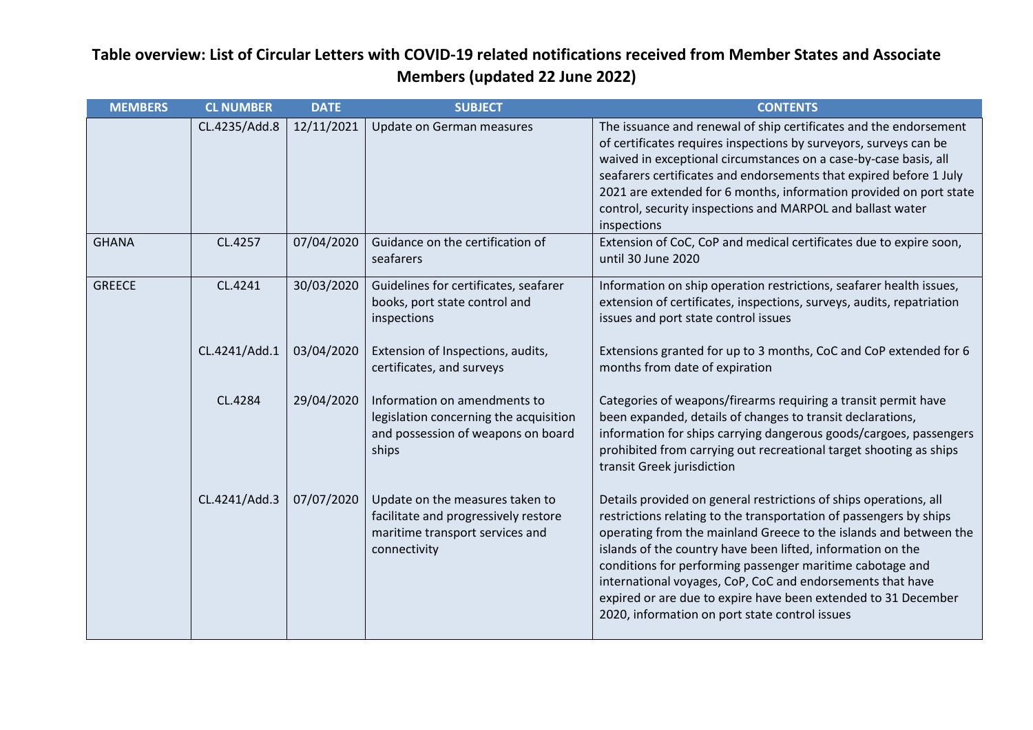# Table overview: List of Circular Letters with COVID-19 related notifications received from Member States and Associate Members (updated 22 June 2022)

| MEMBERS | CL NUMBER | DATE | SUBJECT | CONTENTS |
|---|---|---|---|---|
| | CL.4235/Add.8 | 12/11/2021 | Update on German measures | The issuance and renewal of ship certificates and the endorsement of certificates requires inspections by surveyors, surveys can be waived in exceptional circumstances on a case-by-case basis, all seafarers certificates and endorsements that expired before 1 July 2021 are extended for 6 months, information provided on port state control, security inspections and MARPOL and ballast water inspections |
| GHANA | CL.4257 | 07/04/2020 | Guidance on the certification of seafarers | Extension of CoC, CoP and medical certificates due to expire soon, until 30 June 2020 |
| GREECE | CL.4241 | 30/03/2020 | Guidelines for certificates, seafarer books, port state control and inspections | Information on ship operation restrictions, seafarer health issues, extension of certificates, inspections, surveys, audits, repatriation issues and port state control issues |
| | CL.4241/Add.1 | 03/04/2020 | Extension of Inspections, audits, certificates, and surveys | Extensions granted for up to 3 months, CoC and CoP extended for 6 months from date of expiration |
| | CL.4284 | 29/04/2020 | Information on amendments to legislation concerning the acquisition and possession of weapons on board ships | Categories of weapons/firearms requiring a transit permit have been expanded, details of changes to transit declarations, information for ships carrying dangerous goods/cargoes, passengers prohibited from carrying out recreational target shooting as ships transit Greek jurisdiction |
| | CL.4241/Add.3 | 07/07/2020 | Update on the measures taken to facilitate and progressively restore maritime transport services and connectivity | Details provided on general restrictions of ships operations, all restrictions relating to the transportation of passengers by ships operating from the mainland Greece to the islands and between the islands of the country have been lifted, information on the conditions for performing passenger maritime cabotage and international voyages, CoP, CoC and endorsements that have expired or are due to expire have been extended to 31 December 2020, information on port state control issues |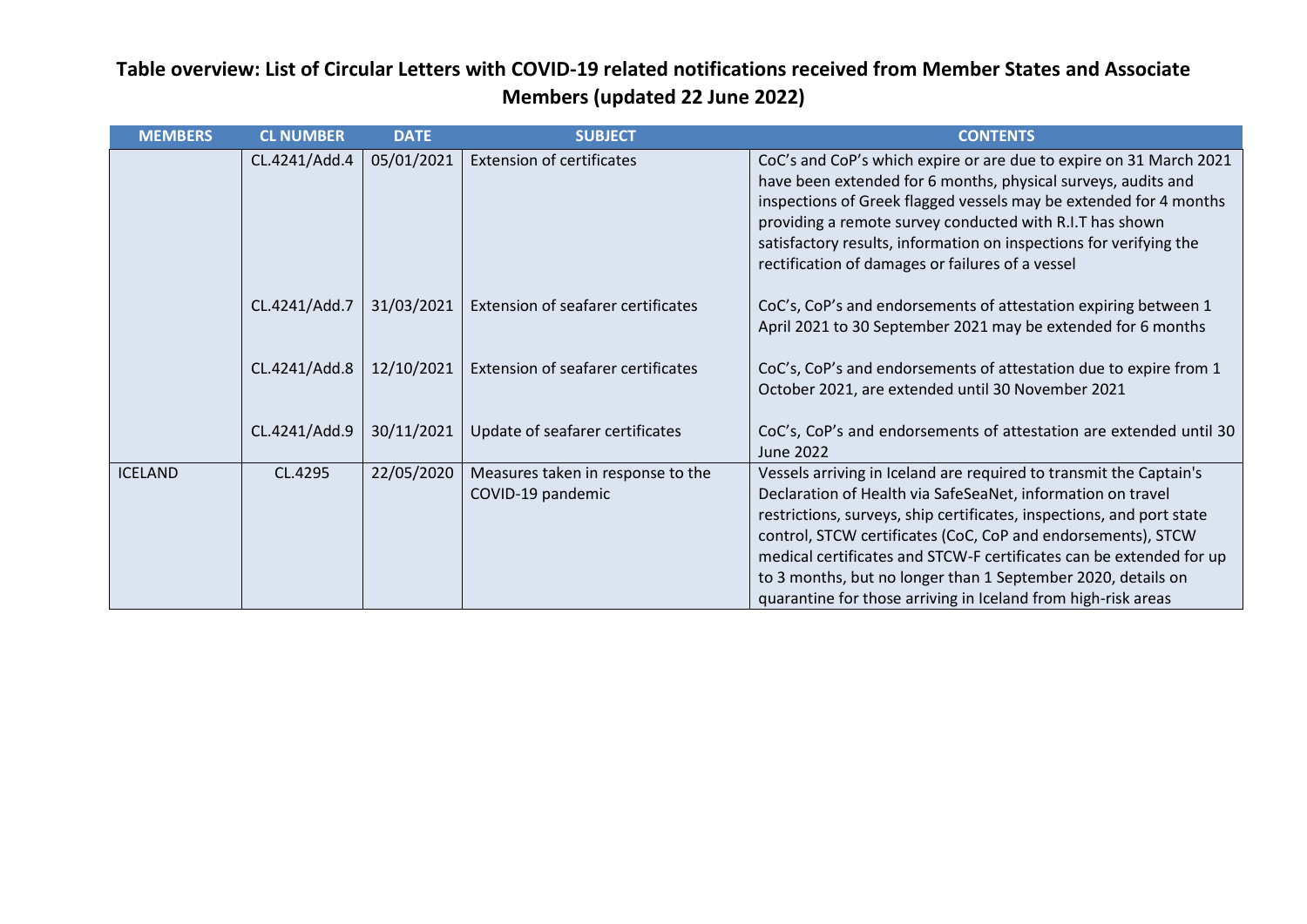## Table overview: List of Circular Letters with COVID-19 related notifications received from Member States and Associate Members (updated 22 June 2022)

| MEMBERS | CL NUMBER | DATE | SUBJECT | CONTENTS |
|---|---|---|---|---|
| | CL.4241/Add.4 | 05/01/2021 | Extension of certificates | CoC's and CoP's which expire or are due to expire on 31 March 2021 have been extended for 6 months, physical surveys, audits and inspections of Greek flagged vessels may be extended for 4 months providing a remote survey conducted with R.I.T has shown satisfactory results, information on inspections for verifying the rectification of damages or failures of a vessel |
| | CL.4241/Add.7 | 31/03/2021 | Extension of seafarer certificates | CoC's, CoP's and endorsements of attestation expiring between 1 April 2021 to 30 September 2021 may be extended for 6 months |
| | CL.4241/Add.8 | 12/10/2021 | Extension of seafarer certificates | CoC's, CoP's and endorsements of attestation due to expire from 1 October 2021, are extended until 30 November 2021 |
| | CL.4241/Add.9 | 30/11/2021 | Update of seafarer certificates | CoC's, CoP's and endorsements of attestation are extended until 30 June 2022 |
| ICELAND | CL.4295 | 22/05/2020 | Measures taken in response to the COVID-19 pandemic | Vessels arriving in Iceland are required to transmit the Captain's Declaration of Health via SafeSeaNet, information on travel restrictions, surveys, ship certificates, inspections, and port state control, STCW certificates (CoC, CoP and endorsements), STCW medical certificates and STCW-F certificates can be extended for up to 3 months, but no longer than 1 September 2020, details on quarantine for those arriving in Iceland from high-risk areas |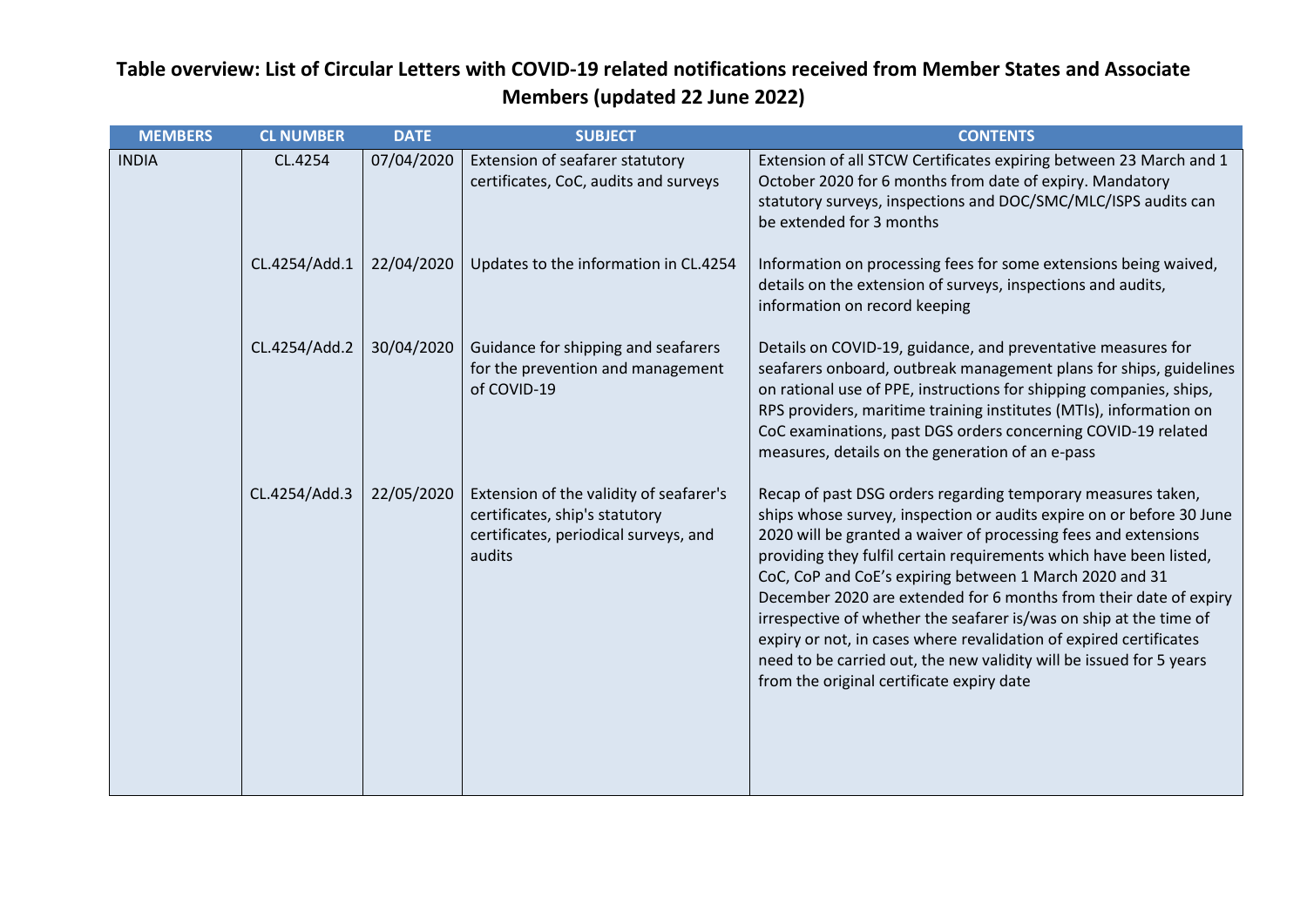# Table overview: List of Circular Letters with COVID-19 related notifications received from Member States and Associate Members (updated 22 June 2022)

| MEMBERS | CL NUMBER | DATE | SUBJECT | CONTENTS |
|---|---|---|---|---|
| INDIA | CL.4254 | 07/04/2020 | Extension of seafarer statutory certificates, CoC, audits and surveys | Extension of all STCW Certificates expiring between 23 March and 1 October 2020 for 6 months from date of expiry. Mandatory statutory surveys, inspections and DOC/SMC/MLC/ISPS audits can be extended for 3 months |
| | CL.4254/Add.1 | 22/04/2020 | Updates to the information in CL.4254 | Information on processing fees for some extensions being waived, details on the extension of surveys, inspections and audits, information on record keeping |
| | CL.4254/Add.2 | 30/04/2020 | Guidance for shipping and seafarers for the prevention and management of COVID-19 | Details on COVID-19, guidance, and preventative measures for seafarers onboard, outbreak management plans for ships, guidelines on rational use of PPE, instructions for shipping companies, ships, RPS providers, maritime training institutes (MTIs), information on CoC examinations, past DGS orders concerning COVID-19 related measures, details on the generation of an e-pass |
| | CL.4254/Add.3 | 22/05/2020 | Extension of the validity of seafarer's certificates, ship's statutory certificates, periodical surveys, and audits | Recap of past DSG orders regarding temporary measures taken, ships whose survey, inspection or audits expire on or before 30 June 2020 will be granted a waiver of processing fees and extensions providing they fulfil certain requirements which have been listed, CoC, CoP and CoE's expiring between 1 March 2020 and 31 December 2020 are extended for 6 months from their date of expiry irrespective of whether the seafarer is/was on ship at the time of expiry or not, in cases where revalidation of expired certificates need to be carried out, the new validity will be issued for 5 years from the original certificate expiry date |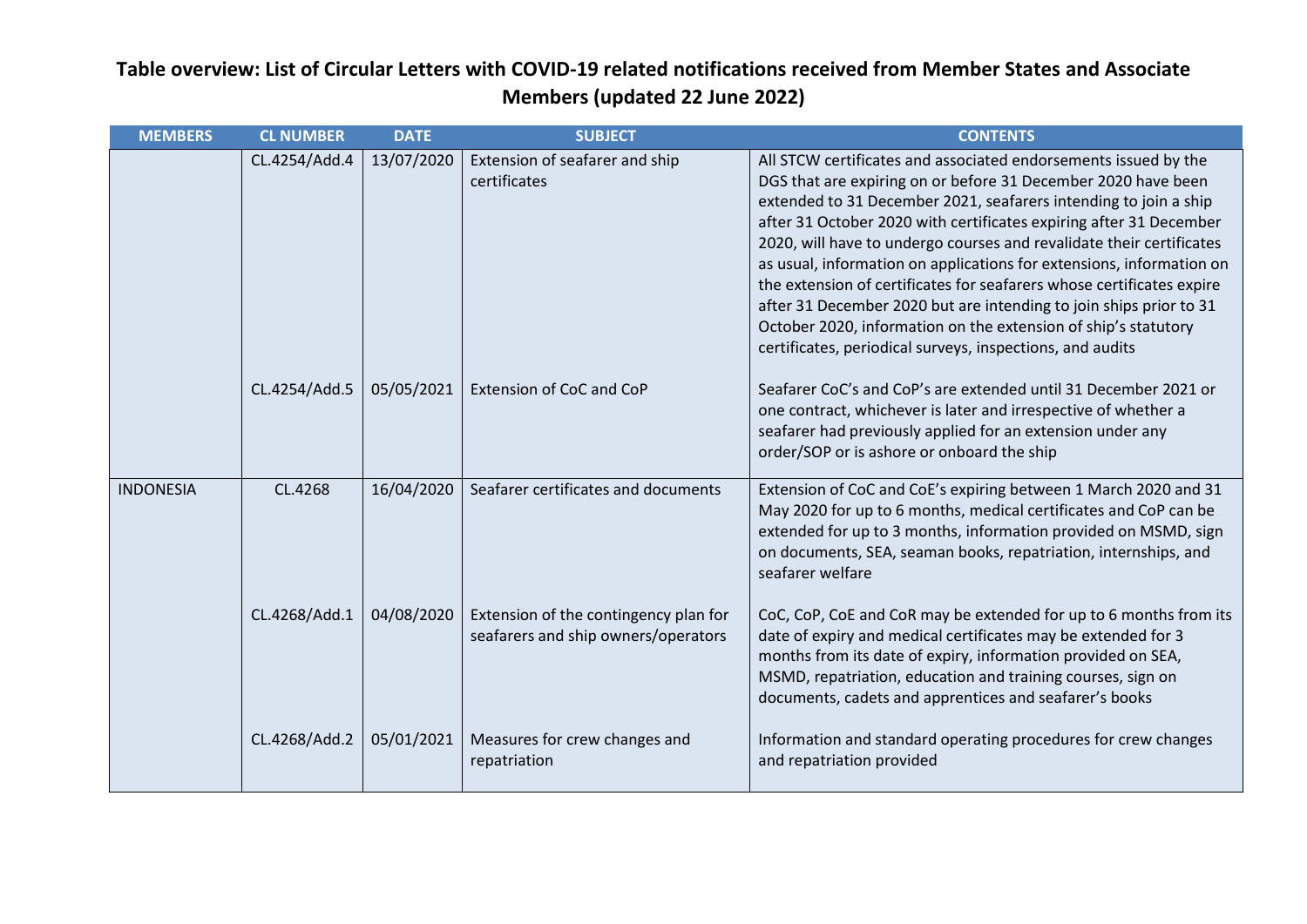## Table overview: List of Circular Letters with COVID-19 related notifications received from Member States and Associate Members (updated 22 June 2022)

| MEMBERS | CL NUMBER | DATE | SUBJECT | CONTENTS |
|---|---|---|---|---|
| | CL.4254/Add.4 | 13/07/2020 | Extension of seafarer and ship certificates | All STCW certificates and associated endorsements issued by the DGS that are expiring on or before 31 December 2020 have been extended to 31 December 2021, seafarers intending to join a ship after 31 October 2020 with certificates expiring after 31 December 2020, will have to undergo courses and revalidate their certificates as usual, information on applications for extensions, information on the extension of certificates for seafarers whose certificates expire after 31 December 2020 but are intending to join ships prior to 31 October 2020, information on the extension of ship's statutory certificates, periodical surveys, inspections, and audits |
| | CL.4254/Add.5 | 05/05/2021 | Extension of CoC and CoP | Seafarer CoC's and CoP's are extended until 31 December 2021 or one contract, whichever is later and irrespective of whether a seafarer had previously applied for an extension under any order/SOP or is ashore or onboard the ship |
| INDONESIA | CL.4268 | 16/04/2020 | Seafarer certificates and documents | Extension of CoC and CoE's expiring between 1 March 2020 and 31 May 2020 for up to 6 months, medical certificates and CoP can be extended for up to 3 months, information provided on MSMD, sign on documents, SEA, seaman books, repatriation, internships, and seafarer welfare |
| | CL.4268/Add.1 | 04/08/2020 | Extension of the contingency plan for seafarers and ship owners/operators | CoC, CoP, CoE and CoR may be extended for up to 6 months from its date of expiry and medical certificates may be extended for 3 months from its date of expiry, information provided on SEA, MSMD, repatriation, education and training courses, sign on documents, cadets and apprentices and seafarer's books |
| | CL.4268/Add.2 | 05/01/2021 | Measures for crew changes and repatriation | Information and standard operating procedures for crew changes and repatriation provided |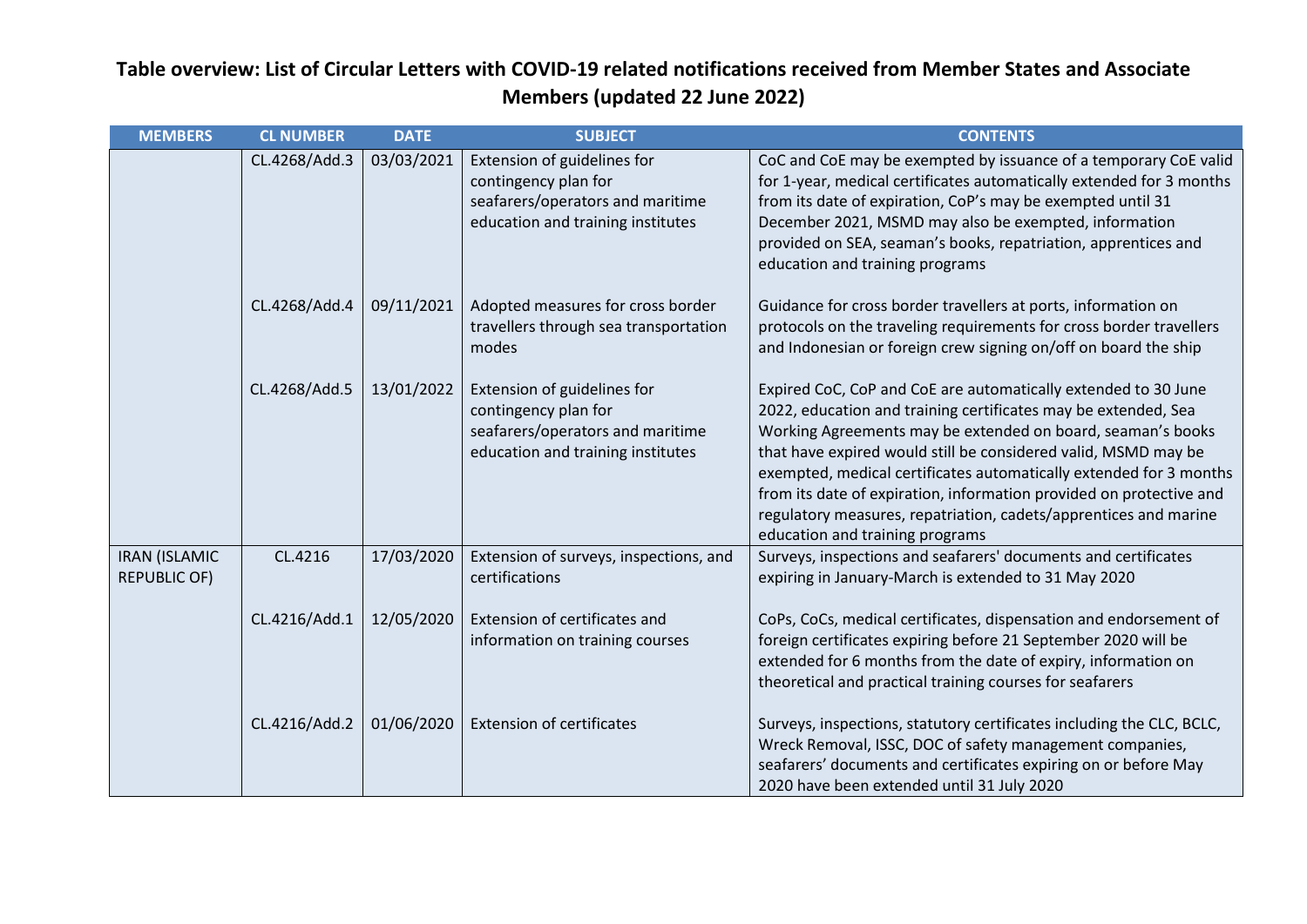# Table overview: List of Circular Letters with COVID-19 related notifications received from Member States and Associate Members (updated 22 June 2022)

| MEMBERS | CL NUMBER | DATE | SUBJECT | CONTENTS |
|---|---|---|---|---|
| | CL.4268/Add.3 | 03/03/2021 | Extension of guidelines for contingency plan for seafarers/operators and maritime education and training institutes | CoC and CoE may be exempted by issuance of a temporary CoE valid for 1-year, medical certificates automatically extended for 3 months from its date of expiration, CoP's may be exempted until 31 December 2021, MSMD may also be exempted, information provided on SEA, seaman's books, repatriation, apprentices and education and training programs |
| | CL.4268/Add.4 | 09/11/2021 | Adopted measures for cross border travellers through sea transportation modes | Guidance for cross border travellers at ports, information on protocols on the traveling requirements for cross border travellers and Indonesian or foreign crew signing on/off on board the ship |
| | CL.4268/Add.5 | 13/01/2022 | Extension of guidelines for contingency plan for seafarers/operators and maritime education and training institutes | Expired CoC, CoP and CoE are automatically extended to 30 June 2022, education and training certificates may be extended, Sea Working Agreements may be extended on board, seaman's books that have expired would still be considered valid, MSMD may be exempted, medical certificates automatically extended for 3 months from its date of expiration, information provided on protective and regulatory measures, repatriation, cadets/apprentices and marine education and training programs |
| IRAN (ISLAMIC REPUBLIC OF) | CL.4216 | 17/03/2020 | Extension of surveys, inspections, and certifications | Surveys, inspections and seafarers' documents and certificates expiring in January-March is extended to 31 May 2020 |
| | CL.4216/Add.1 | 12/05/2020 | Extension of certificates and information on training courses | CoPs, CoCs, medical certificates, dispensation and endorsement of foreign certificates expiring before 21 September 2020 will be extended for 6 months from the date of expiry, information on theoretical and practical training courses for seafarers |
| | CL.4216/Add.2 | 01/06/2020 | Extension of certificates | Surveys, inspections, statutory certificates including the CLC, BCLC, Wreck Removal, ISSC, DOC of safety management companies, seafarers' documents and certificates expiring on or before May 2020 have been extended until 31 July 2020 |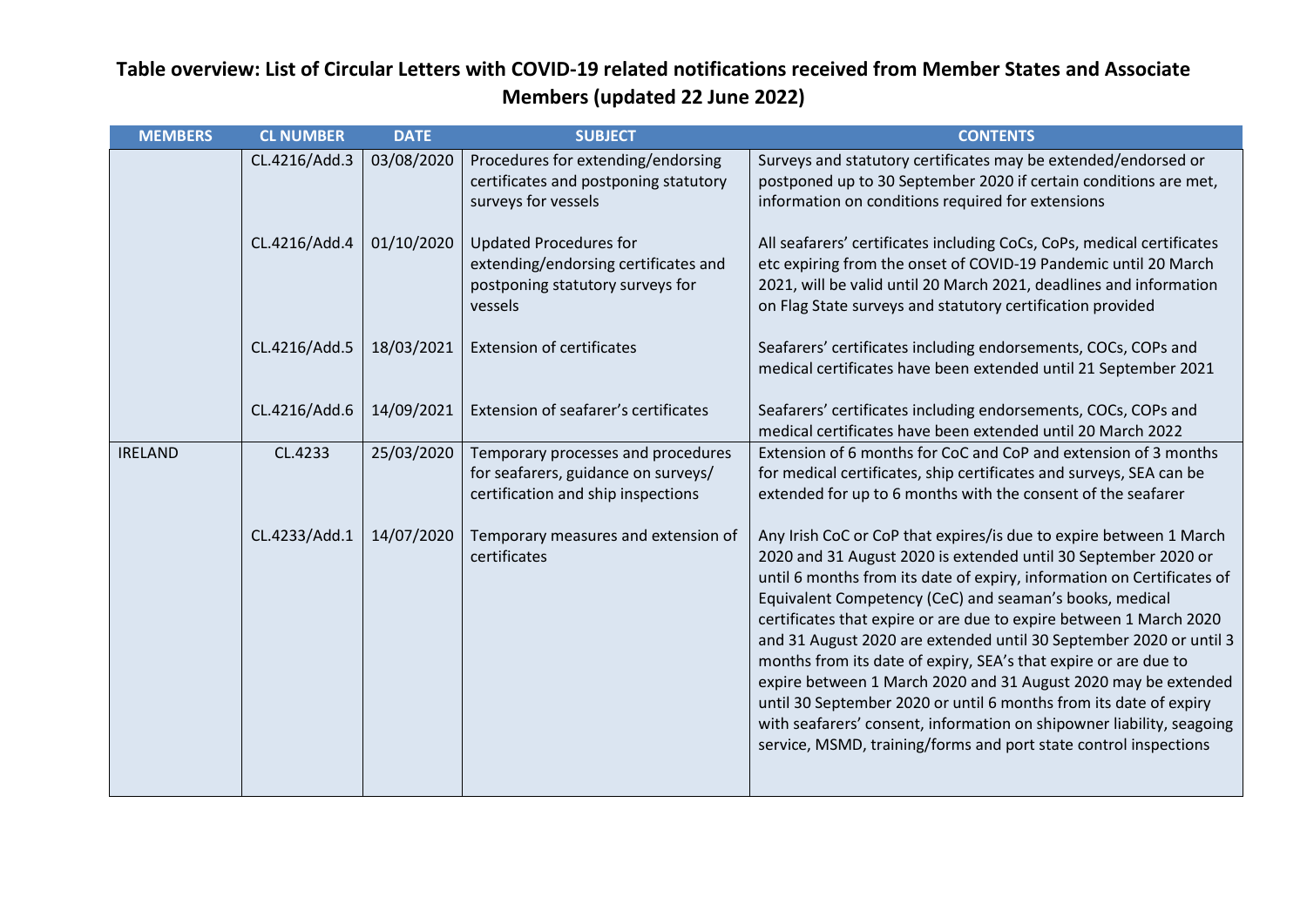## Table overview: List of Circular Letters with COVID-19 related notifications received from Member States and Associate Members (updated 22 June 2022)

| MEMBERS | CL NUMBER | DATE | SUBJECT | CONTENTS |
|---|---|---|---|---|
| | CL.4216/Add.3 | 03/08/2020 | Procedures for extending/endorsing certificates and postponing statutory surveys for vessels | Surveys and statutory certificates may be extended/endorsed or postponed up to 30 September 2020 if certain conditions are met, information on conditions required for extensions |
| | CL.4216/Add.4 | 01/10/2020 | Updated Procedures for extending/endorsing certificates and postponing statutory surveys for vessels | All seafarers' certificates including CoCs, CoPs, medical certificates etc expiring from the onset of COVID-19 Pandemic until 20 March 2021, will be valid until 20 March 2021, deadlines and information on Flag State surveys and statutory certification provided |
| | CL.4216/Add.5 | 18/03/2021 | Extension of certificates | Seafarers' certificates including endorsements, COCs, COPs and medical certificates have been extended until 21 September 2021 |
| | CL.4216/Add.6 | 14/09/2021 | Extension of seafarer's certificates | Seafarers' certificates including endorsements, COCs, COPs and medical certificates have been extended until 20 March 2022 |
| IRELAND | CL.4233 | 25/03/2020 | Temporary processes and procedures for seafarers, guidance on surveys/ certification and ship inspections | Extension of 6 months for CoC and CoP and extension of 3 months for medical certificates, ship certificates and surveys, SEA can be extended for up to 6 months with the consent of the seafarer |
| | CL.4233/Add.1 | 14/07/2020 | Temporary measures and extension of certificates | Any Irish CoC or CoP that expires/is due to expire between 1 March 2020 and 31 August 2020 is extended until 30 September 2020 or until 6 months from its date of expiry, information on Certificates of Equivalent Competency (CeC) and seaman's books, medical certificates that expire or are due to expire between 1 March 2020 and 31 August 2020 are extended until 30 September 2020 or until 3 months from its date of expiry, SEA's that expire or are due to expire between 1 March 2020 and 31 August 2020 may be extended until 30 September 2020 or until 6 months from its date of expiry with seafarers' consent, information on shipowner liability, seagoing service, MSMD, training/forms and port state control inspections |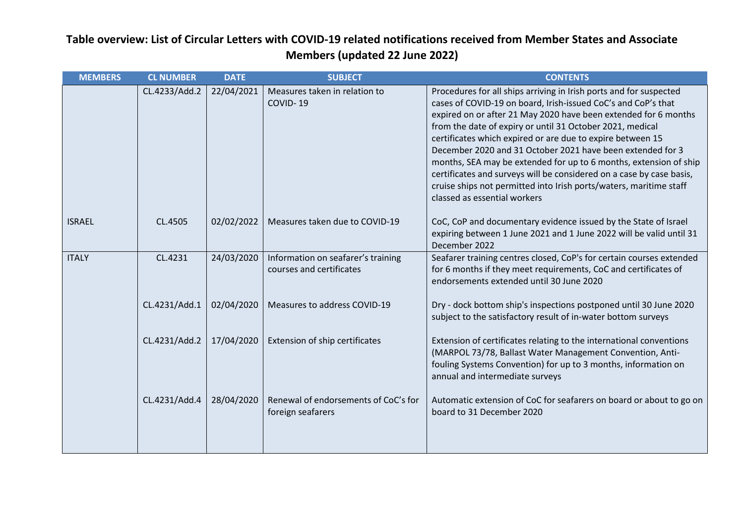## Table overview: List of Circular Letters with COVID-19 related notifications received from Member States and Associate Members (updated 22 June 2022)

| MEMBERS | CL NUMBER | DATE | SUBJECT | CONTENTS |
|---|---|---|---|---|
| | CL.4233/Add.2 | 22/04/2021 | Measures taken in relation to COVID- 19 | Procedures for all ships arriving in Irish ports and for suspected cases of COVID-19 on board, Irish-issued CoC's and CoP's that expired on or after 21 May 2020 have been extended for 6 months from the date of expiry or until 31 October 2021, medical certificates which expired or are due to expire between 15 December 2020 and 31 October 2021 have been extended for 3 months, SEA may be extended for up to 6 months, extension of ship certificates and surveys will be considered on a case by case basis, cruise ships not permitted into Irish ports/waters, maritime staff classed as essential workers |
| ISRAEL | CL.4505 | 02/02/2022 | Measures taken due to COVID-19 | CoC, CoP and documentary evidence issued by the State of Israel expiring between 1 June 2021 and 1 June 2022 will be valid until 31 December 2022 |
| ITALY | CL.4231 | 24/03/2020 | Information on seafarer's training courses and certificates | Seafarer training centres closed, CoP's for certain courses extended for 6 months if they meet requirements, CoC and certificates of endorsements extended until 30 June 2020 |
| | CL.4231/Add.1 | 02/04/2020 | Measures to address COVID-19 | Dry - dock bottom ship's inspections postponed until 30 June 2020 subject to the satisfactory result of in-water bottom surveys |
| | CL.4231/Add.2 | 17/04/2020 | Extension of ship certificates | Extension of certificates relating to the international conventions (MARPOL 73/78, Ballast Water Management Convention, Anti-fouling Systems Convention) for up to 3 months, information on annual and intermediate surveys |
| | CL.4231/Add.4 | 28/04/2020 | Renewal of endorsements of CoC's for foreign seafarers | Automatic extension of CoC for seafarers on board or about to go on board to 31 December 2020 |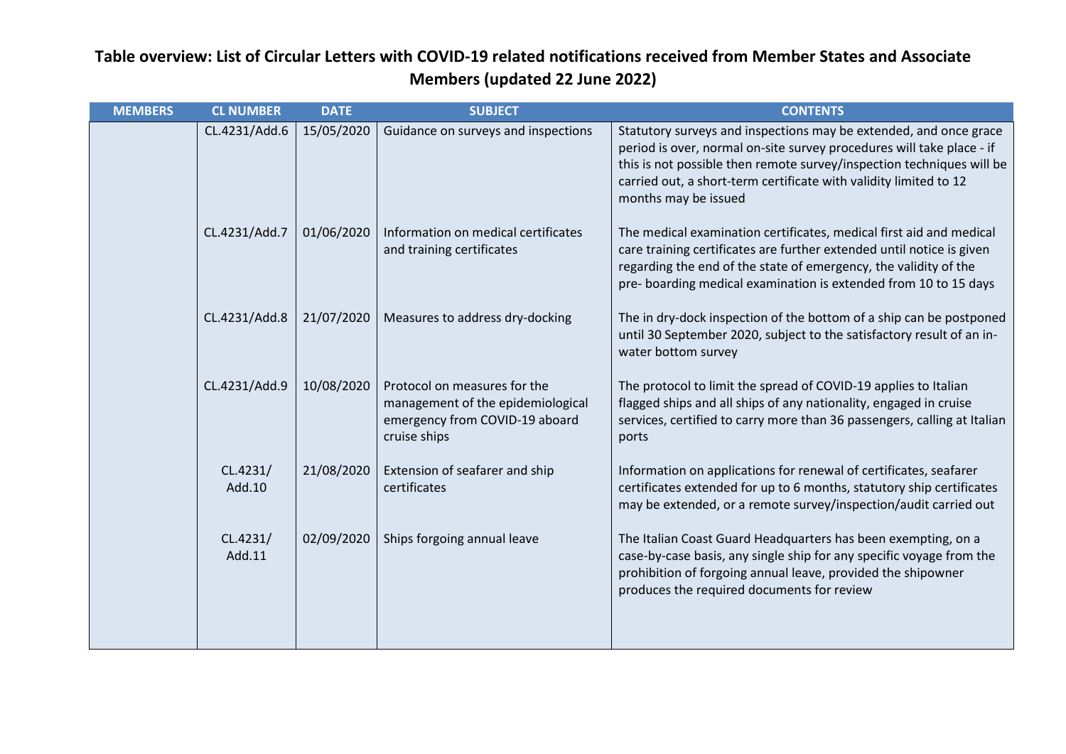# Table overview: List of Circular Letters with COVID-19 related notifications received from Member States and Associate Members (updated 22 June 2022)

| MEMBERS | CL NUMBER | DATE | SUBJECT | CONTENTS |
|---|---|---|---|---|
| | CL.4231/Add.6 | 15/05/2020 | Guidance on surveys and inspections | Statutory surveys and inspections may be extended, and once grace period is over, normal on-site survey procedures will take place - if this is not possible then remote survey/inspection techniques will be carried out, a short-term certificate with validity limited to 12 months may be issued |
| | CL.4231/Add.7 | 01/06/2020 | Information on medical certificates and training certificates | The medical examination certificates, medical first aid and medical care training certificates are further extended until notice is given regarding the end of the state of emergency, the validity of the pre- boarding medical examination is extended from 10 to 15 days |
| | CL.4231/Add.8 | 21/07/2020 | Measures to address dry-docking | The in dry-dock inspection of the bottom of a ship can be postponed until 30 September 2020, subject to the satisfactory result of an in-water bottom survey |
| | CL.4231/Add.9 | 10/08/2020 | Protocol on measures for the management of the epidemiological emergency from COVID-19 aboard cruise ships | The protocol to limit the spread of COVID-19 applies to Italian flagged ships and all ships of any nationality, engaged in cruise services, certified to carry more than 36 passengers, calling at Italian ports |
| | CL.4231/ Add.10 | 21/08/2020 | Extension of seafarer and ship certificates | Information on applications for renewal of certificates, seafarer certificates extended for up to 6 months, statutory ship certificates may be extended, or a remote survey/inspection/audit carried out |
| | CL.4231/ Add.11 | 02/09/2020 | Ships forgoing annual leave | The Italian Coast Guard Headquarters has been exempting, on a case-by-case basis, any single ship for any specific voyage from the prohibition of forgoing annual leave, provided the shipowner produces the required documents for review |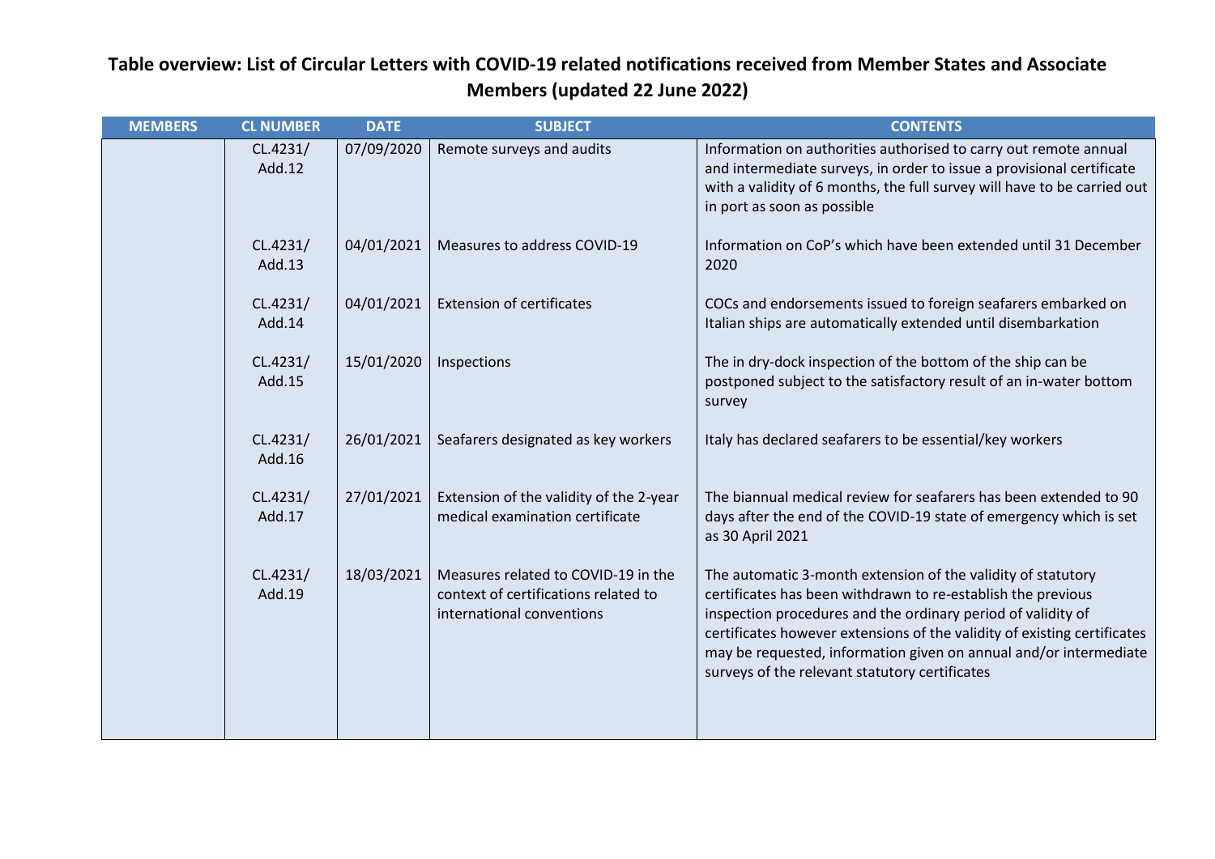# Table overview: List of Circular Letters with COVID-19 related notifications received from Member States and Associate Members (updated 22 June 2022)

| MEMBERS | CL NUMBER | DATE | SUBJECT | CONTENTS |
|---|---|---|---|---|
| | CL.4231/ Add.12 | 07/09/2020 | Remote surveys and audits | Information on authorities authorised to carry out remote annual and intermediate surveys, in order to issue a provisional certificate with a validity of 6 months, the full survey will have to be carried out in port as soon as possible |
| | CL.4231/ Add.13 | 04/01/2021 | Measures to address COVID-19 | Information on CoP's which have been extended until 31 December 2020 |
| | CL.4231/ Add.14 | 04/01/2021 | Extension of certificates | COCs and endorsements issued to foreign seafarers embarked on Italian ships are automatically extended until disembarkation |
| | CL.4231/ Add.15 | 15/01/2020 | Inspections | The in dry-dock inspection of the bottom of the ship can be postponed subject to the satisfactory result of an in-water bottom survey |
| | CL.4231/ Add.16 | 26/01/2021 | Seafarers designated as key workers | Italy has declared seafarers to be essential/key workers |
| | CL.4231/ Add.17 | 27/01/2021 | Extension of the validity of the 2-year medical examination certificate | The biannual medical review for seafarers has been extended to 90 days after the end of the COVID-19 state of emergency which is set as 30 April 2021 |
| | CL.4231/ Add.19 | 18/03/2021 | Measures related to COVID-19 in the context of certifications related to international conventions | The automatic 3-month extension of the validity of statutory certificates has been withdrawn to re-establish the previous inspection procedures and the ordinary period of validity of certificates however extensions of the validity of existing certificates may be requested, information given on annual and/or intermediate surveys of the relevant statutory certificates |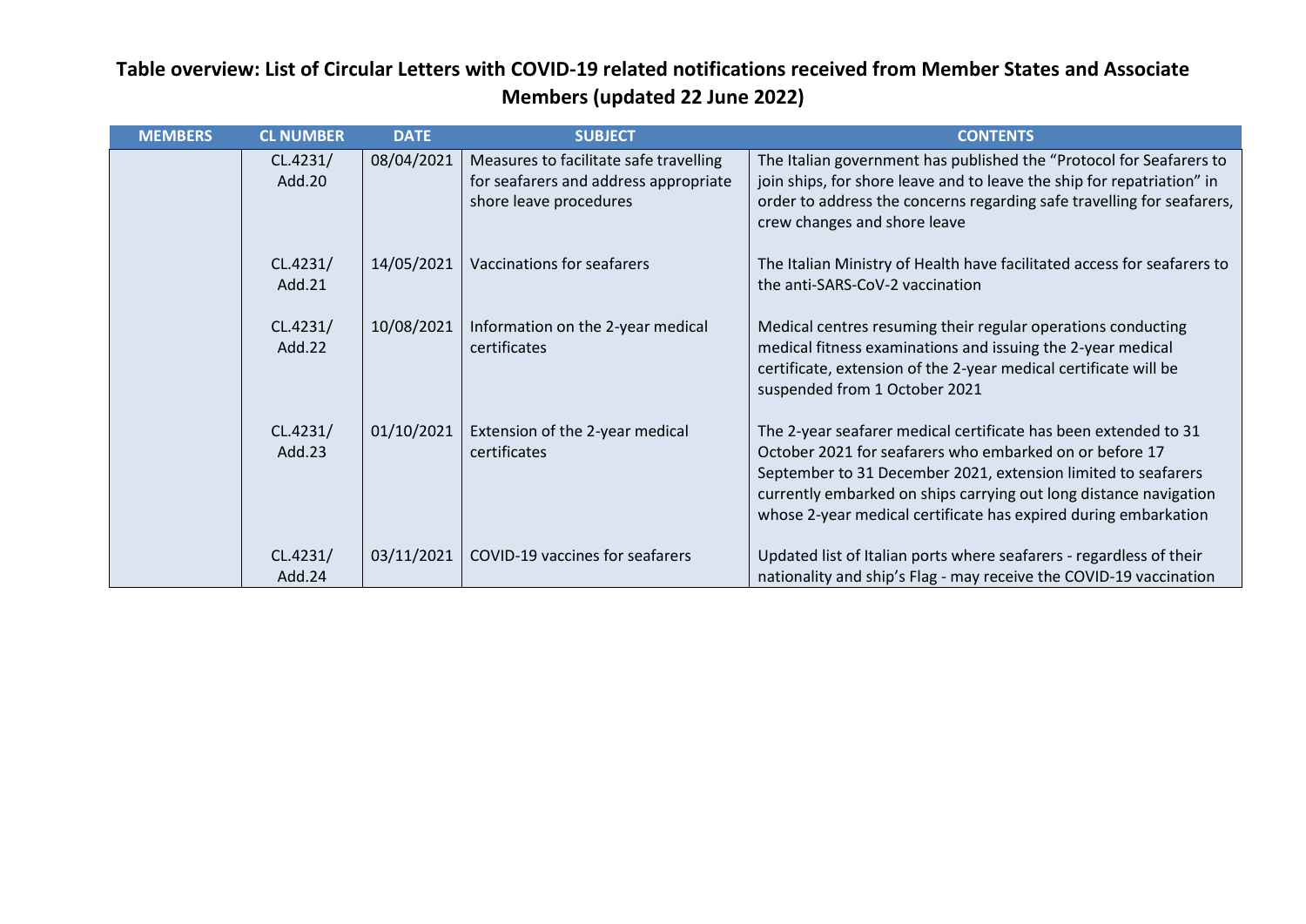## Table overview: List of Circular Letters with COVID-19 related notifications received from Member States and Associate Members (updated 22 June 2022)

| MEMBERS | CL NUMBER | DATE | SUBJECT | CONTENTS |
|---|---|---|---|---|
| | CL.4231/ Add.20 | 08/04/2021 | Measures to facilitate safe travelling for seafarers and address appropriate shore leave procedures | The Italian government has published the "Protocol for Seafarers to join ships, for shore leave and to leave the ship for repatriation" in order to address the concerns regarding safe travelling for seafarers, crew changes and shore leave |
| | CL.4231/ Add.21 | 14/05/2021 | Vaccinations for seafarers | The Italian Ministry of Health have facilitated access for seafarers to the anti-SARS-CoV-2 vaccination |
| | CL.4231/ Add.22 | 10/08/2021 | Information on the 2-year medical certificates | Medical centres resuming their regular operations conducting medical fitness examinations and issuing the 2-year medical certificate, extension of the 2-year medical certificate will be suspended from 1 October 2021 |
| | CL.4231/ Add.23 | 01/10/2021 | Extension of the 2-year medical certificates | The 2-year seafarer medical certificate has been extended to 31 October 2021 for seafarers who embarked on or before 17 September to 31 December 2021, extension limited to seafarers currently embarked on ships carrying out long distance navigation whose 2-year medical certificate has expired during embarkation |
| | CL.4231/ Add.24 | 03/11/2021 | COVID-19 vaccines for seafarers | Updated list of Italian ports where seafarers - regardless of their nationality and ship's Flag - may receive the COVID-19 vaccination |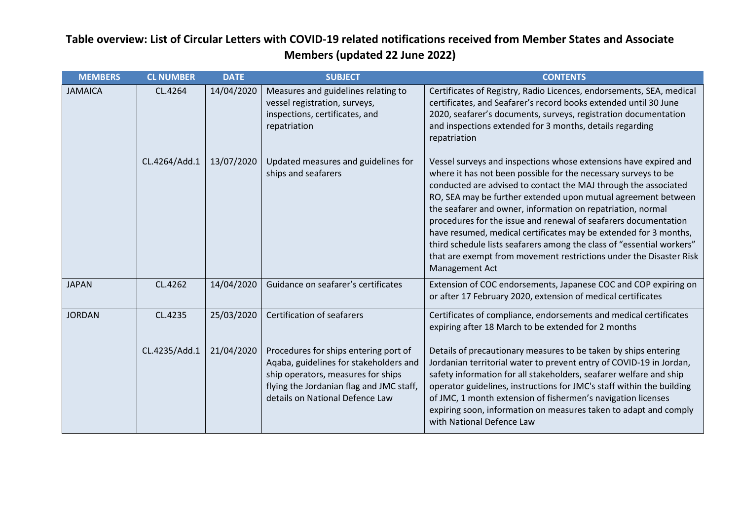## Table overview: List of Circular Letters with COVID-19 related notifications received from Member States and Associate Members (updated 22 June 2022)

| MEMBERS | CL NUMBER | DATE | SUBJECT | CONTENTS |
|---|---|---|---|---|
| JAMAICA | CL.4264 | 14/04/2020 | Measures and guidelines relating to vessel registration, surveys, inspections, certificates, and repatriation | Certificates of Registry, Radio Licences, endorsements, SEA, medical certificates, and Seafarer's record books extended until 30 June 2020, seafarer's documents, surveys, registration documentation and inspections extended for 3 months, details regarding repatriation |
| | CL.4264/Add.1 | 13/07/2020 | Updated measures and guidelines for ships and seafarers | Vessel surveys and inspections whose extensions have expired and where it has not been possible for the necessary surveys to be conducted are advised to contact the MAJ through the associated RO, SEA may be further extended upon mutual agreement between the seafarer and owner, information on repatriation, normal procedures for the issue and renewal of seafarers documentation have resumed, medical certificates may be extended for 3 months, third schedule lists seafarers among the class of "essential workers" that are exempt from movement restrictions under the Disaster Risk Management Act |
| JAPAN | CL.4262 | 14/04/2020 | Guidance on seafarer's certificates | Extension of COC endorsements, Japanese COC and COP expiring on or after 17 February 2020, extension of medical certificates |
| JORDAN | CL.4235 | 25/03/2020 | Certification of seafarers | Certificates of compliance, endorsements and medical certificates expiring after 18 March to be extended for 2 months |
| | CL.4235/Add.1 | 21/04/2020 | Procedures for ships entering port of Aqaba, guidelines for stakeholders and ship operators, measures for ships flying the Jordanian flag and JMC staff, details on National Defence Law | Details of precautionary measures to be taken by ships entering Jordanian territorial water to prevent entry of COVID-19 in Jordan, safety information for all stakeholders, seafarer welfare and ship operator guidelines, instructions for JMC's staff within the building of JMC, 1 month extension of fishermen's navigation licenses expiring soon, information on measures taken to adapt and comply with National Defence Law |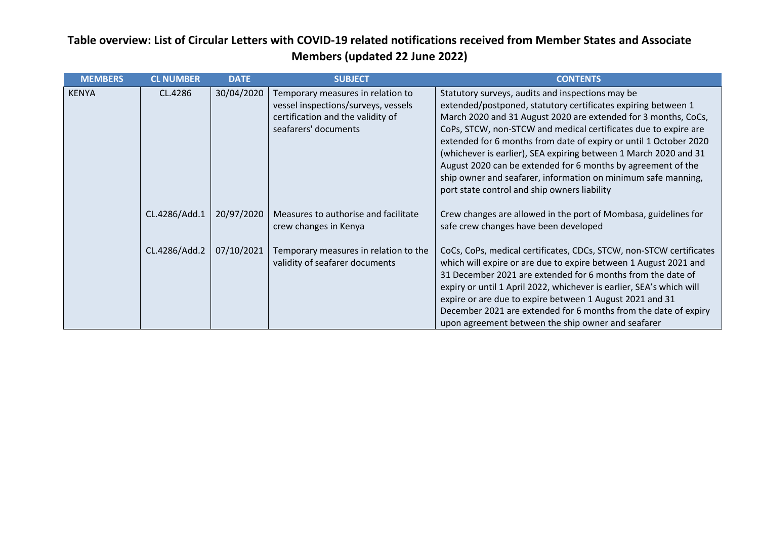## Table overview: List of Circular Letters with COVID-19 related notifications received from Member States and Associate Members (updated 22 June 2022)

| MEMBERS | CL NUMBER | DATE | SUBJECT | CONTENTS |
|---|---|---|---|---|
| KENYA | CL.4286 | 30/04/2020 | Temporary measures in relation to vessel inspections/surveys, vessels certification and the validity of seafarers' documents | Statutory surveys, audits and inspections may be extended/postponed, statutory certificates expiring between 1 March 2020 and 31 August 2020 are extended for 3 months, CoCs, CoPs, STCW, non-STCW and medical certificates due to expire are extended for 6 months from date of expiry or until 1 October 2020 (whichever is earlier), SEA expiring between 1 March 2020 and 31 August 2020 can be extended for 6 months by agreement of the ship owner and seafarer, information on minimum safe manning, port state control and ship owners liability |
| | CL.4286/Add.1 | 20/97/2020 | Measures to authorise and facilitate crew changes in Kenya | Crew changes are allowed in the port of Mombasa, guidelines for safe crew changes have been developed |
| | CL.4286/Add.2 | 07/10/2021 | Temporary measures in relation to the validity of seafarer documents | CoCs, CoPs, medical certificates, CDCs, STCW, non-STCW certificates which will expire or are due to expire between 1 August 2021 and 31 December 2021 are extended for 6 months from the date of expiry or until 1 April 2022, whichever is earlier, SEA's which will expire or are due to expire between 1 August 2021 and 31 December 2021 are extended for 6 months from the date of expiry upon agreement between the ship owner and seafarer |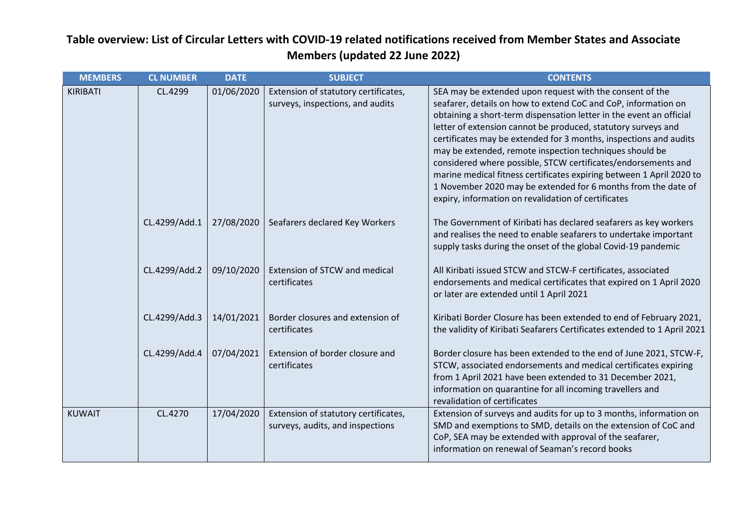# Table overview: List of Circular Letters with COVID-19 related notifications received from Member States and Associate Members (updated 22 June 2022)

| MEMBERS | CL NUMBER | DATE | SUBJECT | CONTENTS |
|---|---|---|---|---|
| KIRIBATI | CL.4299 | 01/06/2020 | Extension of statutory certificates, surveys, inspections, and audits | SEA may be extended upon request with the consent of the seafarer, details on how to extend CoC and CoP, information on obtaining a short-term dispensation letter in the event an official letter of extension cannot be produced, statutory surveys and certificates may be extended for 3 months, inspections and audits may be extended, remote inspection techniques should be considered where possible, STCW certificates/endorsements and marine medical fitness certificates expiring between 1 April 2020 to 1 November 2020 may be extended for 6 months from the date of expiry, information on revalidation of certificates |
| | CL.4299/Add.1 | 27/08/2020 | Seafarers declared Key Workers | The Government of Kiribati has declared seafarers as key workers and realises the need to enable seafarers to undertake important supply tasks during the onset of the global Covid-19 pandemic |
| | CL.4299/Add.2 | 09/10/2020 | Extension of STCW and medical certificates | All Kiribati issued STCW and STCW-F certificates, associated endorsements and medical certificates that expired on 1 April 2020 or later are extended until 1 April 2021 |
| | CL.4299/Add.3 | 14/01/2021 | Border closures and extension of certificates | Kiribati Border Closure has been extended to end of February 2021, the validity of Kiribati Seafarers Certificates extended to 1 April 2021 |
| | CL.4299/Add.4 | 07/04/2021 | Extension of border closure and certificates | Border closure has been extended to the end of June 2021, STCW-F, STCW, associated endorsements and medical certificates expiring from 1 April 2021 have been extended to 31 December 2021, information on quarantine for all incoming travellers and revalidation of certificates |
| KUWAIT | CL.4270 | 17/04/2020 | Extension of statutory certificates, surveys, audits, and inspections | Extension of surveys and audits for up to 3 months, information on SMD and exemptions to SMD, details on the extension of CoC and CoP, SEA may be extended with approval of the seafarer, information on renewal of Seaman's record books |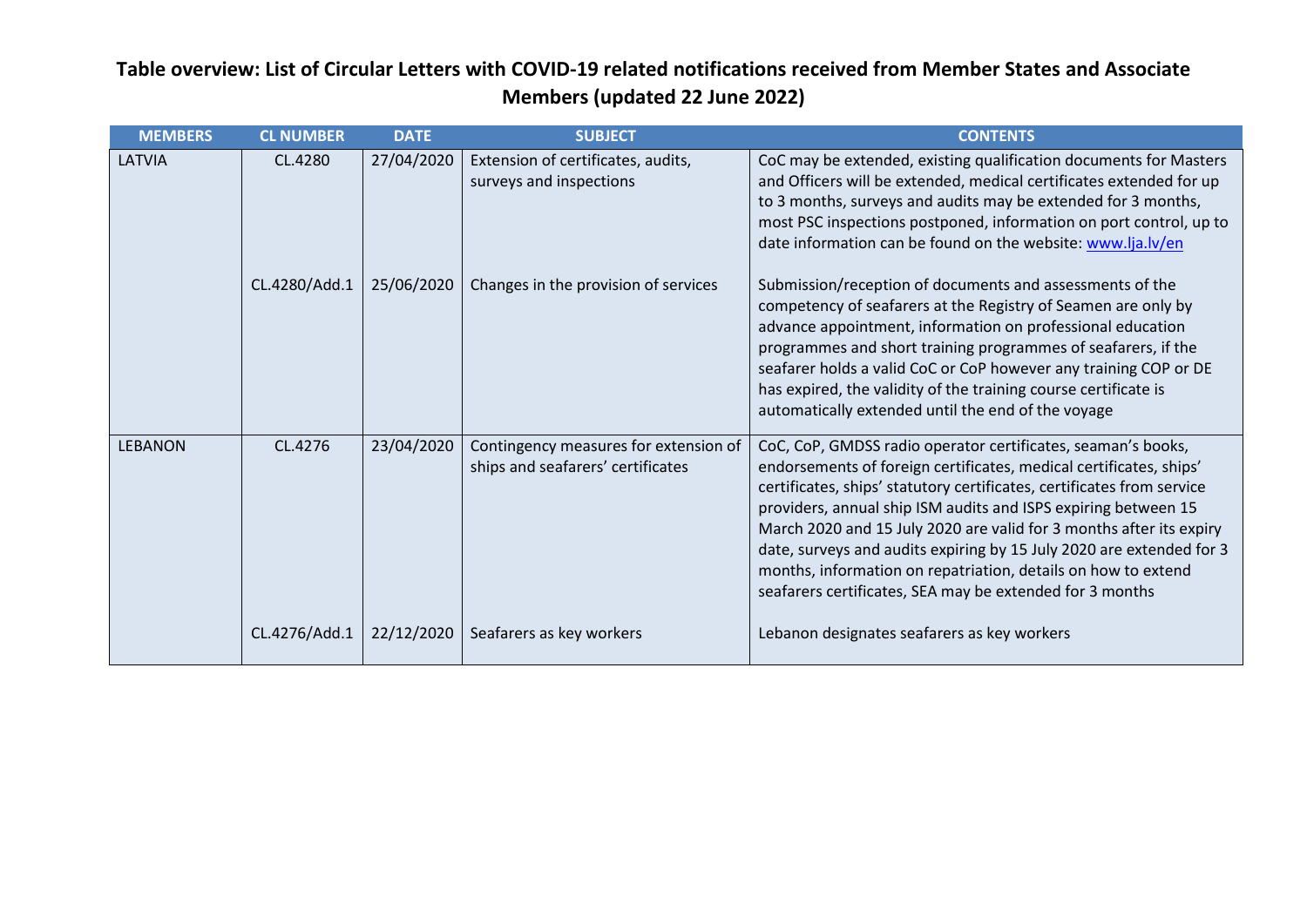**Table overview: List of Circular Letters with COVID-19 related notifications received from Member States and Associate Members (updated 22 June 2022)**

| MEMBERS | CL NUMBER | DATE | SUBJECT | CONTENTS |
|---|---|---|---|---|
| LATVIA | CL.4280 | 27/04/2020 | Extension of certificates, audits, surveys and inspections | CoC may be extended, existing qualification documents for Masters and Officers will be extended, medical certificates extended for up to 3 months, surveys and audits may be extended for 3 months, most PSC inspections postponed, information on port control, up to date information can be found on the website: www.lja.lv/en |
| | CL.4280/Add.1 | 25/06/2020 | Changes in the provision of services | Submission/reception of documents and assessments of the competency of seafarers at the Registry of Seamen are only by advance appointment, information on professional education programmes and short training programmes of seafarers, if the seafarer holds a valid CoC or CoP however any training COP or DE has expired, the validity of the training course certificate is automatically extended until the end of the voyage |
| LEBANON | CL.4276 | 23/04/2020 | Contingency measures for extension of ships and seafarers' certificates | CoC, CoP, GMDSS radio operator certificates, seaman's books, endorsements of foreign certificates, medical certificates, ships' certificates, ships' statutory certificates, certificates from service providers, annual ship ISM audits and ISPS expiring between 15 March 2020 and 15 July 2020 are valid for 3 months after its expiry date, surveys and audits expiring by 15 July 2020 are extended for 3 months, information on repatriation, details on how to extend seafarers certificates, SEA may be extended for 3 months |
| | CL.4276/Add.1 | 22/12/2020 | Seafarers as key workers | Lebanon designates seafarers as key workers |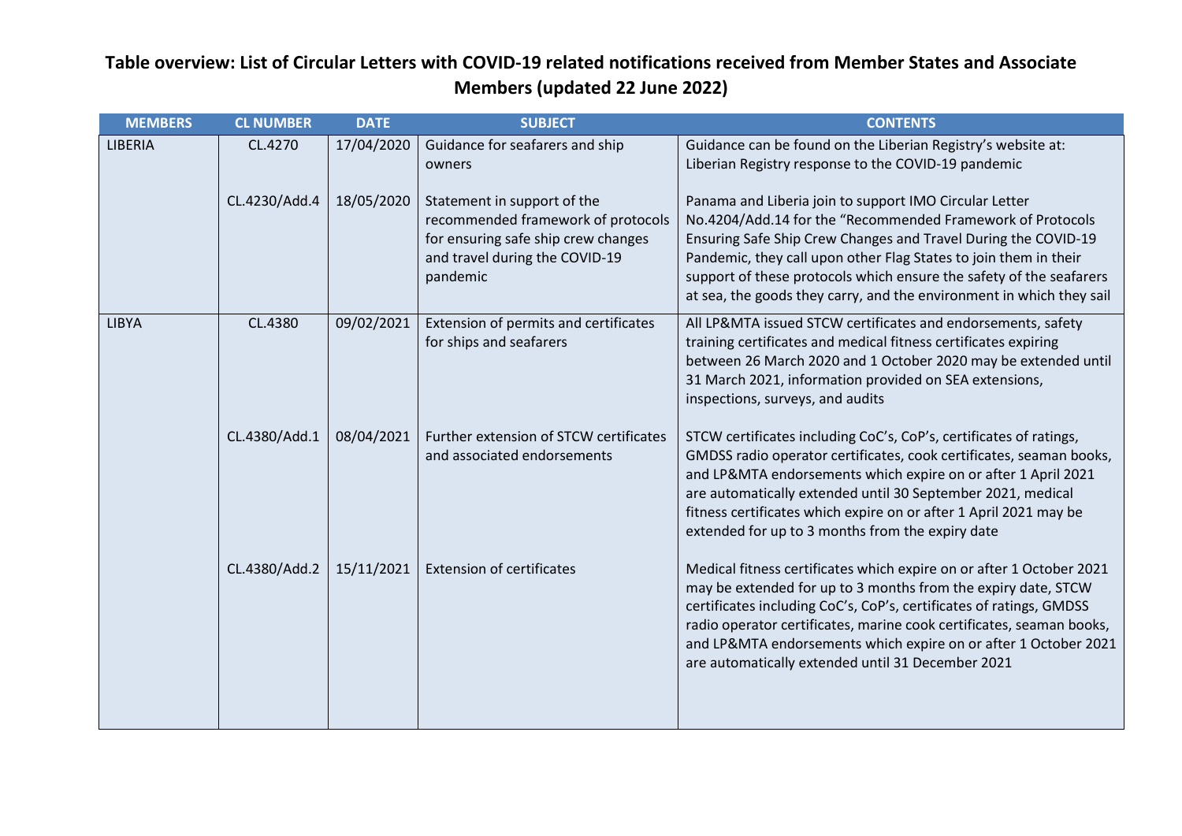# Table overview: List of Circular Letters with COVID-19 related notifications received from Member States and Associate Members (updated 22 June 2022)

| MEMBERS | CL NUMBER | DATE | SUBJECT | CONTENTS |
|---|---|---|---|---|
| LIBERIA | CL.4270 | 17/04/2020 | Guidance for seafarers and ship owners | Guidance can be found on the Liberian Registry's website at: Liberian Registry response to the COVID-19 pandemic |
| | CL.4230/Add.4 | 18/05/2020 | Statement in support of the recommended framework of protocols for ensuring safe ship crew changes and travel during the COVID-19 pandemic | Panama and Liberia join to support IMO Circular Letter No.4204/Add.14 for the "Recommended Framework of Protocols Ensuring Safe Ship Crew Changes and Travel During the COVID-19 Pandemic, they call upon other Flag States to join them in their support of these protocols which ensure the safety of the seafarers at sea, the goods they carry, and the environment in which they sail |
| LIBYA | CL.4380 | 09/02/2021 | Extension of permits and certificates for ships and seafarers | All LP&MTA issued STCW certificates and endorsements, safety training certificates and medical fitness certificates expiring between 26 March 2020 and 1 October 2020 may be extended until 31 March 2021, information provided on SEA extensions, inspections, surveys, and audits |
| | CL.4380/Add.1 | 08/04/2021 | Further extension of STCW certificates and associated endorsements | STCW certificates including CoC's, CoP's, certificates of ratings, GMDSS radio operator certificates, cook certificates, seaman books, and LP&MTA endorsements which expire on or after 1 April 2021 are automatically extended until 30 September 2021, medical fitness certificates which expire on or after 1 April 2021 may be extended for up to 3 months from the expiry date |
| | CL.4380/Add.2 | 15/11/2021 | Extension of certificates | Medical fitness certificates which expire on or after 1 October 2021 may be extended for up to 3 months from the expiry date, STCW certificates including CoC's, CoP's, certificates of ratings, GMDSS radio operator certificates, marine cook certificates, seaman books, and LP&MTA endorsements which expire on or after 1 October 2021 are automatically extended until 31 December 2021 |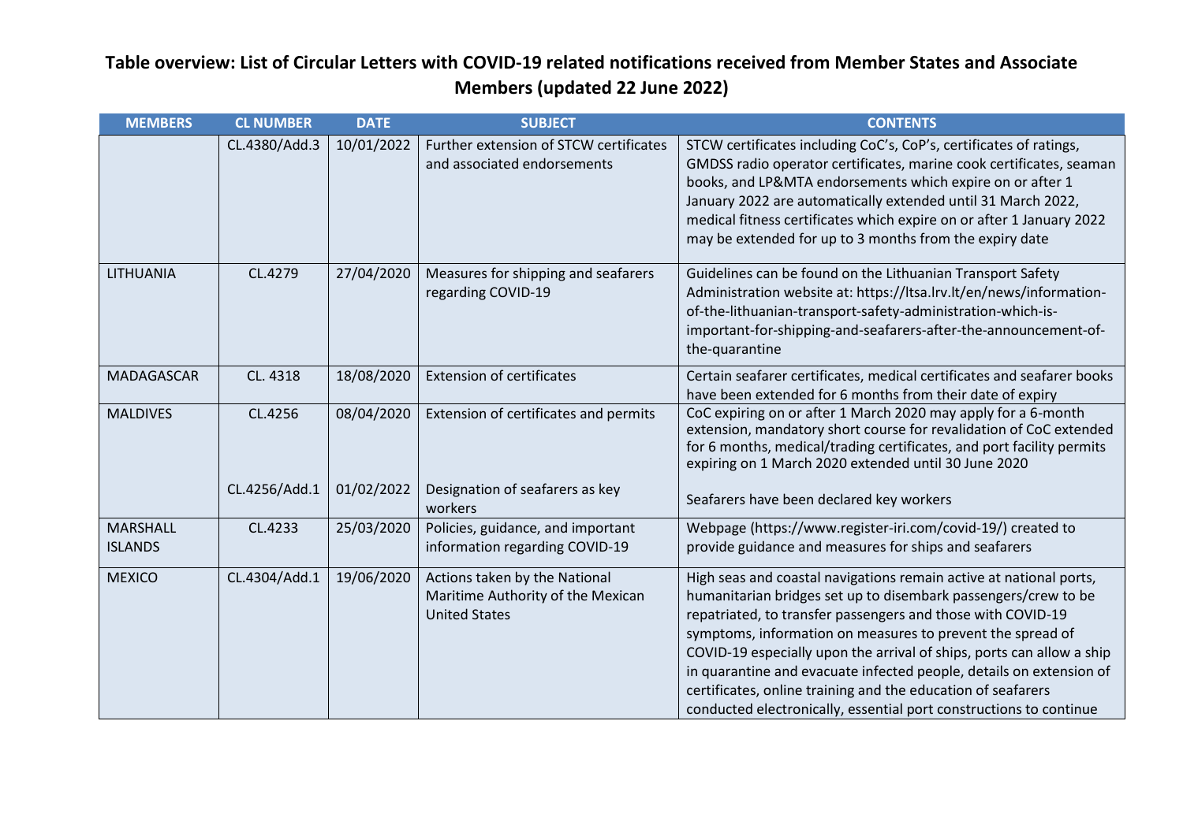**Table overview: List of Circular Letters with COVID-19 related notifications received from Member States and Associate Members (updated 22 June 2022)**

| MEMBERS | CL NUMBER | DATE | SUBJECT | CONTENTS |
|---|---|---|---|---|
| | CL.4380/Add.3 | 10/01/2022 | Further extension of STCW certificates and associated endorsements | STCW certificates including CoC's, CoP's, certificates of ratings, GMDSS radio operator certificates, marine cook certificates, seaman books, and LP&MTA endorsements which expire on or after 1 January 2022 are automatically extended until 31 March 2022, medical fitness certificates which expire on or after 1 January 2022 may be extended for up to 3 months from the expiry date |
| LITHUANIA | CL.4279 | 27/04/2020 | Measures for shipping and seafarers regarding COVID-19 | Guidelines can be found on the Lithuanian Transport Safety Administration website at: https://ltsa.lrv.lt/en/news/information-of-the-lithuanian-transport-safety-administration-which-is-important-for-shipping-and-seafarers-after-the-announcement-of-the-quarantine |
| MADAGASCAR | CL. 4318 | 18/08/2020 | Extension of certificates | Certain seafarer certificates, medical certificates and seafarer books have been extended for 6 months from their date of expiry |
| MALDIVES | CL.4256 | 08/04/2020 | Extension of certificates and permits | CoC expiring on or after 1 March 2020 may apply for a 6-month extension, mandatory short course for revalidation of CoC extended for 6 months, medical/trading certificates, and port facility permits expiring on 1 March 2020 extended until 30 June 2020 |
| | CL.4256/Add.1 | 01/02/2022 | Designation of seafarers as key workers | Seafarers have been declared key workers |
| MARSHALL ISLANDS | CL.4233 | 25/03/2020 | Policies, guidance, and important information regarding COVID-19 | Webpage (https://www.register-iri.com/covid-19/) created to provide guidance and measures for ships and seafarers |
| MEXICO | CL.4304/Add.1 | 19/06/2020 | Actions taken by the National Maritime Authority of the Mexican United States | High seas and coastal navigations remain active at national ports, humanitarian bridges set up to disembark passengers/crew to be repatriated, to transfer passengers and those with COVID-19 symptoms, information on measures to prevent the spread of COVID-19 especially upon the arrival of ships, ports can allow a ship in quarantine and evacuate infected people, details on extension of certificates, online training and the education of seafarers conducted electronically, essential port constructions to continue |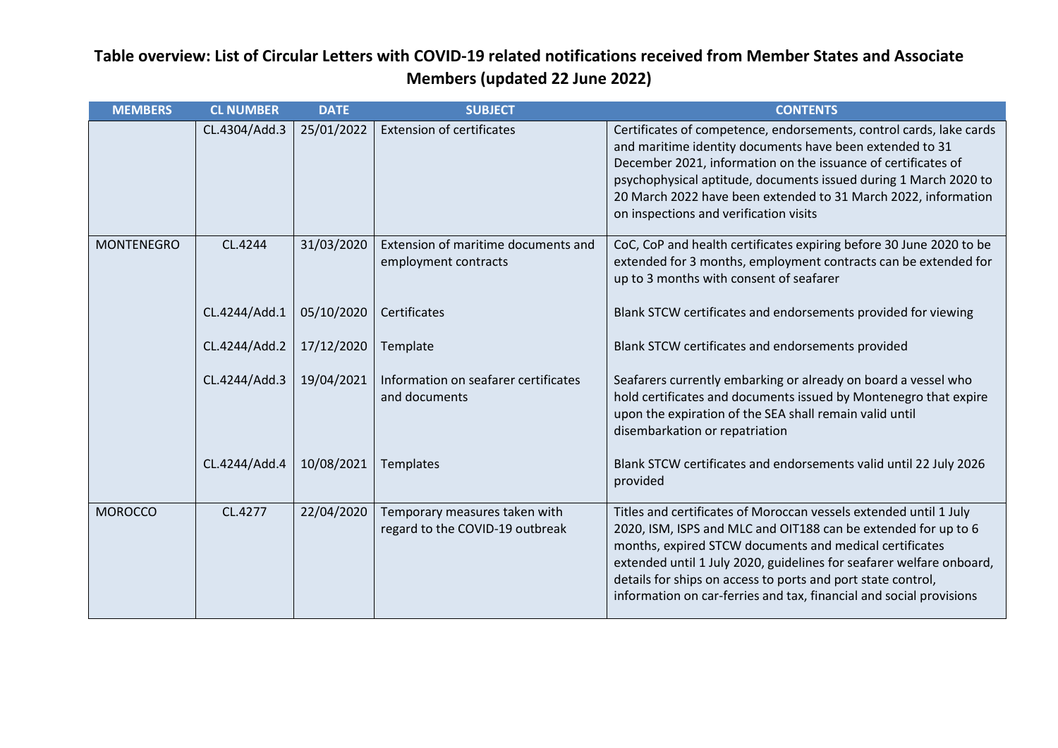## Table overview: List of Circular Letters with COVID-19 related notifications received from Member States and Associate Members (updated 22 June 2022)

| MEMBERS | CL NUMBER | DATE | SUBJECT | CONTENTS |
|---|---|---|---|---|
| | CL.4304/Add.3 | 25/01/2022 | Extension of certificates | Certificates of competence, endorsements, control cards, lake cards and maritime identity documents have been extended to 31 December 2021, information on the issuance of certificates of psychophysical aptitude, documents issued during 1 March 2020 to 20 March 2022 have been extended to 31 March 2022, information on inspections and verification visits |
| MONTENEGRO | CL.4244 | 31/03/2020 | Extension of maritime documents and employment contracts | CoC, CoP and health certificates expiring before 30 June 2020 to be extended for 3 months, employment contracts can be extended for up to 3 months with consent of seafarer |
| | CL.4244/Add.1 | 05/10/2020 | Certificates | Blank STCW certificates and endorsements provided for viewing |
| | CL.4244/Add.2 | 17/12/2020 | Template | Blank STCW certificates and endorsements provided |
| | CL.4244/Add.3 | 19/04/2021 | Information on seafarer certificates and documents | Seafarers currently embarking or already on board a vessel who hold certificates and documents issued by Montenegro that expire upon the expiration of the SEA shall remain valid until disembarkation or repatriation |
| | CL.4244/Add.4 | 10/08/2021 | Templates | Blank STCW certificates and endorsements valid until 22 July 2026 provided |
| MOROCCO | CL.4277 | 22/04/2020 | Temporary measures taken with regard to the COVID-19 outbreak | Titles and certificates of Moroccan vessels extended until 1 July 2020, ISM, ISPS and MLC and OIT188 can be extended for up to 6 months, expired STCW documents and medical certificates extended until 1 July 2020, guidelines for seafarer welfare onboard, details for ships on access to ports and port state control, information on car-ferries and tax, financial and social provisions |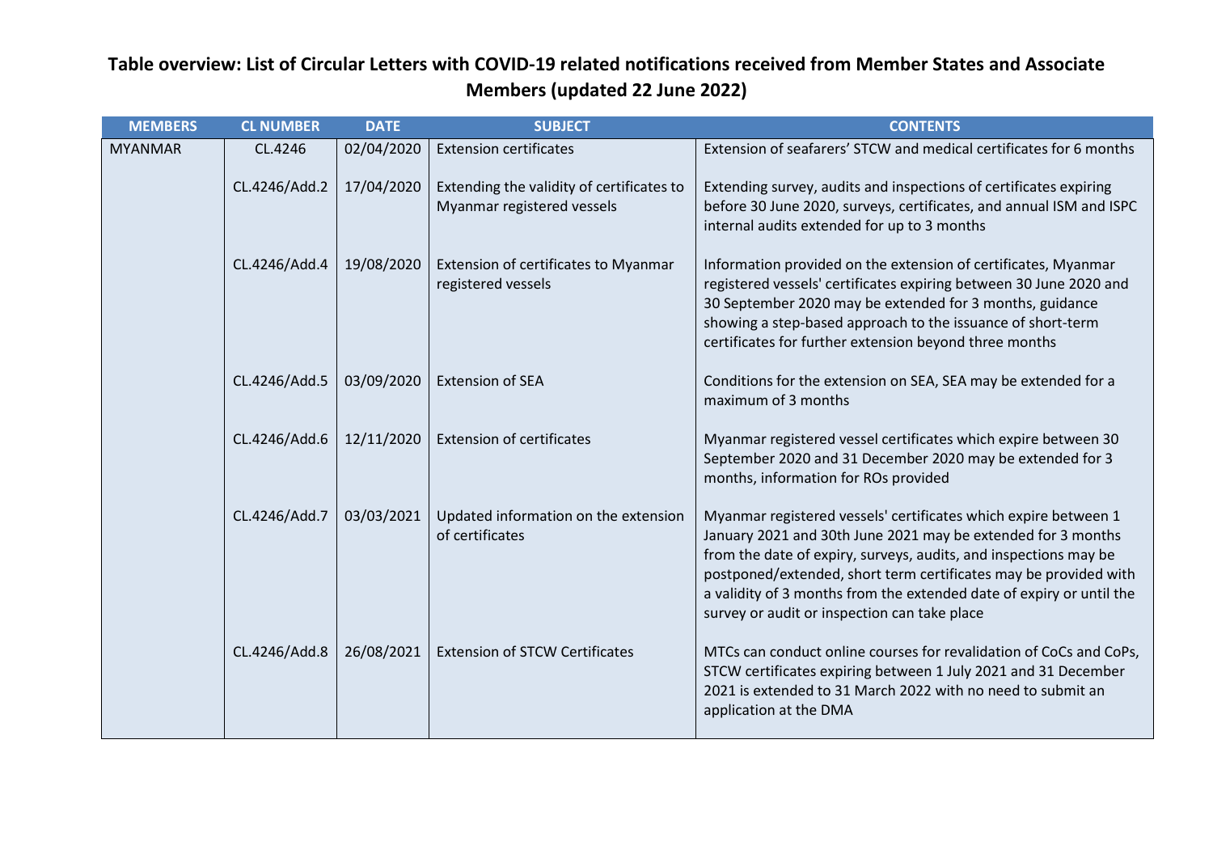# Table overview: List of Circular Letters with COVID-19 related notifications received from Member States and Associate Members (updated 22 June 2022)

| MEMBERS | CL NUMBER | DATE | SUBJECT | CONTENTS |
|---|---|---|---|---|
| MYANMAR | CL.4246 | 02/04/2020 | Extension certificates | Extension of seafarers' STCW and medical certificates for 6 months |
| | CL.4246/Add.2 | 17/04/2020 | Extending the validity of certificates to Myanmar registered vessels | Extending survey, audits and inspections of certificates expiring before 30 June 2020, surveys, certificates, and annual ISM and ISPC internal audits extended for up to 3 months |
| | CL.4246/Add.4 | 19/08/2020 | Extension of certificates to Myanmar registered vessels | Information provided on the extension of certificates, Myanmar registered vessels' certificates expiring between 30 June 2020 and 30 September 2020 may be extended for 3 months, guidance showing a step-based approach to the issuance of short-term certificates for further extension beyond three months |
| | CL.4246/Add.5 | 03/09/2020 | Extension of SEA | Conditions for the extension on SEA, SEA may be extended for a maximum of 3 months |
| | CL.4246/Add.6 | 12/11/2020 | Extension of certificates | Myanmar registered vessel certificates which expire between 30 September 2020 and 31 December 2020 may be extended for 3 months, information for ROs provided |
| | CL.4246/Add.7 | 03/03/2021 | Updated information on the extension of certificates | Myanmar registered vessels' certificates which expire between 1 January 2021 and 30th June 2021 may be extended for 3 months from the date of expiry, surveys, audits, and inspections may be postponed/extended, short term certificates may be provided with a validity of 3 months from the extended date of expiry or until the survey or audit or inspection can take place |
| | CL.4246/Add.8 | 26/08/2021 | Extension of STCW Certificates | MTCs can conduct online courses for revalidation of CoCs and CoPs, STCW certificates expiring between 1 July 2021 and 31 December 2021 is extended to 31 March 2022 with no need to submit an application at the DMA |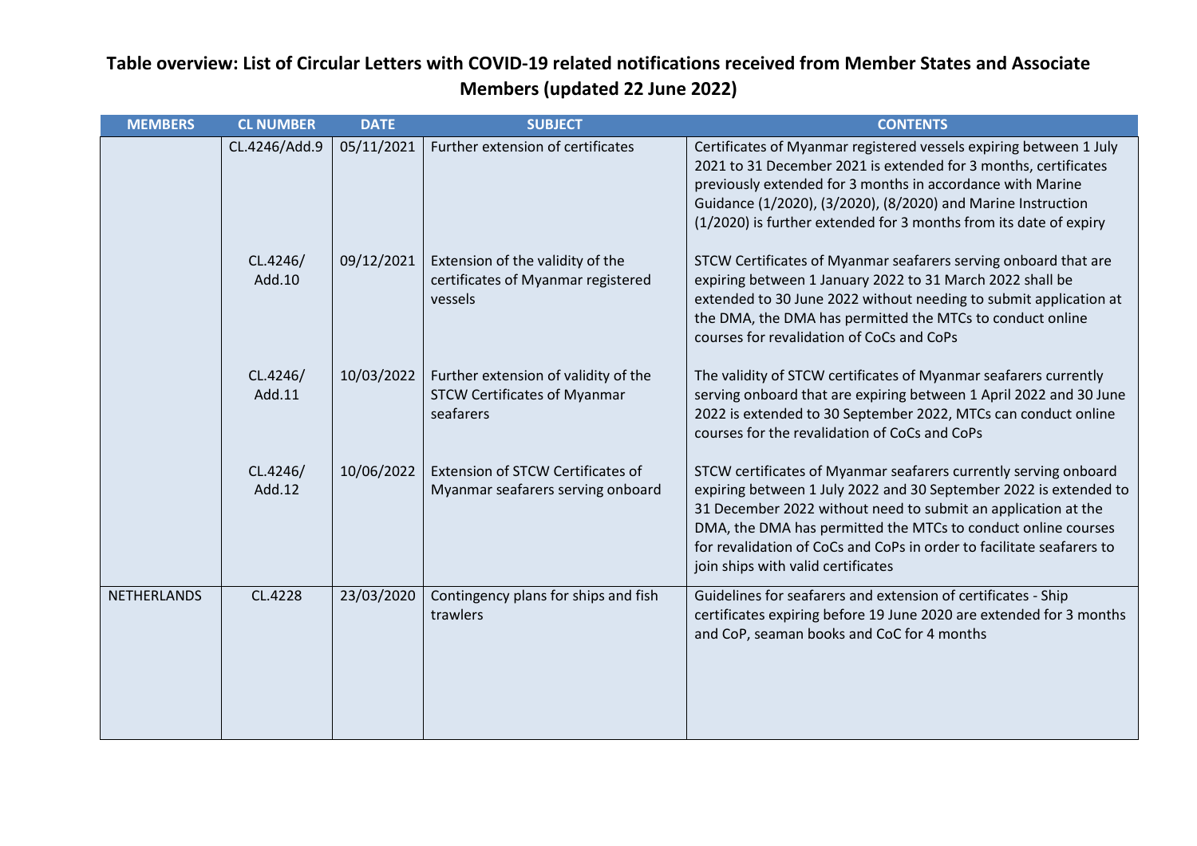## Table overview: List of Circular Letters with COVID-19 related notifications received from Member States and Associate Members (updated 22 June 2022)

| MEMBERS | CL NUMBER | DATE | SUBJECT | CONTENTS |
|---|---|---|---|---|
| | CL.4246/Add.9 | 05/11/2021 | Further extension of certificates | Certificates of Myanmar registered vessels expiring between 1 July 2021 to 31 December 2021 is extended for 3 months, certificates previously extended for 3 months in accordance with Marine Guidance (1/2020), (3/2020), (8/2020) and Marine Instruction (1/2020) is further extended for 3 months from its date of expiry |
| | CL.4246/ Add.10 | 09/12/2021 | Extension of the validity of the certificates of Myanmar registered vessels | STCW Certificates of Myanmar seafarers serving onboard that are expiring between 1 January 2022 to 31 March 2022 shall be extended to 30 June 2022 without needing to submit application at the DMA, the DMA has permitted the MTCs to conduct online courses for revalidation of CoCs and CoPs |
| | CL.4246/ Add.11 | 10/03/2022 | Further extension of validity of the STCW Certificates of Myanmar seafarers | The validity of STCW certificates of Myanmar seafarers currently serving onboard that are expiring between 1 April 2022 and 30 June 2022 is extended to 30 September 2022, MTCs can conduct online courses for the revalidation of CoCs and CoPs |
| | CL.4246/ Add.12 | 10/06/2022 | Extension of STCW Certificates of Myanmar seafarers serving onboard | STCW certificates of Myanmar seafarers currently serving onboard expiring between 1 July 2022 and 30 September 2022 is extended to 31 December 2022 without need to submit an application at the DMA, the DMA has permitted the MTCs to conduct online courses for revalidation of CoCs and CoPs in order to facilitate seafarers to join ships with valid certificates |
| NETHERLANDS | CL.4228 | 23/03/2020 | Contingency plans for ships and fish trawlers | Guidelines for seafarers and extension of certificates - Ship certificates expiring before 19 June 2020 are extended for 3 months and CoP, seaman books and CoC for 4 months |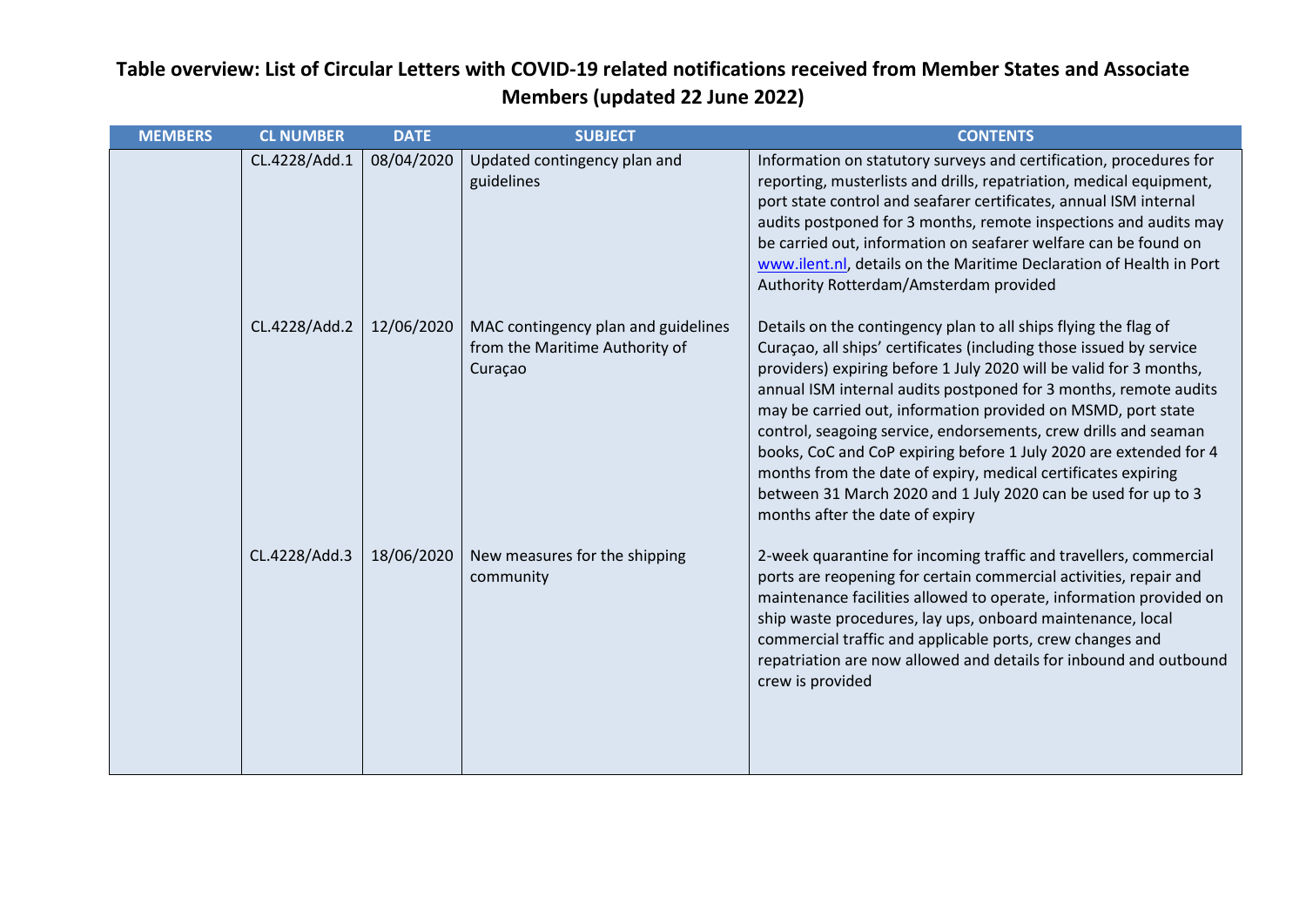# Table overview: List of Circular Letters with COVID-19 related notifications received from Member States and Associate Members (updated 22 June 2022)

| MEMBERS | CL NUMBER | DATE | SUBJECT | CONTENTS |
|---|---|---|---|---|
| | CL.4228/Add.1 | 08/04/2020 | Updated contingency plan and guidelines | Information on statutory surveys and certification, procedures for reporting, musterlists and drills, repatriation, medical equipment, port state control and seafarer certificates, annual ISM internal audits postponed for 3 months, remote inspections and audits may be carried out, information on seafarer welfare can be found on www.ilent.nl, details on the Maritime Declaration of Health in Port Authority Rotterdam/Amsterdam provided |
| | CL.4228/Add.2 | 12/06/2020 | MAC contingency plan and guidelines from the Maritime Authority of Curaçao | Details on the contingency plan to all ships flying the flag of Curaçao, all ships' certificates (including those issued by service providers) expiring before 1 July 2020 will be valid for 3 months, annual ISM internal audits postponed for 3 months, remote audits may be carried out, information provided on MSMD, port state control, seagoing service, endorsements, crew drills and seaman books, CoC and CoP expiring before 1 July 2020 are extended for 4 months from the date of expiry, medical certificates expiring between 31 March 2020 and 1 July 2020 can be used for up to 3 months after the date of expiry |
| | CL.4228/Add.3 | 18/06/2020 | New measures for the shipping community | 2-week quarantine for incoming traffic and travellers, commercial ports are reopening for certain commercial activities, repair and maintenance facilities allowed to operate, information provided on ship waste procedures, lay ups, onboard maintenance, local commercial traffic and applicable ports, crew changes and repatriation are now allowed and details for inbound and outbound crew is provided |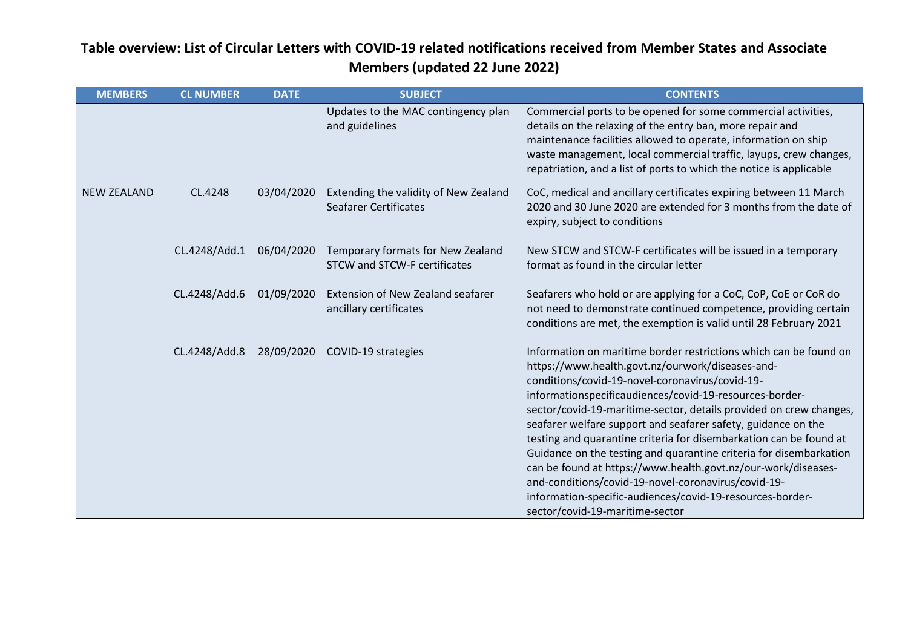## Table overview: List of Circular Letters with COVID-19 related notifications received from Member States and Associate Members (updated 22 June 2022)

| MEMBERS | CL NUMBER | DATE | SUBJECT | CONTENTS |
|---|---|---|---|---|
| | | | Updates to the MAC contingency plan and guidelines | Commercial ports to be opened for some commercial activities, details on the relaxing of the entry ban, more repair and maintenance facilities allowed to operate, information on ship waste management, local commercial traffic, layups, crew changes, repatriation, and a list of ports to which the notice is applicable |
| NEW ZEALAND | CL.4248 | 03/04/2020 | Extending the validity of New Zealand Seafarer Certificates | CoC, medical and ancillary certificates expiring between 11 March 2020 and 30 June 2020 are extended for 3 months from the date of expiry, subject to conditions |
| | CL.4248/Add.1 | 06/04/2020 | Temporary formats for New Zealand STCW and STCW-F certificates | New STCW and STCW-F certificates will be issued in a temporary format as found in the circular letter |
| | CL.4248/Add.6 | 01/09/2020 | Extension of New Zealand seafarer ancillary certificates | Seafarers who hold or are applying for a CoC, CoP, CoE or CoR do not need to demonstrate continued competence, providing certain conditions are met, the exemption is valid until 28 February 2021 |
| | CL.4248/Add.8 | 28/09/2020 | COVID-19 strategies | Information on maritime border restrictions which can be found on https://www.health.govt.nz/ourwork/diseases-and-conditions/covid-19-novel-coronavirus/covid-19-informationspecificaudiences/covid-19-resources-border-sector/covid-19-maritime-sector, details provided on crew changes, seafarer welfare support and seafarer safety, guidance on the testing and quarantine criteria for disembarkation can be found at Guidance on the testing and quarantine criteria for disembarkation can be found at https://www.health.govt.nz/our-work/diseases-and-conditions/covid-19-novel-coronavirus/covid-19-information-specific-audiences/covid-19-resources-border-sector/covid-19-maritime-sector |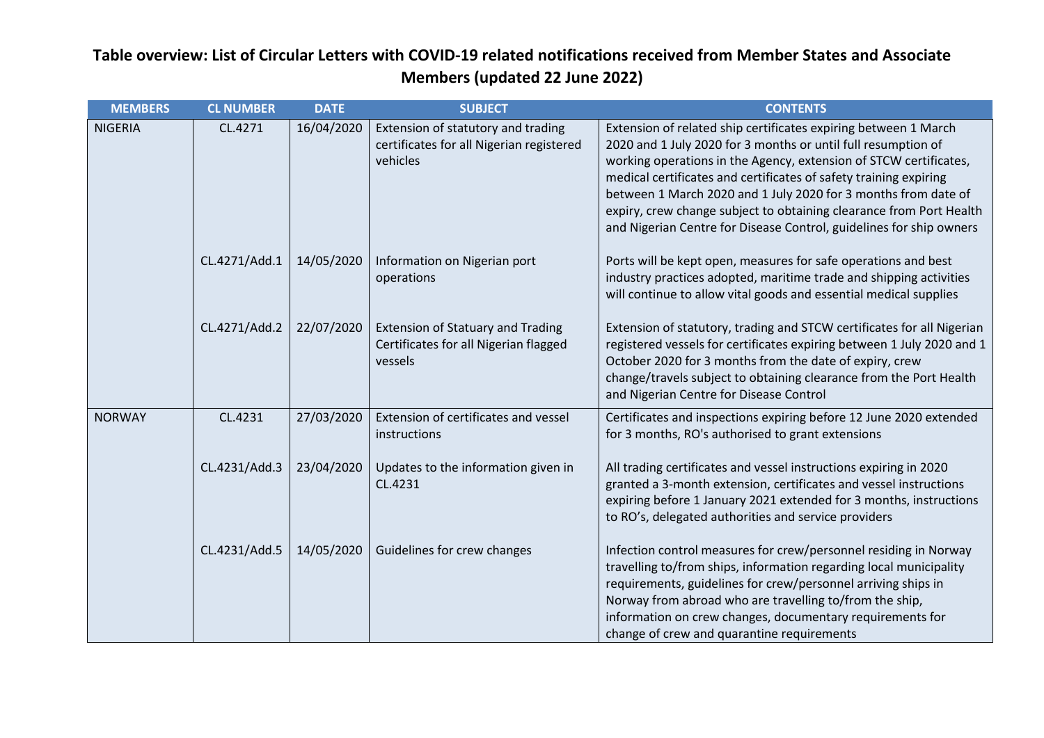# Table overview: List of Circular Letters with COVID-19 related notifications received from Member States and Associate Members (updated 22 June 2022)

| MEMBERS | CL NUMBER | DATE | SUBJECT | CONTENTS |
|---|---|---|---|---|
| NIGERIA | CL.4271 | 16/04/2020 | Extension of statutory and trading certificates for all Nigerian registered vehicles | Extension of related ship certificates expiring between 1 March 2020 and 1 July 2020 for 3 months or until full resumption of working operations in the Agency, extension of STCW certificates, medical certificates and certificates of safety training expiring between 1 March 2020 and 1 July 2020 for 3 months from date of expiry, crew change subject to obtaining clearance from Port Health and Nigerian Centre for Disease Control, guidelines for ship owners |
| | CL.4271/Add.1 | 14/05/2020 | Information on Nigerian port operations | Ports will be kept open, measures for safe operations and best industry practices adopted, maritime trade and shipping activities will continue to allow vital goods and essential medical supplies |
| | CL.4271/Add.2 | 22/07/2020 | Extension of Statuary and Trading Certificates for all Nigerian flagged vessels | Extension of statutory, trading and STCW certificates for all Nigerian registered vessels for certificates expiring between 1 July 2020 and 1 October 2020 for 3 months from the date of expiry, crew change/travels subject to obtaining clearance from the Port Health and Nigerian Centre for Disease Control |
| NORWAY | CL.4231 | 27/03/2020 | Extension of certificates and vessel instructions | Certificates and inspections expiring before 12 June 2020 extended for 3 months, RO's authorised to grant extensions |
| | CL.4231/Add.3 | 23/04/2020 | Updates to the information given in CL.4231 | All trading certificates and vessel instructions expiring in 2020 granted a 3-month extension, certificates and vessel instructions expiring before 1 January 2021 extended for 3 months, instructions to RO's, delegated authorities and service providers |
| | CL.4231/Add.5 | 14/05/2020 | Guidelines for crew changes | Infection control measures for crew/personnel residing in Norway travelling to/from ships, information regarding local municipality requirements, guidelines for crew/personnel arriving ships in Norway from abroad who are travelling to/from the ship, information on crew changes, documentary requirements for change of crew and quarantine requirements |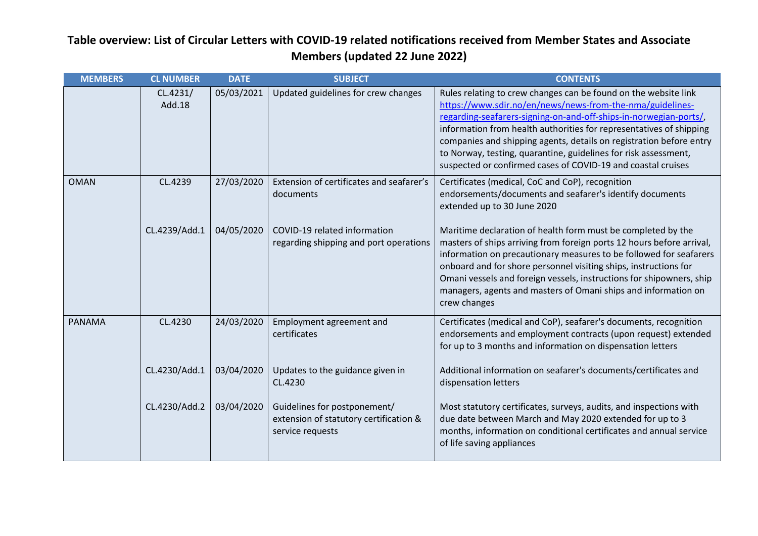# Table overview: List of Circular Letters with COVID-19 related notifications received from Member States and Associate Members (updated 22 June 2022)

| MEMBERS | CL NUMBER | DATE | SUBJECT | CONTENTS |
|---|---|---|---|---|
| | CL.4231/ Add.18 | 05/03/2021 | Updated guidelines for crew changes | Rules relating to crew changes can be found on the website link https://www.sdir.no/en/news/news-from-the-nma/guidelines-regarding-seafarers-signing-on-and-off-ships-in-norwegian-ports/, information from health authorities for representatives of shipping companies and shipping agents, details on registration before entry to Norway, testing, quarantine, guidelines for risk assessment, suspected or confirmed cases of COVID-19 and coastal cruises |
| OMAN | CL.4239 | 27/03/2020 | Extension of certificates and seafarer's documents | Certificates (medical, CoC and CoP), recognition endorsements/documents and seafarer's identify documents extended up to 30 June 2020 |
| | CL.4239/Add.1 | 04/05/2020 | COVID-19 related information regarding shipping and port operations | Maritime declaration of health form must be completed by the masters of ships arriving from foreign ports 12 hours before arrival, information on precautionary measures to be followed for seafarers onboard and for shore personnel visiting ships, instructions for Omani vessels and foreign vessels, instructions for shipowners, ship managers, agents and masters of Omani ships and information on crew changes |
| PANAMA | CL.4230 | 24/03/2020 | Employment agreement and certificates | Certificates (medical and CoP), seafarer's documents, recognition endorsements and employment contracts (upon request) extended for up to 3 months and information on dispensation letters |
| | CL.4230/Add.1 | 03/04/2020 | Updates to the guidance given in CL.4230 | Additional information on seafarer's documents/certificates and dispensation letters |
| | CL.4230/Add.2 | 03/04/2020 | Guidelines for postponement/ extension of statutory certification & service requests | Most statutory certificates, surveys, audits, and inspections with due date between March and May 2020 extended for up to 3 months, information on conditional certificates and annual service of life saving appliances |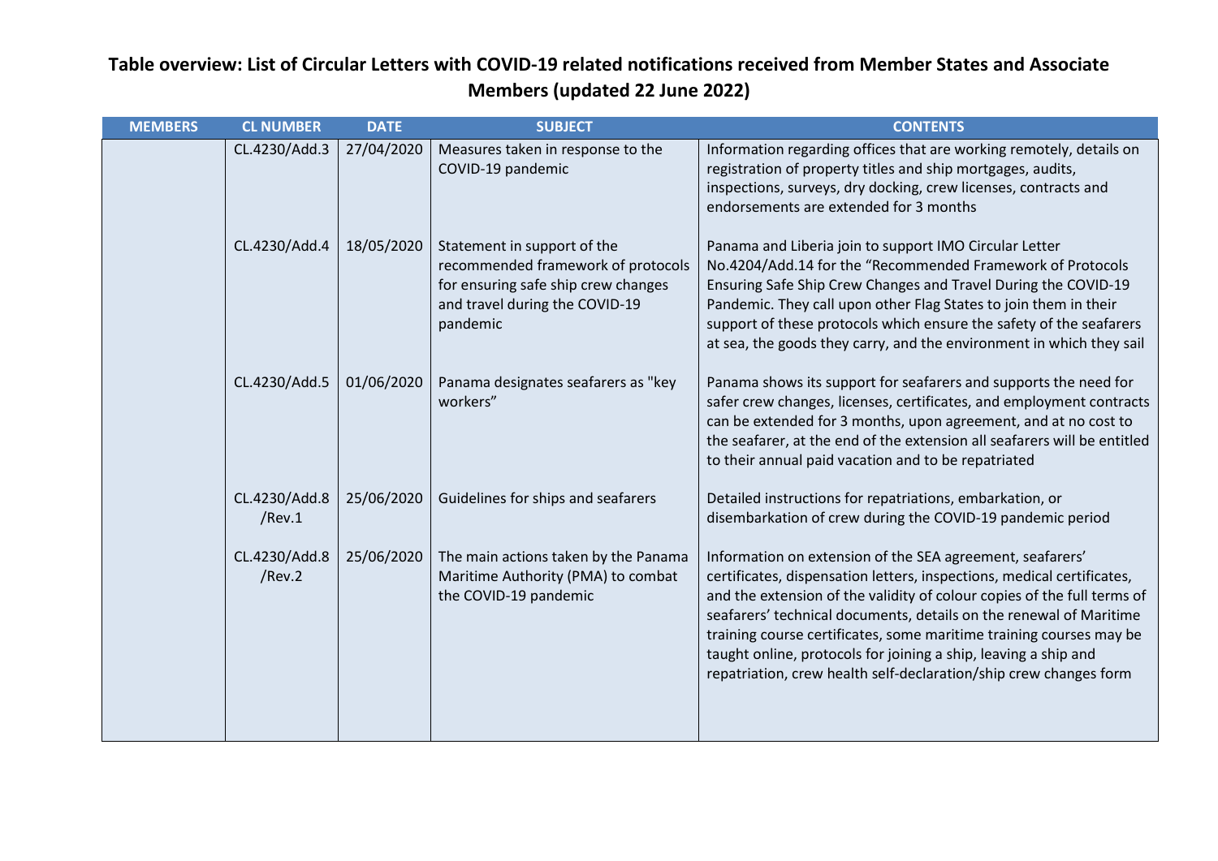**Table overview: List of Circular Letters with COVID-19 related notifications received from Member States and Associate Members (updated 22 June 2022)**

| MEMBERS | CL NUMBER | DATE | SUBJECT | CONTENTS |
|---|---|---|---|---|
| | CL.4230/Add.3 | 27/04/2020 | Measures taken in response to the COVID-19 pandemic | Information regarding offices that are working remotely, details on registration of property titles and ship mortgages, audits, inspections, surveys, dry docking, crew licenses, contracts and endorsements are extended for 3 months |
| | CL.4230/Add.4 | 18/05/2020 | Statement in support of the recommended framework of protocols for ensuring safe ship crew changes and travel during the COVID-19 pandemic | Panama and Liberia join to support IMO Circular Letter No.4204/Add.14 for the "Recommended Framework of Protocols Ensuring Safe Ship Crew Changes and Travel During the COVID-19 Pandemic. They call upon other Flag States to join them in their support of these protocols which ensure the safety of the seafarers at sea, the goods they carry, and the environment in which they sail |
| | CL.4230/Add.5 | 01/06/2020 | Panama designates seafarers as "key workers" | Panama shows its support for seafarers and supports the need for safer crew changes, licenses, certificates, and employment contracts can be extended for 3 months, upon agreement, and at no cost to the seafarer, at the end of the extension all seafarers will be entitled to their annual paid vacation and to be repatriated |
| | CL.4230/Add.8 /Rev.1 | 25/06/2020 | Guidelines for ships and seafarers | Detailed instructions for repatriations, embarkation, or disembarkation of crew during the COVID-19 pandemic period |
| | CL.4230/Add.8 /Rev.2 | 25/06/2020 | The main actions taken by the Panama Maritime Authority (PMA) to combat the COVID-19 pandemic | Information on extension of the SEA agreement, seafarers' certificates, dispensation letters, inspections, medical certificates, and the extension of the validity of colour copies of the full terms of seafarers' technical documents, details on the renewal of Maritime training course certificates, some maritime training courses may be taught online, protocols for joining a ship, leaving a ship and repatriation, crew health self-declaration/ship crew changes form |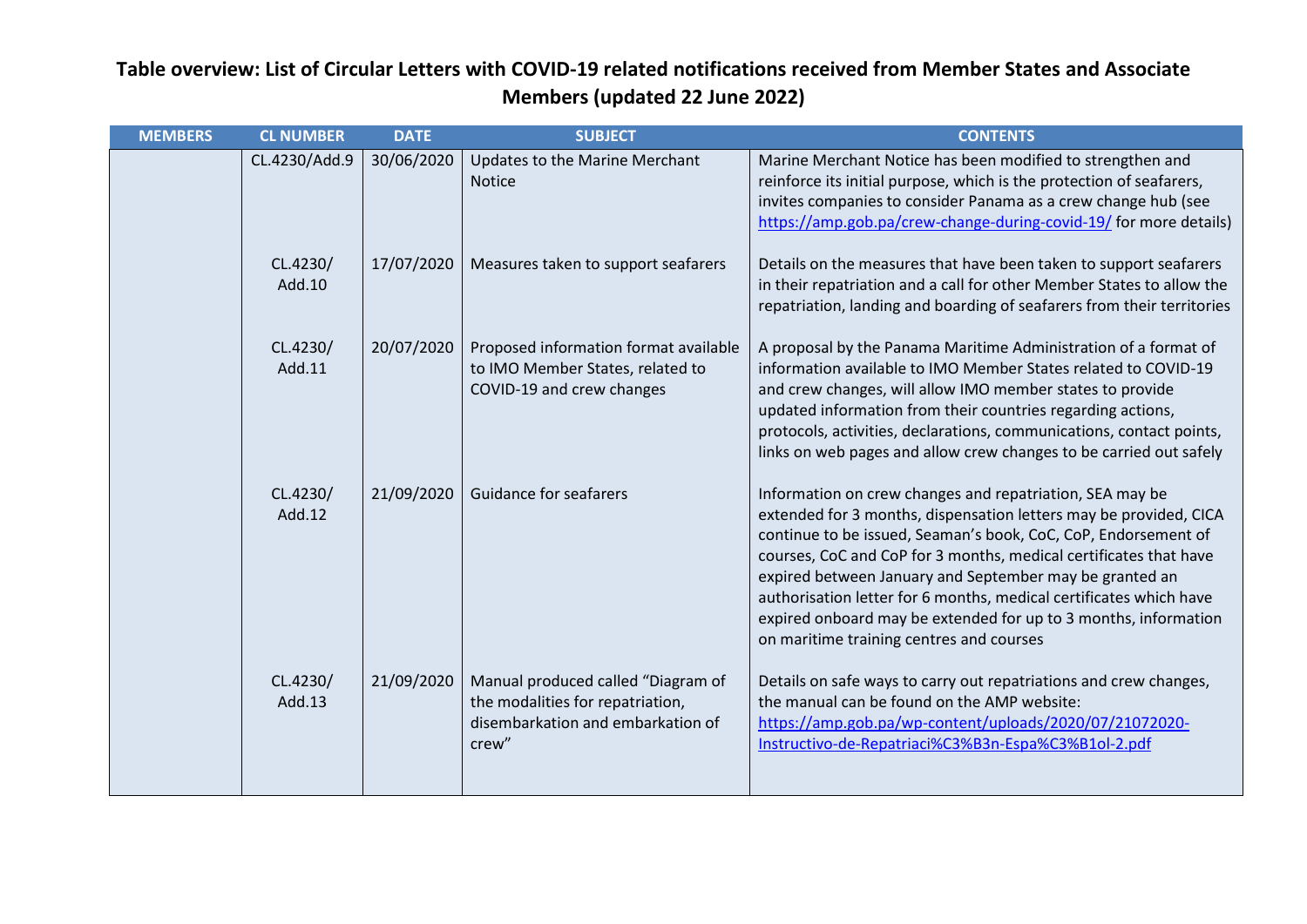# Table overview: List of Circular Letters with COVID-19 related notifications received from Member States and Associate Members (updated 22 June 2022)

| MEMBERS | CL NUMBER | DATE | SUBJECT | CONTENTS |
|---|---|---|---|---|
| | CL.4230/Add.9 | 30/06/2020 | Updates to the Marine Merchant Notice | Marine Merchant Notice has been modified to strengthen and reinforce its initial purpose, which is the protection of seafarers, invites companies to consider Panama as a crew change hub (see https://amp.gob.pa/crew-change-during-covid-19/ for more details) |
| | CL.4230/ Add.10 | 17/07/2020 | Measures taken to support seafarers | Details on the measures that have been taken to support seafarers in their repatriation and a call for other Member States to allow the repatriation, landing and boarding of seafarers from their territories |
| | CL.4230/ Add.11 | 20/07/2020 | Proposed information format available to IMO Member States, related to COVID-19 and crew changes | A proposal by the Panama Maritime Administration of a format of information available to IMO Member States related to COVID-19 and crew changes, will allow IMO member states to provide updated information from their countries regarding actions, protocols, activities, declarations, communications, contact points, links on web pages and allow crew changes to be carried out safely |
| | CL.4230/ Add.12 | 21/09/2020 | Guidance for seafarers | Information on crew changes and repatriation, SEA may be extended for 3 months, dispensation letters may be provided, CICA continue to be issued, Seaman's book, CoC, CoP, Endorsement of courses, CoC and CoP for 3 months, medical certificates that have expired between January and September may be granted an authorisation letter for 6 months, medical certificates which have expired onboard may be extended for up to 3 months, information on maritime training centres and courses |
| | CL.4230/ Add.13 | 21/09/2020 | Manual produced called "Diagram of the modalities for repatriation, disembarkation and embarkation of crew" | Details on safe ways to carry out repatriations and crew changes, the manual can be found on the AMP website: https://amp.gob.pa/wp-content/uploads/2020/07/21072020-Instructivo-de-Repatriaci%C3%B3n-Espa%C3%B1ol-2.pdf |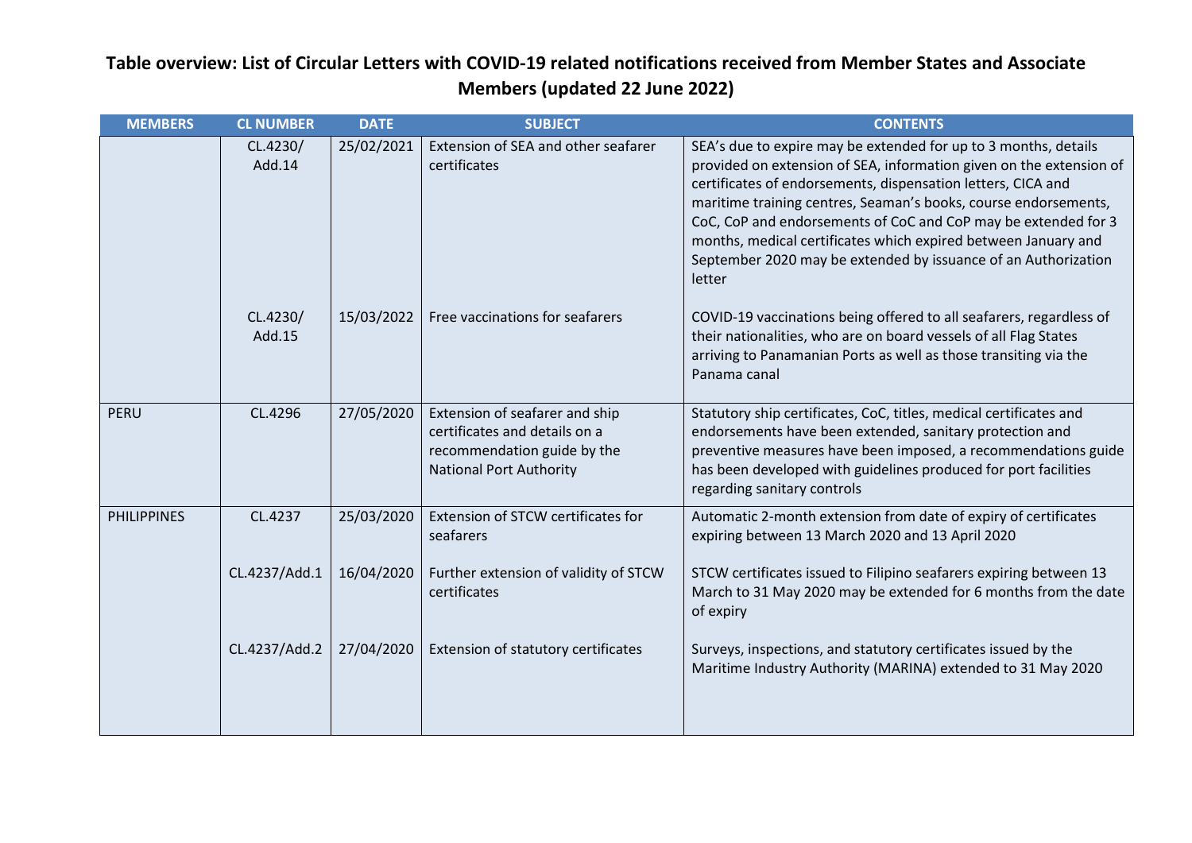## Table overview: List of Circular Letters with COVID-19 related notifications received from Member States and Associate Members (updated 22 June 2022)

| MEMBERS | CL NUMBER | DATE | SUBJECT | CONTENTS |
|---|---|---|---|---|
| | CL.4230/ Add.14 | 25/02/2021 | Extension of SEA and other seafarer certificates | SEA's due to expire may be extended for up to 3 months, details provided on extension of SEA, information given on the extension of certificates of endorsements, dispensation letters, CICA and maritime training centres, Seaman's books, course endorsements, CoC, CoP and endorsements of CoC and CoP may be extended for 3 months, medical certificates which expired between January and September 2020 may be extended by issuance of an Authorization letter |
| | CL.4230/ Add.15 | 15/03/2022 | Free vaccinations for seafarers | COVID-19 vaccinations being offered to all seafarers, regardless of their nationalities, who are on board vessels of all Flag States arriving to Panamanian Ports as well as those transiting via the Panama canal |
| PERU | CL.4296 | 27/05/2020 | Extension of seafarer and ship certificates and details on a recommendation guide by the National Port Authority | Statutory ship certificates, CoC, titles, medical certificates and endorsements have been extended, sanitary protection and preventive measures have been imposed, a recommendations guide has been developed with guidelines produced for port facilities regarding sanitary controls |
| PHILIPPINES | CL.4237 | 25/03/2020 | Extension of STCW certificates for seafarers | Automatic 2-month extension from date of expiry of certificates expiring between 13 March 2020 and 13 April 2020 |
| | CL.4237/Add.1 | 16/04/2020 | Further extension of validity of STCW certificates | STCW certificates issued to Filipino seafarers expiring between 13 March to 31 May 2020 may be extended for 6 months from the date of expiry |
| | CL.4237/Add.2 | 27/04/2020 | Extension of statutory certificates | Surveys, inspections, and statutory certificates issued by the Maritime Industry Authority (MARINA) extended to 31 May 2020 |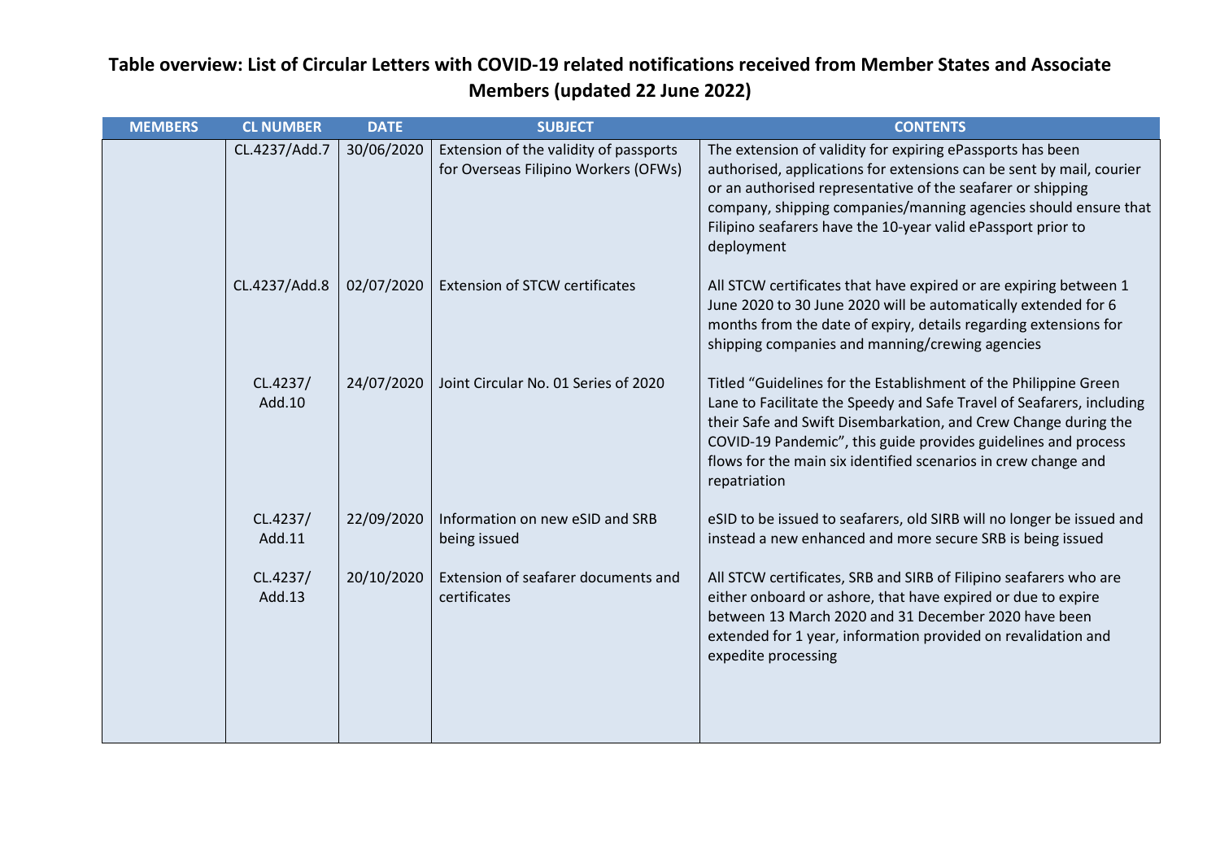## Table overview: List of Circular Letters with COVID-19 related notifications received from Member States and Associate Members (updated 22 June 2022)

| MEMBERS | CL NUMBER | DATE | SUBJECT | CONTENTS |
|---|---|---|---|---|
| | CL.4237/Add.7 | 30/06/2020 | Extension of the validity of passports for Overseas Filipino Workers (OFWs) | The extension of validity for expiring ePassports has been authorised, applications for extensions can be sent by mail, courier or an authorised representative of the seafarer or shipping company, shipping companies/manning agencies should ensure that Filipino seafarers have the 10-year valid ePassport prior to deployment |
| | CL.4237/Add.8 | 02/07/2020 | Extension of STCW certificates | All STCW certificates that have expired or are expiring between 1 June 2020 to 30 June 2020 will be automatically extended for 6 months from the date of expiry, details regarding extensions for shipping companies and manning/crewing agencies |
| | CL.4237/ Add.10 | 24/07/2020 | Joint Circular No. 01 Series of 2020 | Titled "Guidelines for the Establishment of the Philippine Green Lane to Facilitate the Speedy and Safe Travel of Seafarers, including their Safe and Swift Disembarkation, and Crew Change during the COVID-19 Pandemic", this guide provides guidelines and process flows for the main six identified scenarios in crew change and repatriation |
| | CL.4237/ Add.11 | 22/09/2020 | Information on new eSID and SRB being issued | eSID to be issued to seafarers, old SIRB will no longer be issued and instead a new enhanced and more secure SRB is being issued |
| | CL.4237/ Add.13 | 20/10/2020 | Extension of seafarer documents and certificates | All STCW certificates, SRB and SIRB of Filipino seafarers who are either onboard or ashore, that have expired or due to expire between 13 March 2020 and 31 December 2020 have been extended for 1 year, information provided on revalidation and expedite processing |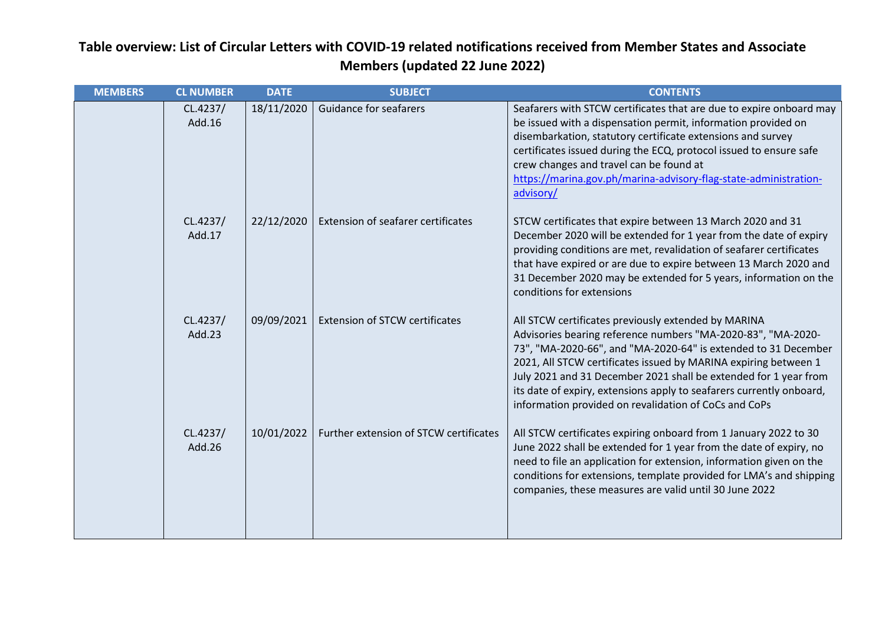# Table overview: List of Circular Letters with COVID-19 related notifications received from Member States and Associate Members (updated 22 June 2022)

| MEMBERS | CL NUMBER | DATE | SUBJECT | CONTENTS |
|---|---|---|---|---|
| | CL.4237/ Add.16 | 18/11/2020 | Guidance for seafarers | Seafarers with STCW certificates that are due to expire onboard may be issued with a dispensation permit, information provided on disembarkation, statutory certificate extensions and survey certificates issued during the ECQ, protocol issued to ensure safe crew changes and travel can be found at [https://marina.gov.ph/marina-advisory-flag-state-administration-advisory/](https://marina.gov.ph/marina-advisory-flag-state-administration-advisory/) |
| | CL.4237/ Add.17 | 22/12/2020 | Extension of seafarer certificates | STCW certificates that expire between 13 March 2020 and 31 December 2020 will be extended for 1 year from the date of expiry providing conditions are met, revalidation of seafarer certificates that have expired or are due to expire between 13 March 2020 and 31 December 2020 may be extended for 5 years, information on the conditions for extensions |
| | CL.4237/ Add.23 | 09/09/2021 | Extension of STCW certificates | All STCW certificates previously extended by MARINA Advisories bearing reference numbers "MA-2020-83", "MA-2020-73", "MA-2020-66", and "MA-2020-64" is extended to 31 December 2021, All STCW certificates issued by MARINA expiring between 1 July 2021 and 31 December 2021 shall be extended for 1 year from its date of expiry, extensions apply to seafarers currently onboard, information provided on revalidation of CoCs and CoPs |
| | CL.4237/ Add.26 | 10/01/2022 | Further extension of STCW certificates | All STCW certificates expiring onboard from 1 January 2022 to 30 June 2022 shall be extended for 1 year from the date of expiry, no need to file an application for extension, information given on the conditions for extensions, template provided for LMA's and shipping companies, these measures are valid until 30 June 2022 |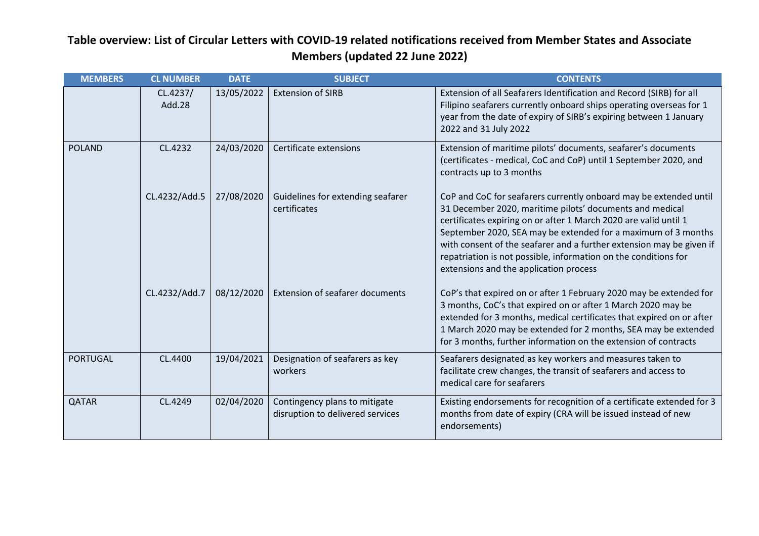## Table overview: List of Circular Letters with COVID-19 related notifications received from Member States and Associate Members (updated 22 June 2022)

| MEMBERS | CL NUMBER | DATE | SUBJECT | CONTENTS |
|---|---|---|---|---|
| | CL.4237/ Add.28 | 13/05/2022 | Extension of SIRB | Extension of all Seafarers Identification and Record (SIRB) for all Filipino seafarers currently onboard ships operating overseas for 1 year from the date of expiry of SIRB's expiring between 1 January 2022 and 31 July 2022 |
| POLAND | CL.4232 | 24/03/2020 | Certificate extensions | Extension of maritime pilots' documents, seafarer's documents (certificates - medical, CoC and CoP) until 1 September 2020, and contracts up to 3 months |
| | CL.4232/Add.5 | 27/08/2020 | Guidelines for extending seafarer certificates | CoP and CoC for seafarers currently onboard may be extended until 31 December 2020, maritime pilots' documents and medical certificates expiring on or after 1 March 2020 are valid until 1 September 2020, SEA may be extended for a maximum of 3 months with consent of the seafarer and a further extension may be given if repatriation is not possible, information on the conditions for extensions and the application process |
| | CL.4232/Add.7 | 08/12/2020 | Extension of seafarer documents | CoP's that expired on or after 1 February 2020 may be extended for 3 months, CoC's that expired on or after 1 March 2020 may be extended for 3 months, medical certificates that expired on or after 1 March 2020 may be extended for 2 months, SEA may be extended for 3 months, further information on the extension of contracts |
| PORTUGAL | CL.4400 | 19/04/2021 | Designation of seafarers as key workers | Seafarers designated as key workers and measures taken to facilitate crew changes, the transit of seafarers and access to medical care for seafarers |
| QATAR | CL.4249 | 02/04/2020 | Contingency plans to mitigate disruption to delivered services | Existing endorsements for recognition of a certificate extended for 3 months from date of expiry (CRA will be issued instead of new endorsements) |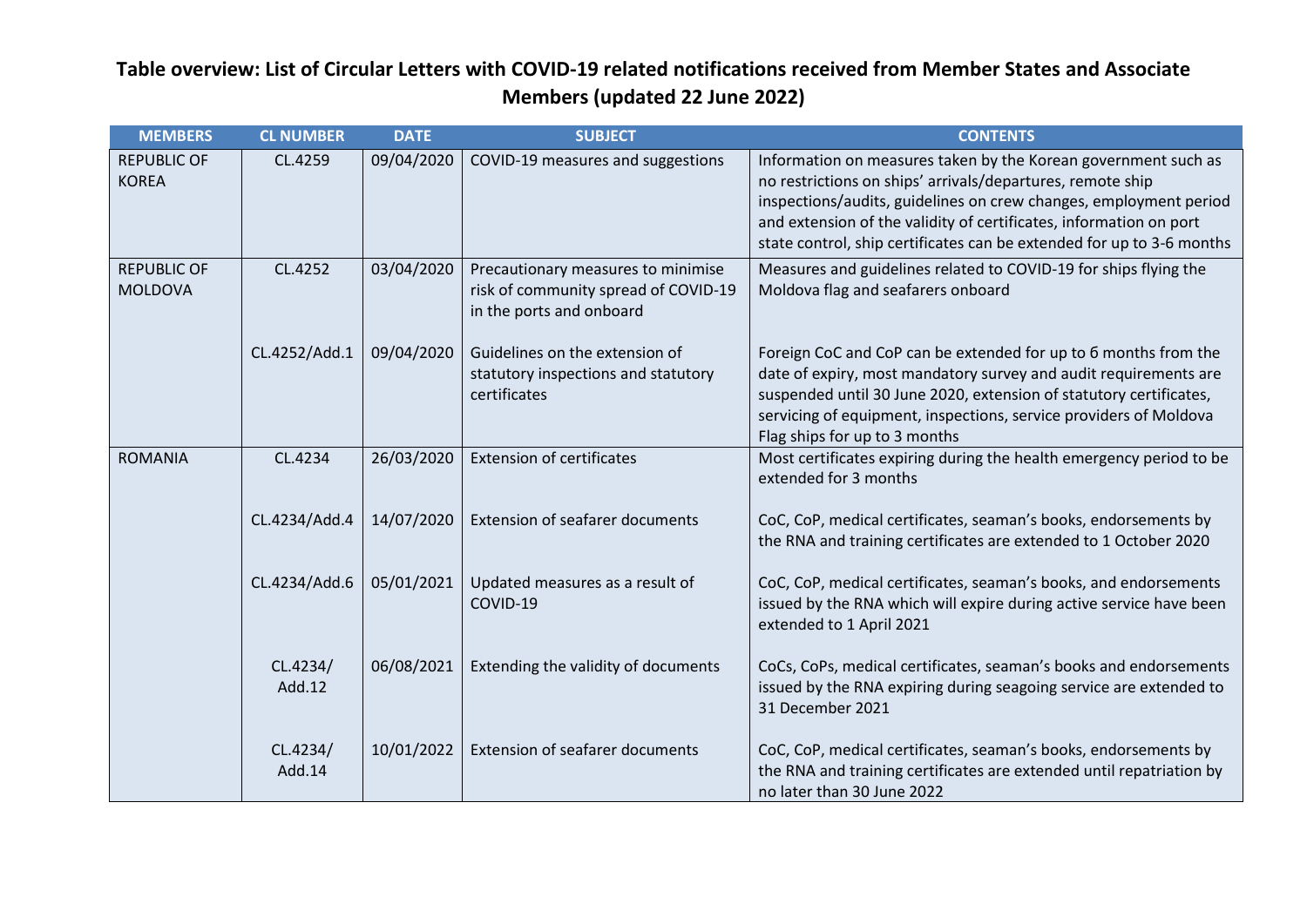## Table overview: List of Circular Letters with COVID-19 related notifications received from Member States and Associate Members (updated 22 June 2022)

| MEMBERS | CL NUMBER | DATE | SUBJECT | CONTENTS |
|---|---|---|---|---|
| REPUBLIC OF KOREA | CL.4259 | 09/04/2020 | COVID-19 measures and suggestions | Information on measures taken by the Korean government such as no restrictions on ships' arrivals/departures, remote ship inspections/audits, guidelines on crew changes, employment period and extension of the validity of certificates, information on port state control, ship certificates can be extended for up to 3-6 months |
| REPUBLIC OF MOLDOVA | CL.4252 | 03/04/2020 | Precautionary measures to minimise risk of community spread of COVID-19 in the ports and onboard | Measures and guidelines related to COVID-19 for ships flying the Moldova flag and seafarers onboard |
| | CL.4252/Add.1 | 09/04/2020 | Guidelines on the extension of statutory inspections and statutory certificates | Foreign CoC and CoP can be extended for up to 6 months from the date of expiry, most mandatory survey and audit requirements are suspended until 30 June 2020, extension of statutory certificates, servicing of equipment, inspections, service providers of Moldova Flag ships for up to 3 months |
| ROMANIA | CL.4234 | 26/03/2020 | Extension of certificates | Most certificates expiring during the health emergency period to be extended for 3 months |
| | CL.4234/Add.4 | 14/07/2020 | Extension of seafarer documents | CoC, CoP, medical certificates, seaman's books, endorsements by the RNA and training certificates are extended to 1 October 2020 |
| | CL.4234/Add.6 | 05/01/2021 | Updated measures as a result of COVID-19 | CoC, CoP, medical certificates, seaman's books, and endorsements issued by the RNA which will expire during active service have been extended to 1 April 2021 |
| | CL.4234/ Add.12 | 06/08/2021 | Extending the validity of documents | CoCs, CoPs, medical certificates, seaman's books and endorsements issued by the RNA expiring during seagoing service are extended to 31 December 2021 |
| | CL.4234/ Add.14 | 10/01/2022 | Extension of seafarer documents | CoC, CoP, medical certificates, seaman's books, endorsements by the RNA and training certificates are extended until repatriation by no later than 30 June 2022 |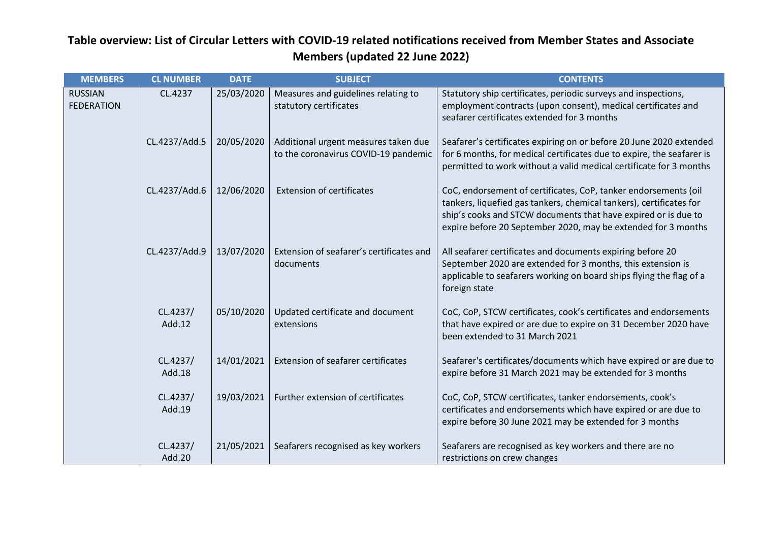# Table overview: List of Circular Letters with COVID-19 related notifications received from Member States and Associate Members (updated 22 June 2022)

| MEMBERS | CL NUMBER | DATE | SUBJECT | CONTENTS |
|---|---|---|---|---|
| RUSSIAN FEDERATION | CL.4237 | 25/03/2020 | Measures and guidelines relating to statutory certificates | Statutory ship certificates, periodic surveys and inspections, employment contracts (upon consent), medical certificates and seafarer certificates extended for 3 months |
| | CL.4237/Add.5 | 20/05/2020 | Additional urgent measures taken due to the coronavirus COVID-19 pandemic | Seafarer's certificates expiring on or before 20 June 2020 extended for 6 months, for medical certificates due to expire, the seafarer is permitted to work without a valid medical certificate for 3 months |
| | CL.4237/Add.6 | 12/06/2020 | Extension of certificates | CoC, endorsement of certificates, CoP, tanker endorsements (oil tankers, liquefied gas tankers, chemical tankers), certificates for ship's cooks and STCW documents that have expired or is due to expire before 20 September 2020, may be extended for 3 months |
| | CL.4237/Add.9 | 13/07/2020 | Extension of seafarer's certificates and documents | All seafarer certificates and documents expiring before 20 September 2020 are extended for 3 months, this extension is applicable to seafarers working on board ships flying the flag of a foreign state |
| | CL.4237/ Add.12 | 05/10/2020 | Updated certificate and document extensions | CoC, CoP, STCW certificates, cook's certificates and endorsements that have expired or are due to expire on 31 December 2020 have been extended to 31 March 2021 |
| | CL.4237/ Add.18 | 14/01/2021 | Extension of seafarer certificates | Seafarer's certificates/documents which have expired or are due to expire before 31 March 2021 may be extended for 3 months |
| | CL.4237/ Add.19 | 19/03/2021 | Further extension of certificates | CoC, CoP, STCW certificates, tanker endorsements, cook's certificates and endorsements which have expired or are due to expire before 30 June 2021 may be extended for 3 months |
| | CL.4237/ Add.20 | 21/05/2021 | Seafarers recognised as key workers | Seafarers are recognised as key workers and there are no restrictions on crew changes |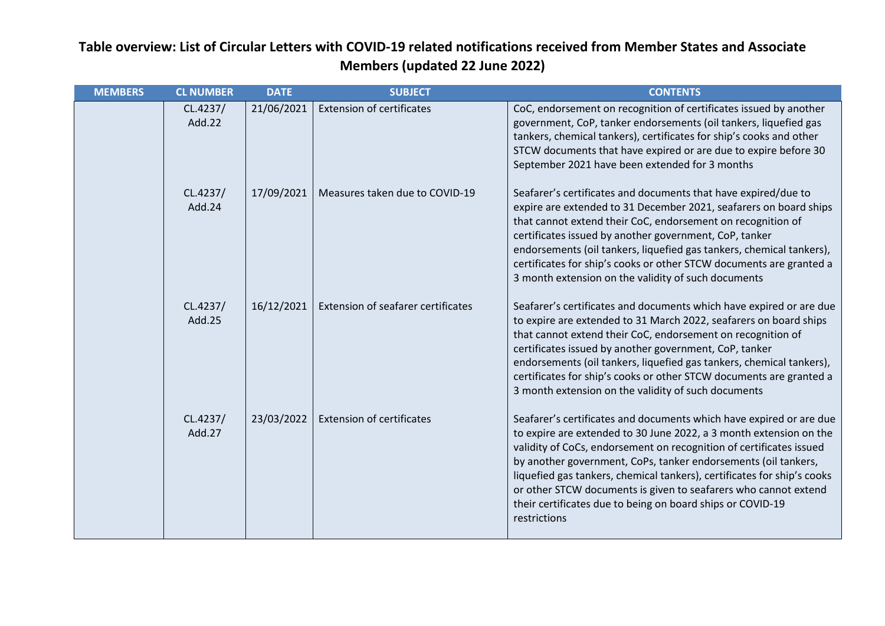## Table overview: List of Circular Letters with COVID-19 related notifications received from Member States and Associate Members (updated 22 June 2022)

| MEMBERS | CL NUMBER | DATE | SUBJECT | CONTENTS |
|---|---|---|---|---|
| | CL.4237/ Add.22 | 21/06/2021 | Extension of certificates | CoC, endorsement on recognition of certificates issued by another government, CoP, tanker endorsements (oil tankers, liquefied gas tankers, chemical tankers), certificates for ship's cooks and other STCW documents that have expired or are due to expire before 30 September 2021 have been extended for 3 months |
| | CL.4237/ Add.24 | 17/09/2021 | Measures taken due to COVID-19 | Seafarer's certificates and documents that have expired/due to expire are extended to 31 December 2021, seafarers on board ships that cannot extend their CoC, endorsement on recognition of certificates issued by another government, CoP, tanker endorsements (oil tankers, liquefied gas tankers, chemical tankers), certificates for ship's cooks or other STCW documents are granted a 3 month extension on the validity of such documents |
| | CL.4237/ Add.25 | 16/12/2021 | Extension of seafarer certificates | Seafarer's certificates and documents which have expired or are due to expire are extended to 31 March 2022, seafarers on board ships that cannot extend their CoC, endorsement on recognition of certificates issued by another government, CoP, tanker endorsements (oil tankers, liquefied gas tankers, chemical tankers), certificates for ship's cooks or other STCW documents are granted a 3 month extension on the validity of such documents |
| | CL.4237/ Add.27 | 23/03/2022 | Extension of certificates | Seafarer's certificates and documents which have expired or are due to expire are extended to 30 June 2022, a 3 month extension on the validity of CoCs, endorsement on recognition of certificates issued by another government, CoPs, tanker endorsements (oil tankers, liquefied gas tankers, chemical tankers), certificates for ship's cooks or other STCW documents is given to seafarers who cannot extend their certificates due to being on board ships or COVID-19 restrictions |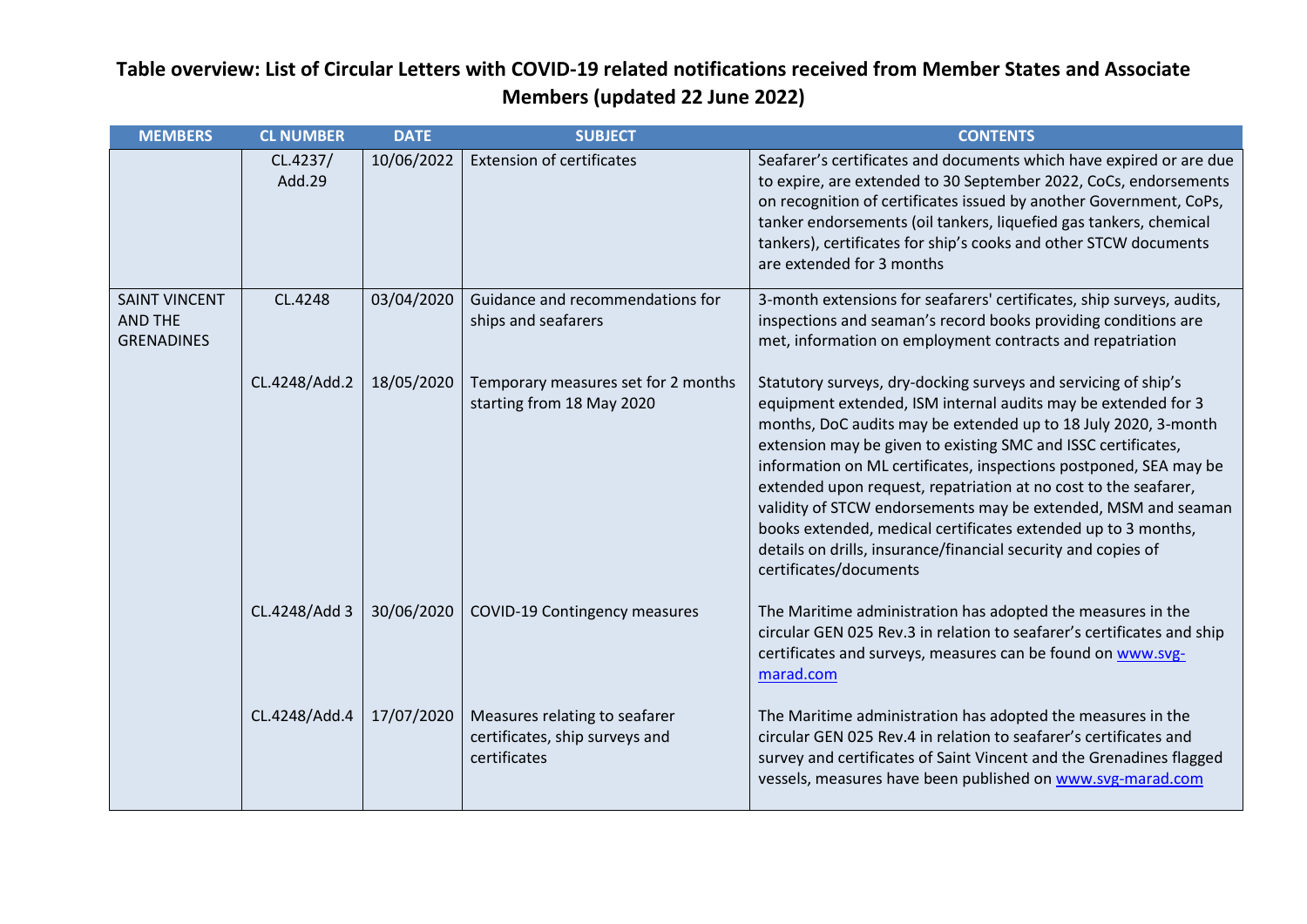# Table overview: List of Circular Letters with COVID-19 related notifications received from Member States and Associate Members (updated 22 June 2022)

| MEMBERS | CL NUMBER | DATE | SUBJECT | CONTENTS |
|---|---|---|---|---|
| | CL.4237/ Add.29 | 10/06/2022 | Extension of certificates | Seafarer's certificates and documents which have expired or are due to expire, are extended to 30 September 2022, CoCs, endorsements on recognition of certificates issued by another Government, CoPs, tanker endorsements (oil tankers, liquefied gas tankers, chemical tankers), certificates for ship's cooks and other STCW documents are extended for 3 months |
| SAINT VINCENT AND THE GRENADINES | CL.4248 | 03/04/2020 | Guidance and recommendations for ships and seafarers | 3-month extensions for seafarers' certificates, ship surveys, audits, inspections and seaman's record books providing conditions are met, information on employment contracts and repatriation |
| | CL.4248/Add.2 | 18/05/2020 | Temporary measures set for 2 months starting from 18 May 2020 | Statutory surveys, dry-docking surveys and servicing of ship's equipment extended, ISM internal audits may be extended for 3 months, DoC audits may be extended up to 18 July 2020, 3-month extension may be given to existing SMC and ISSC certificates, information on ML certificates, inspections postponed, SEA may be extended upon request, repatriation at no cost to the seafarer, validity of STCW endorsements may be extended, MSM and seaman books extended, medical certificates extended up to 3 months, details on drills, insurance/financial security and copies of certificates/documents |
| | CL.4248/Add 3 | 30/06/2020 | COVID-19 Contingency measures | The Maritime administration has adopted the measures in the circular GEN 025 Rev.3 in relation to seafarer's certificates and ship certificates and surveys, measures can be found on www.svg-marad.com |
| | CL.4248/Add.4 | 17/07/2020 | Measures relating to seafarer certificates, ship surveys and certificates | The Maritime administration has adopted the measures in the circular GEN 025 Rev.4 in relation to seafarer's certificates and survey and certificates of Saint Vincent and the Grenadines flagged vessels, measures have been published on www.svg-marad.com |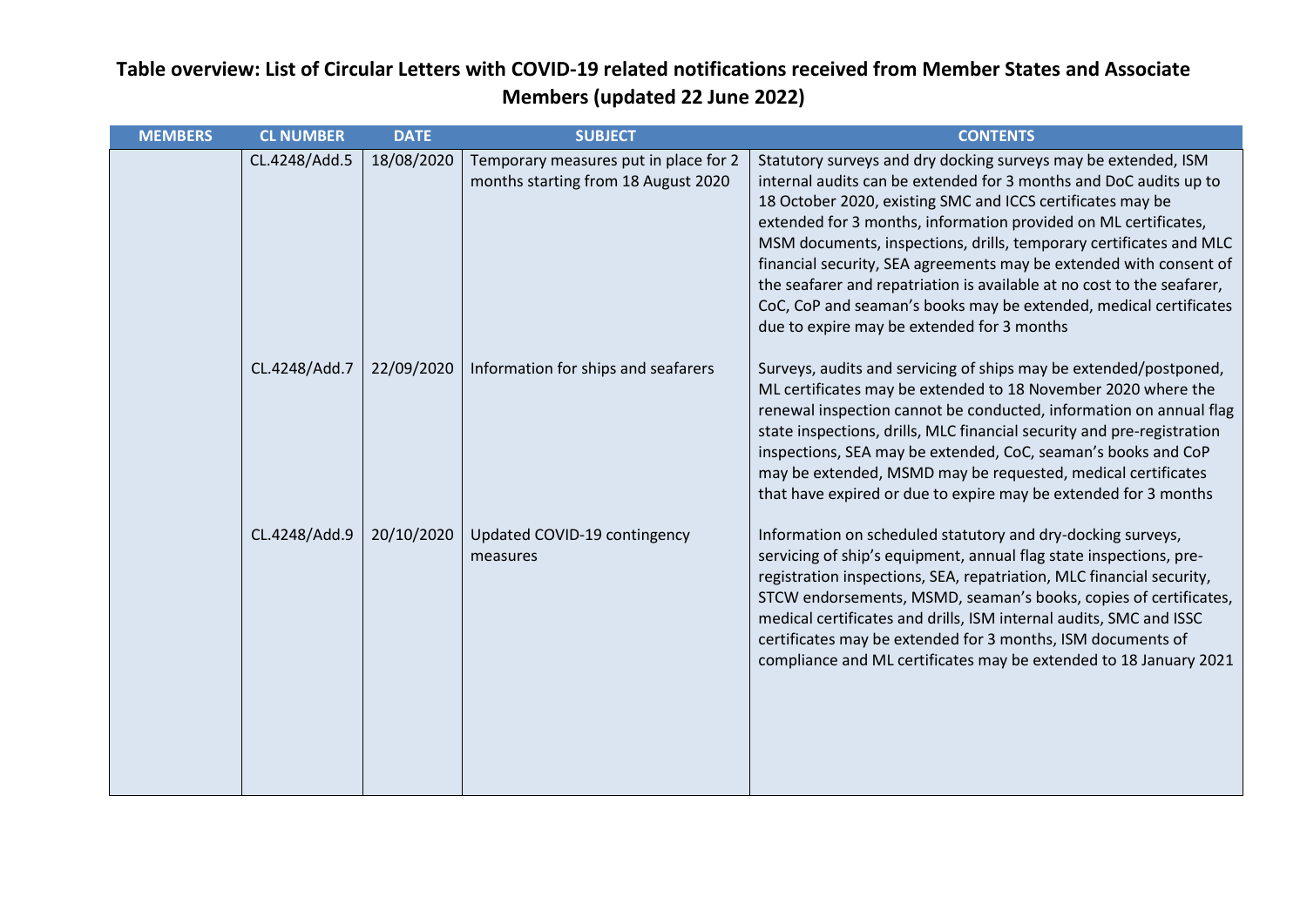## Table overview: List of Circular Letters with COVID-19 related notifications received from Member States and Associate Members (updated 22 June 2022)

| MEMBERS | CL NUMBER | DATE | SUBJECT | CONTENTS |
|---|---|---|---|---|
| | CL.4248/Add.5 | 18/08/2020 | Temporary measures put in place for 2 months starting from 18 August 2020 | Statutory surveys and dry docking surveys may be extended, ISM internal audits can be extended for 3 months and DoC audits up to 18 October 2020, existing SMC and ICCS certificates may be extended for 3 months, information provided on ML certificates, MSM documents, inspections, drills, temporary certificates and MLC financial security, SEA agreements may be extended with consent of the seafarer and repatriation is available at no cost to the seafarer, CoC, CoP and seaman's books may be extended, medical certificates due to expire may be extended for 3 months |
| | CL.4248/Add.7 | 22/09/2020 | Information for ships and seafarers | Surveys, audits and servicing of ships may be extended/postponed, ML certificates may be extended to 18 November 2020 where the renewal inspection cannot be conducted, information on annual flag state inspections, drills, MLC financial security and pre-registration inspections, SEA may be extended, CoC, seaman's books and CoP may be extended, MSMD may be requested, medical certificates that have expired or due to expire may be extended for 3 months |
| | CL.4248/Add.9 | 20/10/2020 | Updated COVID-19 contingency measures | Information on scheduled statutory and dry-docking surveys, servicing of ship's equipment, annual flag state inspections, pre-registration inspections, SEA, repatriation, MLC financial security, STCW endorsements, MSMD, seaman's books, copies of certificates, medical certificates and drills, ISM internal audits, SMC and ISSC certificates may be extended for 3 months, ISM documents of compliance and ML certificates may be extended to 18 January 2021 |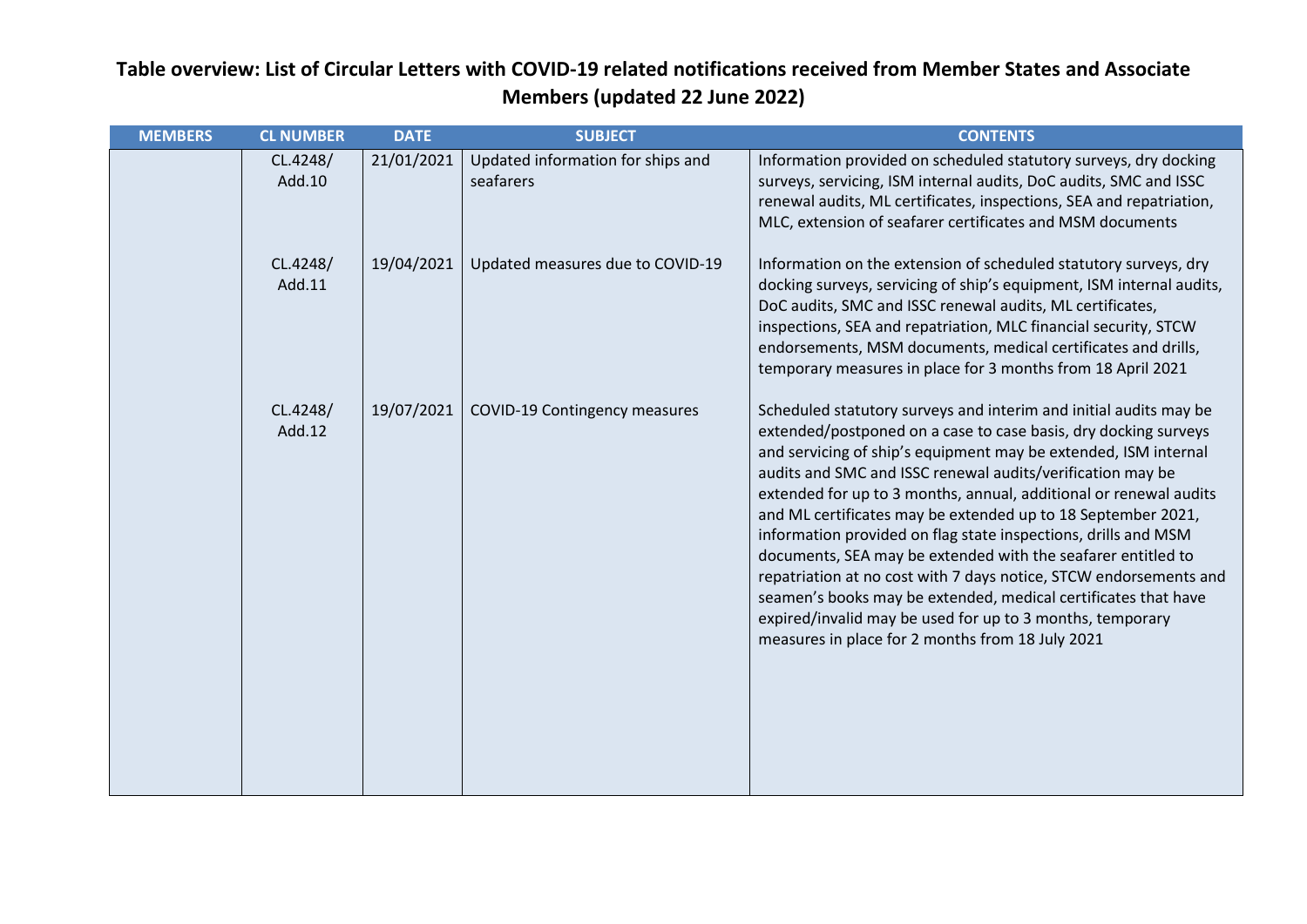# Table overview: List of Circular Letters with COVID-19 related notifications received from Member States and Associate Members (updated 22 June 2022)

| MEMBERS | CL NUMBER | DATE | SUBJECT | CONTENTS |
|---|---|---|---|---|
| | CL.4248/ Add.10 | 21/01/2021 | Updated information for ships and seafarers | Information provided on scheduled statutory surveys, dry docking surveys, servicing, ISM internal audits, DoC audits, SMC and ISSC renewal audits, ML certificates, inspections, SEA and repatriation, MLC, extension of seafarer certificates and MSM documents |
| | CL.4248/ Add.11 | 19/04/2021 | Updated measures due to COVID-19 | Information on the extension of scheduled statutory surveys, dry docking surveys, servicing of ship's equipment, ISM internal audits, DoC audits, SMC and ISSC renewal audits, ML certificates, inspections, SEA and repatriation, MLC financial security, STCW endorsements, MSM documents, medical certificates and drills, temporary measures in place for 3 months from 18 April 2021 |
| | CL.4248/ Add.12 | 19/07/2021 | COVID-19 Contingency measures | Scheduled statutory surveys and interim and initial audits may be extended/postponed on a case to case basis, dry docking surveys and servicing of ship's equipment may be extended, ISM internal audits and SMC and ISSC renewal audits/verification may be extended for up to 3 months, annual, additional or renewal audits and ML certificates may be extended up to 18 September 2021, information provided on flag state inspections, drills and MSM documents, SEA may be extended with the seafarer entitled to repatriation at no cost with 7 days notice, STCW endorsements and seamen's books may be extended, medical certificates that have expired/invalid may be used for up to 3 months, temporary measures in place for 2 months from 18 July 2021 |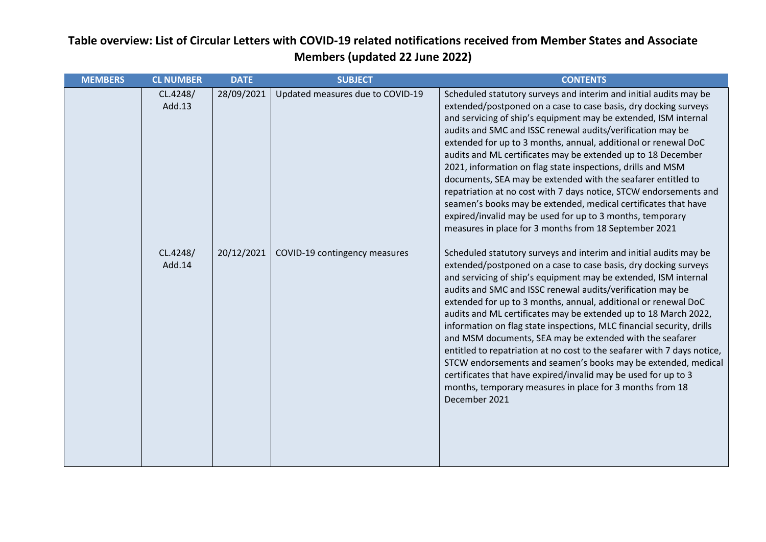**Table overview: List of Circular Letters with COVID-19 related notifications received from Member States and Associate Members (updated 22 June 2022)**

| MEMBERS | CL NUMBER | DATE | SUBJECT | CONTENTS |
|---|---|---|---|---|
| | CL.4248/ Add.13 | 28/09/2021 | Updated measures due to COVID-19 | Scheduled statutory surveys and interim and initial audits may be extended/postponed on a case to case basis, dry docking surveys and servicing of ship's equipment may be extended, ISM internal audits and SMC and ISSC renewal audits/verification may be extended for up to 3 months, annual, additional or renewal DoC audits and ML certificates may be extended up to 18 December 2021, information on flag state inspections, drills and MSM documents, SEA may be extended with the seafarer entitled to repatriation at no cost with 7 days notice, STCW endorsements and seamen's books may be extended, medical certificates that have expired/invalid may be used for up to 3 months, temporary measures in place for 3 months from 18 September 2021 |
| | CL.4248/ Add.14 | 20/12/2021 | COVID-19 contingency measures | Scheduled statutory surveys and interim and initial audits may be extended/postponed on a case to case basis, dry docking surveys and servicing of ship's equipment may be extended, ISM internal audits and SMC and ISSC renewal audits/verification may be extended for up to 3 months, annual, additional or renewal DoC audits and ML certificates may be extended up to 18 March 2022, information on flag state inspections, MLC financial security, drills and MSM documents, SEA may be extended with the seafarer entitled to repatriation at no cost to the seafarer with 7 days notice, STCW endorsements and seamen's books may be extended, medical certificates that have expired/invalid may be used for up to 3 months, temporary measures in place for 3 months from 18 December 2021 |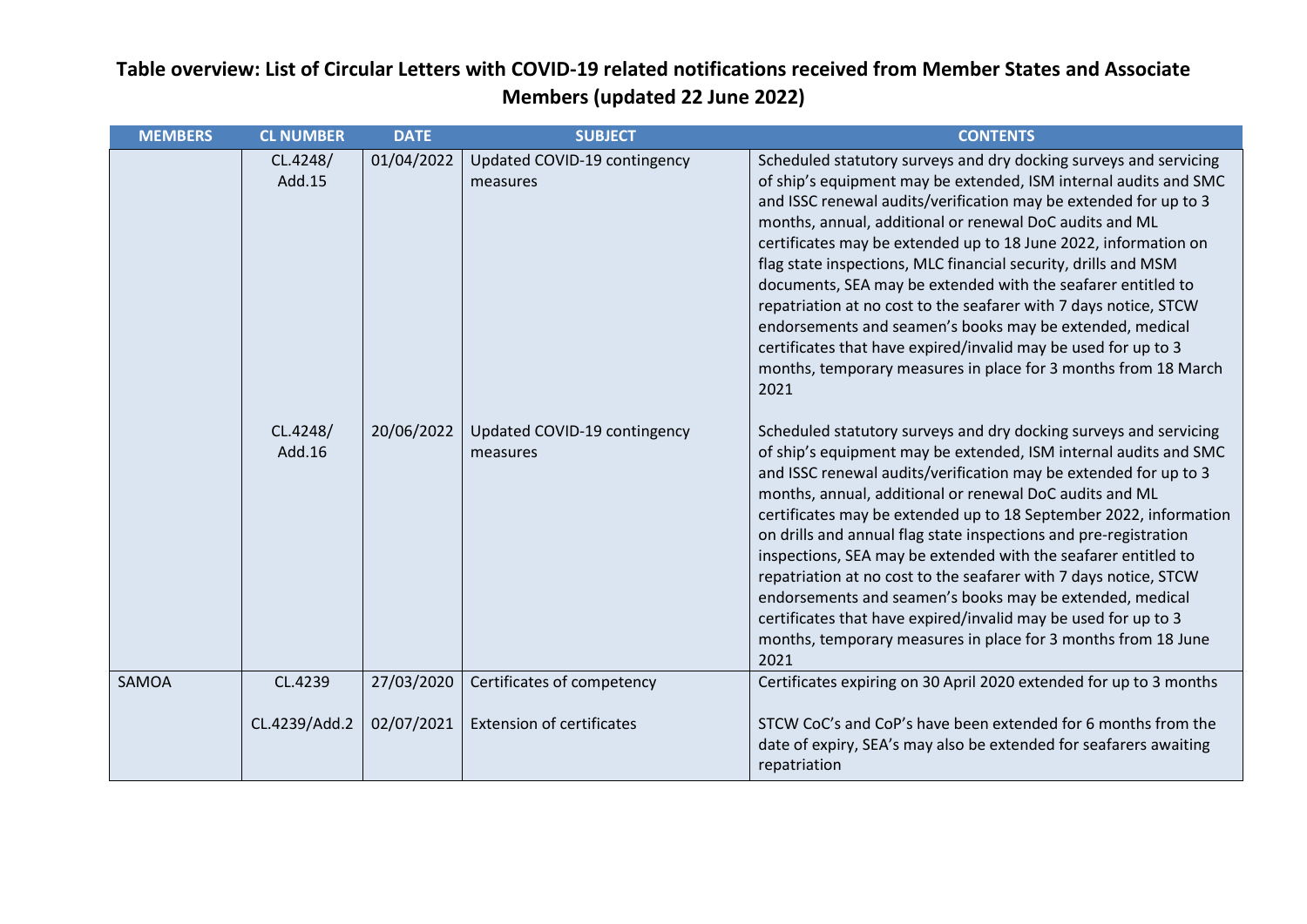## Table overview: List of Circular Letters with COVID-19 related notifications received from Member States and Associate Members (updated 22 June 2022)

| MEMBERS | CL NUMBER | DATE | SUBJECT | CONTENTS |
|---|---|---|---|---|
| | CL.4248/ Add.15 | 01/04/2022 | Updated COVID-19 contingency measures | Scheduled statutory surveys and dry docking surveys and servicing of ship's equipment may be extended, ISM internal audits and SMC and ISSC renewal audits/verification may be extended for up to 3 months, annual, additional or renewal DoC audits and ML certificates may be extended up to 18 June 2022, information on flag state inspections, MLC financial security, drills and MSM documents, SEA may be extended with the seafarer entitled to repatriation at no cost to the seafarer with 7 days notice, STCW endorsements and seamen's books may be extended, medical certificates that have expired/invalid may be used for up to 3 months, temporary measures in place for 3 months from 18 March 2021 |
| | CL.4248/ Add.16 | 20/06/2022 | Updated COVID-19 contingency measures | Scheduled statutory surveys and dry docking surveys and servicing of ship's equipment may be extended, ISM internal audits and SMC and ISSC renewal audits/verification may be extended for up to 3 months, annual, additional or renewal DoC audits and ML certificates may be extended up to 18 September 2022, information on drills and annual flag state inspections and pre-registration inspections, SEA may be extended with the seafarer entitled to repatriation at no cost to the seafarer with 7 days notice, STCW endorsements and seamen's books may be extended, medical certificates that have expired/invalid may be used for up to 3 months, temporary measures in place for 3 months from 18 June 2021 |
| SAMOA | CL.4239 | 27/03/2020 | Certificates of competency | Certificates expiring on 30 April 2020 extended for up to 3 months |
| | CL.4239/Add.2 | 02/07/2021 | Extension of certificates | STCW CoC's and CoP's have been extended for 6 months from the date of expiry, SEA's may also be extended for seafarers awaiting repatriation |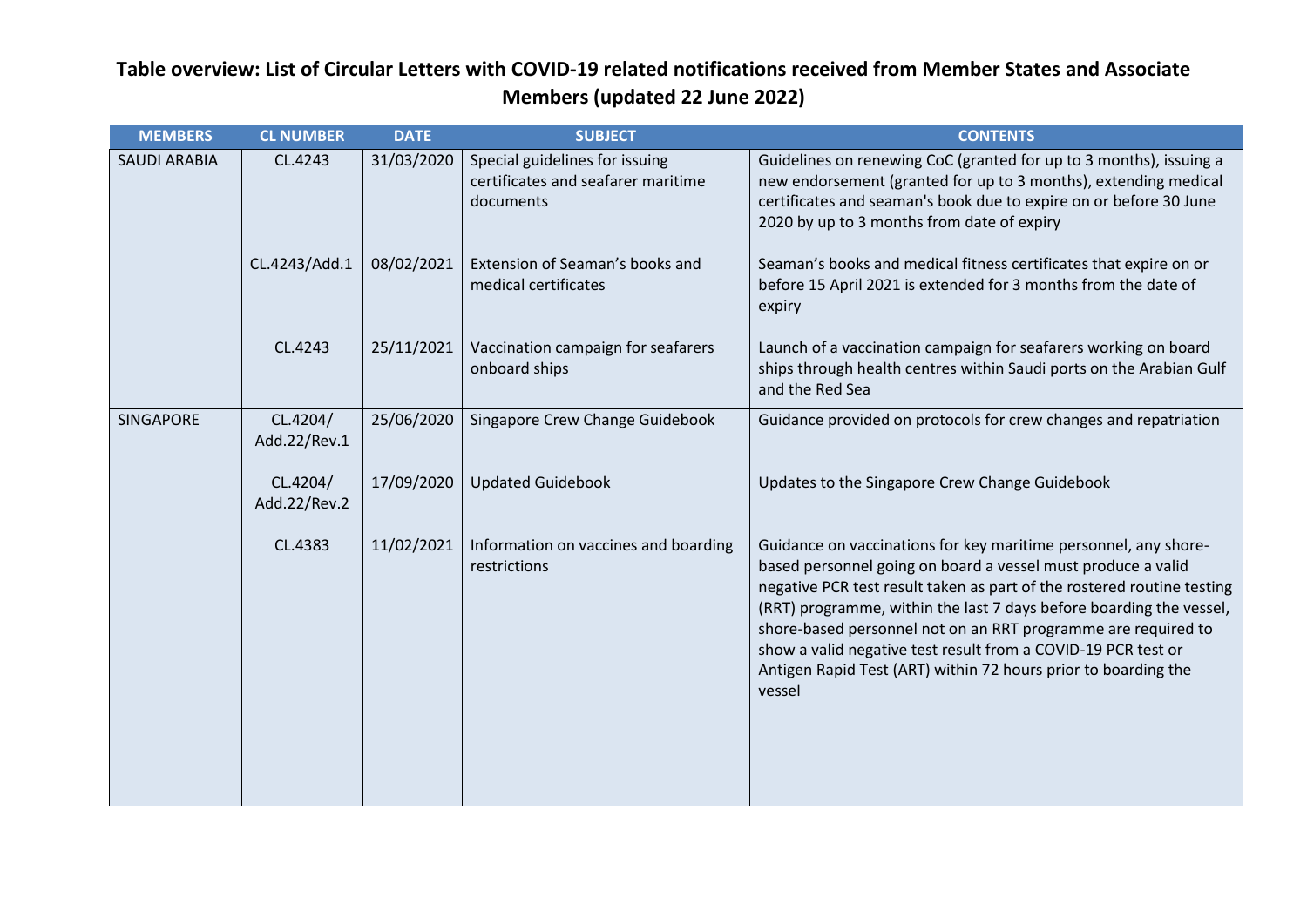# Table overview: List of Circular Letters with COVID-19 related notifications received from Member States and Associate Members (updated 22 June 2022)

| MEMBERS | CL NUMBER | DATE | SUBJECT | CONTENTS |
|---|---|---|---|---|
| SAUDI ARABIA | CL.4243 | 31/03/2020 | Special guidelines for issuing certificates and seafarer maritime documents | Guidelines on renewing CoC (granted for up to 3 months), issuing a new endorsement (granted for up to 3 months), extending medical certificates and seaman's book due to expire on or before 30 June 2020 by up to 3 months from date of expiry |
| | CL.4243/Add.1 | 08/02/2021 | Extension of Seaman's books and medical certificates | Seaman's books and medical fitness certificates that expire on or before 15 April 2021 is extended for 3 months from the date of expiry |
| | CL.4243 | 25/11/2021 | Vaccination campaign for seafarers onboard ships | Launch of a vaccination campaign for seafarers working on board ships through health centres within Saudi ports on the Arabian Gulf and the Red Sea |
| SINGAPORE | CL.4204/ Add.22/Rev.1 | 25/06/2020 | Singapore Crew Change Guidebook | Guidance provided on protocols for crew changes and repatriation |
| | CL.4204/ Add.22/Rev.2 | 17/09/2020 | Updated Guidebook | Updates to the Singapore Crew Change Guidebook |
| | CL.4383 | 11/02/2021 | Information on vaccines and boarding restrictions | Guidance on vaccinations for key maritime personnel, any shore-based personnel going on board a vessel must produce a valid negative PCR test result taken as part of the rostered routine testing (RRT) programme, within the last 7 days before boarding the vessel, shore-based personnel not on an RRT programme are required to show a valid negative test result from a COVID-19 PCR test or Antigen Rapid Test (ART) within 72 hours prior to boarding the vessel |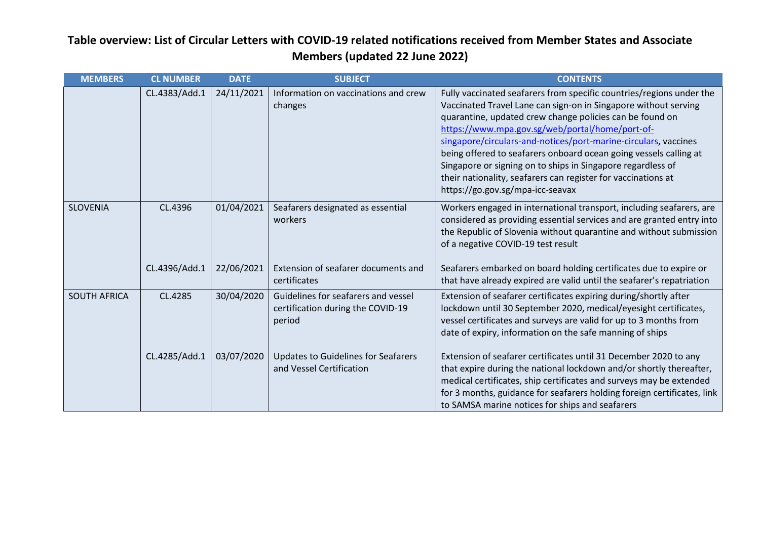## Table overview: List of Circular Letters with COVID-19 related notifications received from Member States and Associate Members (updated 22 June 2022)

| MEMBERS | CL NUMBER | DATE | SUBJECT | CONTENTS |
|---|---|---|---|---|
| | CL.4383/Add.1 | 24/11/2021 | Information on vaccinations and crew changes | Fully vaccinated seafarers from specific countries/regions under the Vaccinated Travel Lane can sign-on in Singapore without serving quarantine, updated crew change policies can be found on https://www.mpa.gov.sg/web/portal/home/port-of-singapore/circulars-and-notices/port-marine-circulars, vaccines being offered to seafarers onboard ocean going vessels calling at Singapore or signing on to ships in Singapore regardless of their nationality, seafarers can register for vaccinations at https://go.gov.sg/mpa-icc-seavax |
| SLOVENIA | CL.4396 | 01/04/2021 | Seafarers designated as essential workers | Workers engaged in international transport, including seafarers, are considered as providing essential services and are granted entry into the Republic of Slovenia without quarantine and without submission of a negative COVID-19 test result |
| | CL.4396/Add.1 | 22/06/2021 | Extension of seafarer documents and certificates | Seafarers embarked on board holding certificates due to expire or that have already expired are valid until the seafarer's repatriation |
| SOUTH AFRICA | CL.4285 | 30/04/2020 | Guidelines for seafarers and vessel certification during the COVID-19 period | Extension of seafarer certificates expiring during/shortly after lockdown until 30 September 2020, medical/eyesight certificates, vessel certificates and surveys are valid for up to 3 months from date of expiry, information on the safe manning of ships |
| | CL.4285/Add.1 | 03/07/2020 | Updates to Guidelines for Seafarers and Vessel Certification | Extension of seafarer certificates until 31 December 2020 to any that expire during the national lockdown and/or shortly thereafter, medical certificates, ship certificates and surveys may be extended for 3 months, guidance for seafarers holding foreign certificates, link to SAMSA marine notices for ships and seafarers |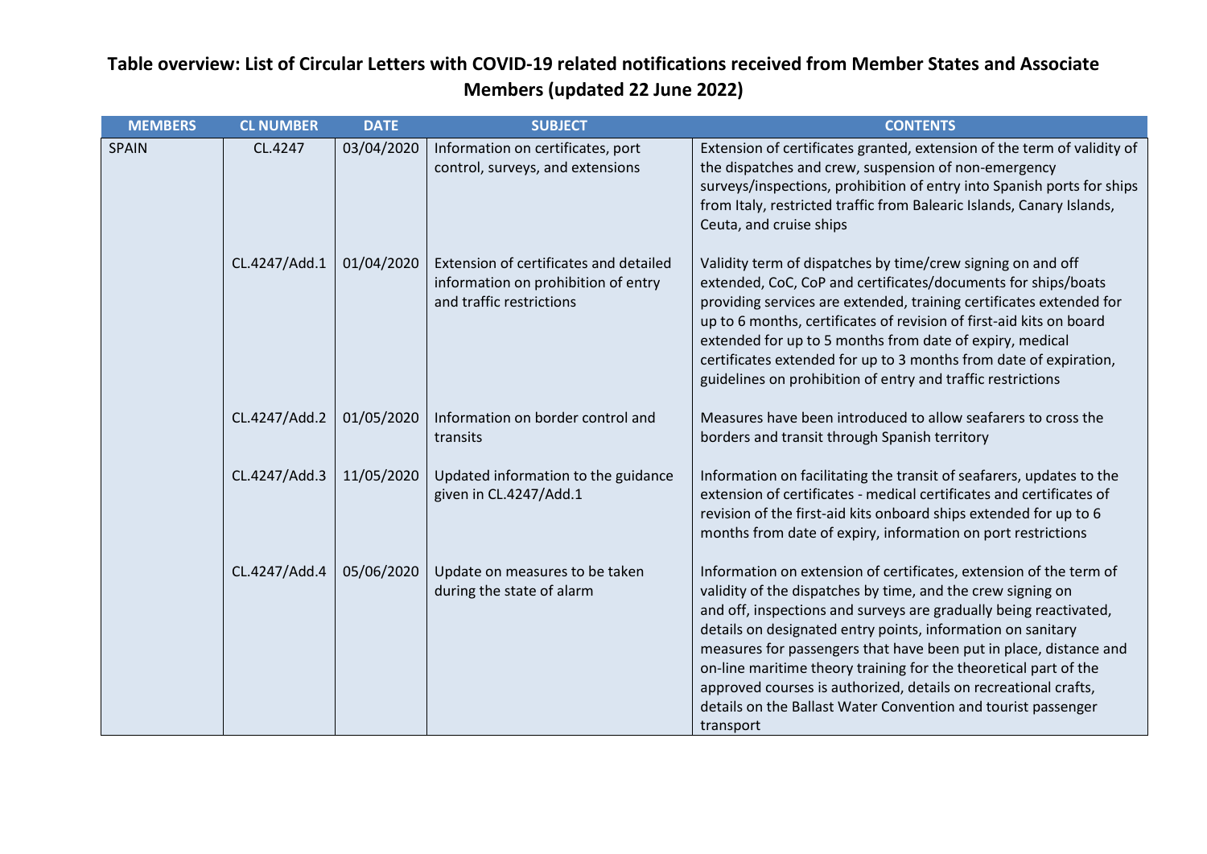**Table overview: List of Circular Letters with COVID-19 related notifications received from Member States and Associate Members (updated 22 June 2022)**

| MEMBERS | CL NUMBER | DATE | SUBJECT | CONTENTS |
|---|---|---|---|---|
| SPAIN | CL.4247 | 03/04/2020 | Information on certificates, port control, surveys, and extensions | Extension of certificates granted, extension of the term of validity of the dispatches and crew, suspension of non-emergency surveys/inspections, prohibition of entry into Spanish ports for ships from Italy, restricted traffic from Balearic Islands, Canary Islands, Ceuta, and cruise ships |
| | CL.4247/Add.1 | 01/04/2020 | Extension of certificates and detailed information on prohibition of entry and traffic restrictions | Validity term of dispatches by time/crew signing on and off extended, CoC, CoP and certificates/documents for ships/boats providing services are extended, training certificates extended for up to 6 months, certificates of revision of first-aid kits on board extended for up to 5 months from date of expiry, medical certificates extended for up to 3 months from date of expiration, guidelines on prohibition of entry and traffic restrictions |
| | CL.4247/Add.2 | 01/05/2020 | Information on border control and transits | Measures have been introduced to allow seafarers to cross the borders and transit through Spanish territory |
| | CL.4247/Add.3 | 11/05/2020 | Updated information to the guidance given in CL.4247/Add.1 | Information on facilitating the transit of seafarers, updates to the extension of certificates - medical certificates and certificates of revision of the first-aid kits onboard ships extended for up to 6 months from date of expiry, information on port restrictions |
| | CL.4247/Add.4 | 05/06/2020 | Update on measures to be taken during the state of alarm | Information on extension of certificates, extension of the term of validity of the dispatches by time, and the crew signing on and off, inspections and surveys are gradually being reactivated, details on designated entry points, information on sanitary measures for passengers that have been put in place, distance and on-line maritime theory training for the theoretical part of the approved courses is authorized, details on recreational crafts, details on the Ballast Water Convention and tourist passenger transport |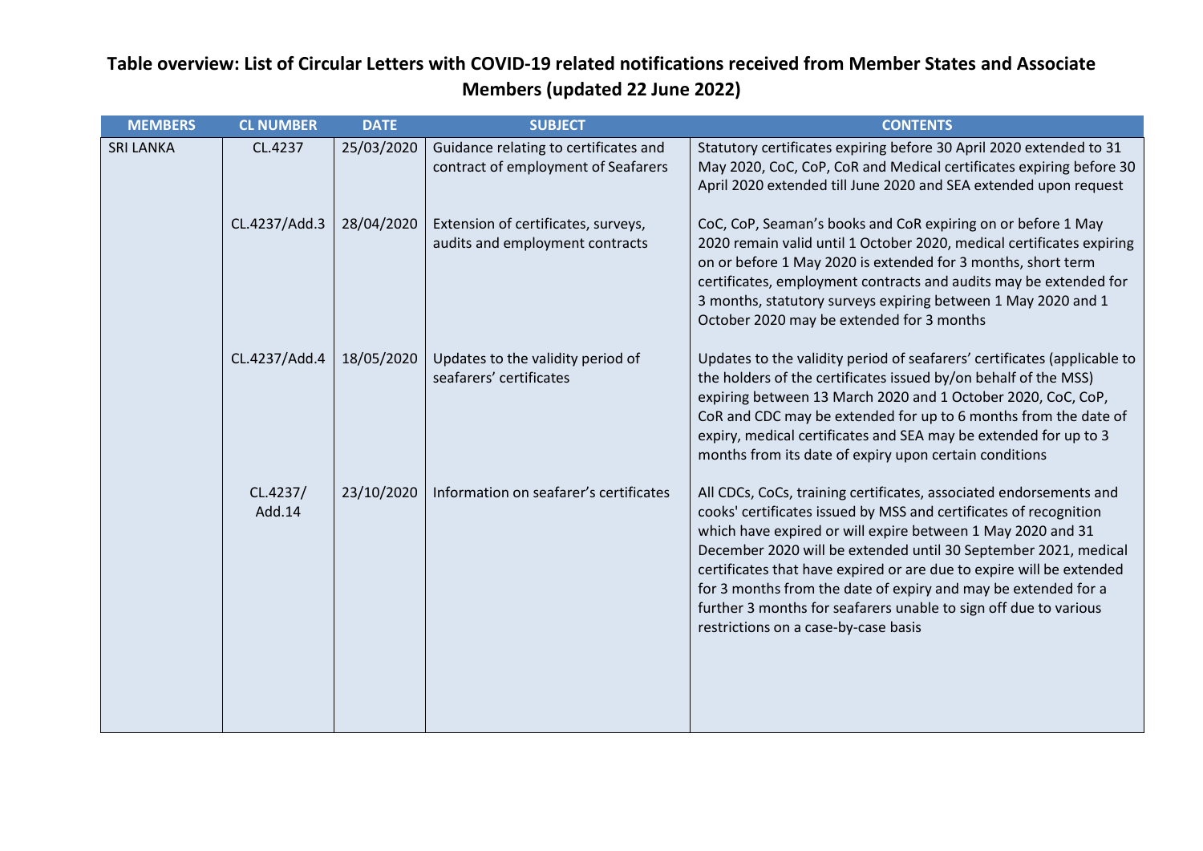**Table overview: List of Circular Letters with COVID-19 related notifications received from Member States and Associate Members (updated 22 June 2022)**

| MEMBERS | CL NUMBER | DATE | SUBJECT | CONTENTS |
|---|---|---|---|---|
| SRI LANKA | CL.4237 | 25/03/2020 | Guidance relating to certificates and contract of employment of Seafarers | Statutory certificates expiring before 30 April 2020 extended to 31 May 2020, CoC, CoP, CoR and Medical certificates expiring before 30 April 2020 extended till June 2020 and SEA extended upon request |
| | CL.4237/Add.3 | 28/04/2020 | Extension of certificates, surveys, audits and employment contracts | CoC, CoP, Seaman's books and CoR expiring on or before 1 May 2020 remain valid until 1 October 2020, medical certificates expiring on or before 1 May 2020 is extended for 3 months, short term certificates, employment contracts and audits may be extended for 3 months, statutory surveys expiring between 1 May 2020 and 1 October 2020 may be extended for 3 months |
| | CL.4237/Add.4 | 18/05/2020 | Updates to the validity period of seafarers' certificates | Updates to the validity period of seafarers' certificates (applicable to the holders of the certificates issued by/on behalf of the MSS) expiring between 13 March 2020 and 1 October 2020, CoC, CoP, CoR and CDC may be extended for up to 6 months from the date of expiry, medical certificates and SEA may be extended for up to 3 months from its date of expiry upon certain conditions |
| | CL.4237/ Add.14 | 23/10/2020 | Information on seafarer's certificates | All CDCs, CoCs, training certificates, associated endorsements and cooks' certificates issued by MSS and certificates of recognition which have expired or will expire between 1 May 2020 and 31 December 2020 will be extended until 30 September 2021, medical certificates that have expired or are due to expire will be extended for 3 months from the date of expiry and may be extended for a further 3 months for seafarers unable to sign off due to various restrictions on a case-by-case basis |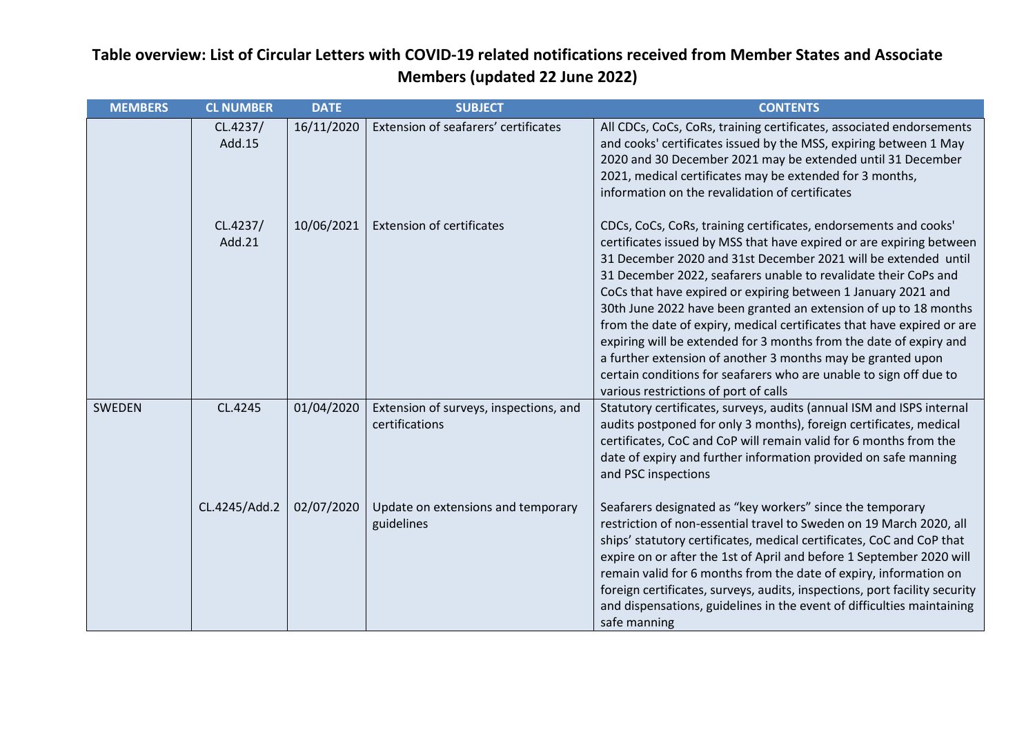# Table overview: List of Circular Letters with COVID-19 related notifications received from Member States and Associate Members (updated 22 June 2022)

| MEMBERS | CL NUMBER | DATE | SUBJECT | CONTENTS |
|---|---|---|---|---|
| | CL.4237/ Add.15 | 16/11/2020 | Extension of seafarers' certificates | All CDCs, CoCs, CoRs, training certificates, associated endorsements and cooks' certificates issued by the MSS, expiring between 1 May 2020 and 30 December 2021 may be extended until 31 December 2021, medical certificates may be extended for 3 months, information on the revalidation of certificates |
| | CL.4237/ Add.21 | 10/06/2021 | Extension of certificates | CDCs, CoCs, CoRs, training certificates, endorsements and cooks' certificates issued by MSS that have expired or are expiring between 31 December 2020 and 31st December 2021 will be extended until 31 December 2022, seafarers unable to revalidate their CoPs and CoCs that have expired or expiring between 1 January 2021 and 30th June 2022 have been granted an extension of up to 18 months from the date of expiry, medical certificates that have expired or are expiring will be extended for 3 months from the date of expiry and a further extension of another 3 months may be granted upon certain conditions for seafarers who are unable to sign off due to various restrictions of port of calls |
| SWEDEN | CL.4245 | 01/04/2020 | Extension of surveys, inspections, and certifications | Statutory certificates, surveys, audits (annual ISM and ISPS internal audits postponed for only 3 months), foreign certificates, medical certificates, CoC and CoP will remain valid for 6 months from the date of expiry and further information provided on safe manning and PSC inspections |
| | CL.4245/Add.2 | 02/07/2020 | Update on extensions and temporary guidelines | Seafarers designated as "key workers" since the temporary restriction of non-essential travel to Sweden on 19 March 2020, all ships' statutory certificates, medical certificates, CoC and CoP that expire on or after the 1st of April and before 1 September 2020 will remain valid for 6 months from the date of expiry, information on foreign certificates, surveys, audits, inspections, port facility security and dispensations, guidelines in the event of difficulties maintaining safe manning |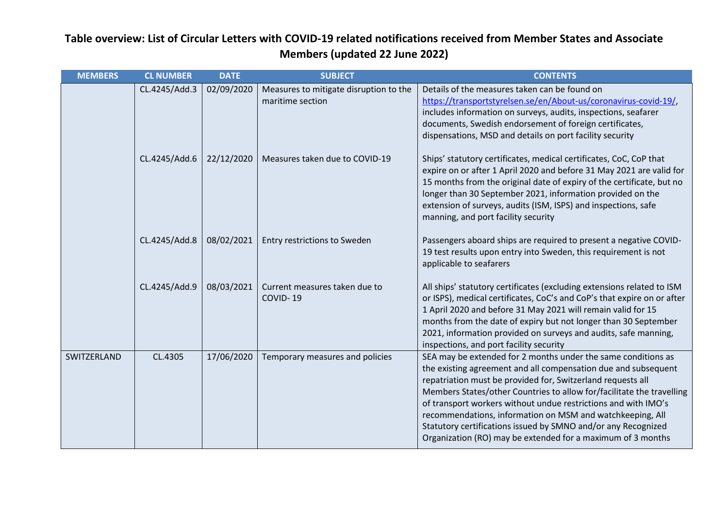## Table overview: List of Circular Letters with COVID-19 related notifications received from Member States and Associate Members (updated 22 June 2022)

| MEMBERS | CL NUMBER | DATE | SUBJECT | CONTENTS |
|---|---|---|---|---|
| | CL.4245/Add.3 | 02/09/2020 | Measures to mitigate disruption to the maritime section | Details of the measures taken can be found on https://transportstyrelsen.se/en/About-us/coronavirus-covid-19/, includes information on surveys, audits, inspections, seafarer documents, Swedish endorsement of foreign certificates, dispensations, MSD and details on port facility security |
| | CL.4245/Add.6 | 22/12/2020 | Measures taken due to COVID-19 | Ships' statutory certificates, medical certificates, CoC, CoP that expire on or after 1 April 2020 and before 31 May 2021 are valid for 15 months from the original date of expiry of the certificate, but no longer than 30 September 2021, information provided on the extension of surveys, audits (ISM, ISPS) and inspections, safe manning, and port facility security |
| | CL.4245/Add.8 | 08/02/2021 | Entry restrictions to Sweden | Passengers aboard ships are required to present a negative COVID-19 test results upon entry into Sweden, this requirement is not applicable to seafarers |
| | CL.4245/Add.9 | 08/03/2021 | Current measures taken due to COVID- 19 | All ships' statutory certificates (excluding extensions related to ISM or ISPS), medical certificates, CoC's and CoP's that expire on or after 1 April 2020 and before 31 May 2021 will remain valid for 15 months from the date of expiry but not longer than 30 September 2021, information provided on surveys and audits, safe manning, inspections, and port facility security |
| SWITZERLAND | CL.4305 | 17/06/2020 | Temporary measures and policies | SEA may be extended for 2 months under the same conditions as the existing agreement and all compensation due and subsequent repatriation must be provided for, Switzerland requests all Members States/other Countries to allow for/facilitate the travelling of transport workers without undue restrictions and with IMO's recommendations, information on MSM and watchkeeping, All Statutory certifications issued by SMNO and/or any Recognized Organization (RO) may be extended for a maximum of 3 months |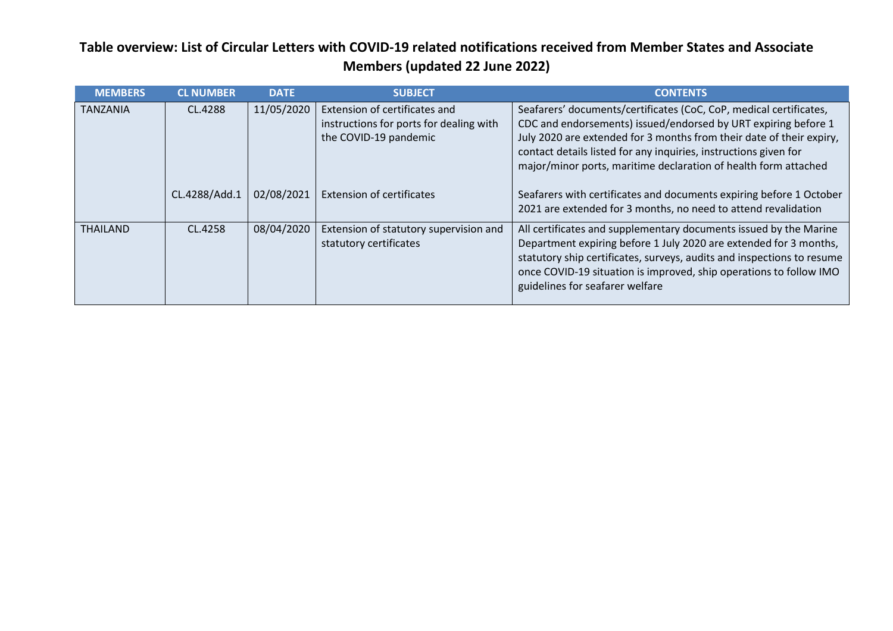**Table overview: List of Circular Letters with COVID-19 related notifications received from Member States and Associate Members (updated 22 June 2022)**

| MEMBERS | CL NUMBER | DATE | SUBJECT | CONTENTS |
|---|---|---|---|---|
| TANZANIA | CL.4288 | 11/05/2020 | Extension of certificates and instructions for ports for dealing with the COVID-19 pandemic | Seafarers' documents/certificates (CoC, CoP, medical certificates, CDC and endorsements) issued/endorsed by URT expiring before 1 July 2020 are extended for 3 months from their date of their expiry, contact details listed for any inquiries, instructions given for major/minor ports, maritime declaration of health form attached |
| | CL.4288/Add.1 | 02/08/2021 | Extension of certificates | Seafarers with certificates and documents expiring before 1 October 2021 are extended for 3 months, no need to attend revalidation |
| THAILAND | CL.4258 | 08/04/2020 | Extension of statutory supervision and statutory certificates | All certificates and supplementary documents issued by the Marine Department expiring before 1 July 2020 are extended for 3 months, statutory ship certificates, surveys, audits and inspections to resume once COVID-19 situation is improved, ship operations to follow IMO guidelines for seafarer welfare |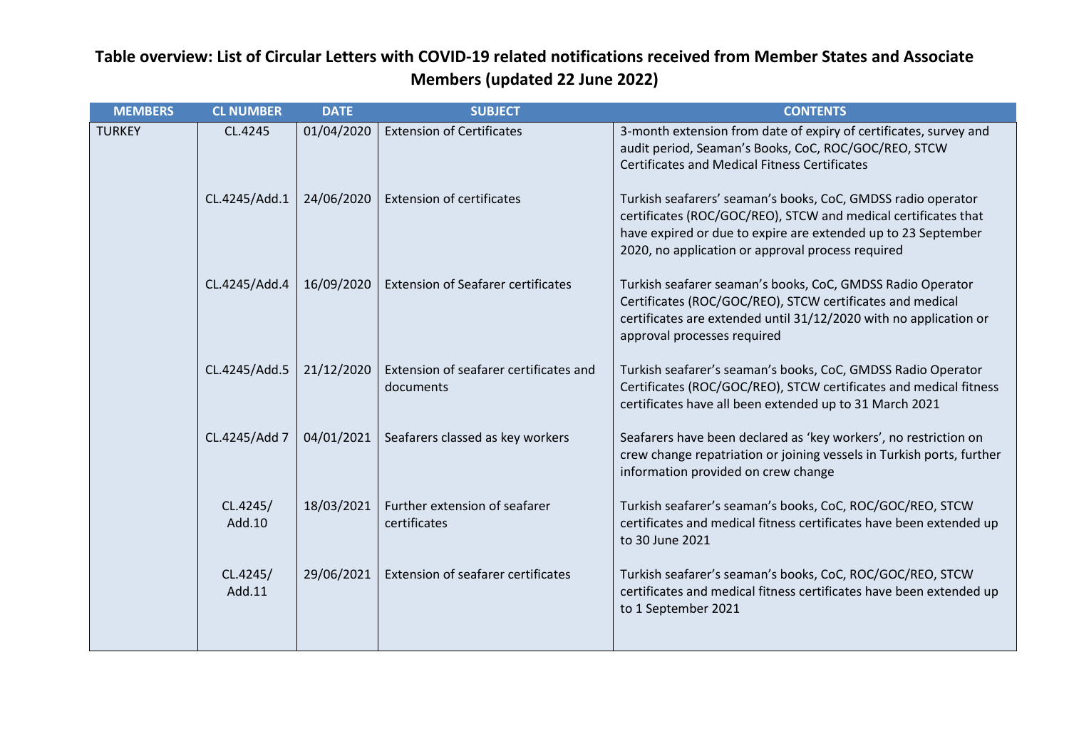## Table overview: List of Circular Letters with COVID-19 related notifications received from Member States and Associate Members (updated 22 June 2022)

| MEMBERS | CL NUMBER | DATE | SUBJECT | CONTENTS |
|---|---|---|---|---|
| TURKEY | CL.4245 | 01/04/2020 | Extension of Certificates | 3-month extension from date of expiry of certificates, survey and audit period, Seaman's Books, CoC, ROC/GOC/REO, STCW Certificates and Medical Fitness Certificates |
| | CL.4245/Add.1 | 24/06/2020 | Extension of certificates | Turkish seafarers' seaman's books, CoC, GMDSS radio operator certificates (ROC/GOC/REO), STCW and medical certificates that have expired or due to expire are extended up to 23 September 2020, no application or approval process required |
| | CL.4245/Add.4 | 16/09/2020 | Extension of Seafarer certificates | Turkish seafarer seaman's books, CoC, GMDSS Radio Operator Certificates (ROC/GOC/REO), STCW certificates and medical certificates are extended until 31/12/2020 with no application or approval processes required |
| | CL.4245/Add.5 | 21/12/2020 | Extension of seafarer certificates and documents | Turkish seafarer's seaman's books, CoC, GMDSS Radio Operator Certificates (ROC/GOC/REO), STCW certificates and medical fitness certificates have all been extended up to 31 March 2021 |
| | CL.4245/Add 7 | 04/01/2021 | Seafarers classed as key workers | Seafarers have been declared as 'key workers', no restriction on crew change repatriation or joining vessels in Turkish ports, further information provided on crew change |
| | CL.4245/ Add.10 | 18/03/2021 | Further extension of seafarer certificates | Turkish seafarer's seaman's books, CoC, ROC/GOC/REO, STCW certificates and medical fitness certificates have been extended up to 30 June 2021 |
| | CL.4245/ Add.11 | 29/06/2021 | Extension of seafarer certificates | Turkish seafarer's seaman's books, CoC, ROC/GOC/REO, STCW certificates and medical fitness certificates have been extended up to 1 September 2021 |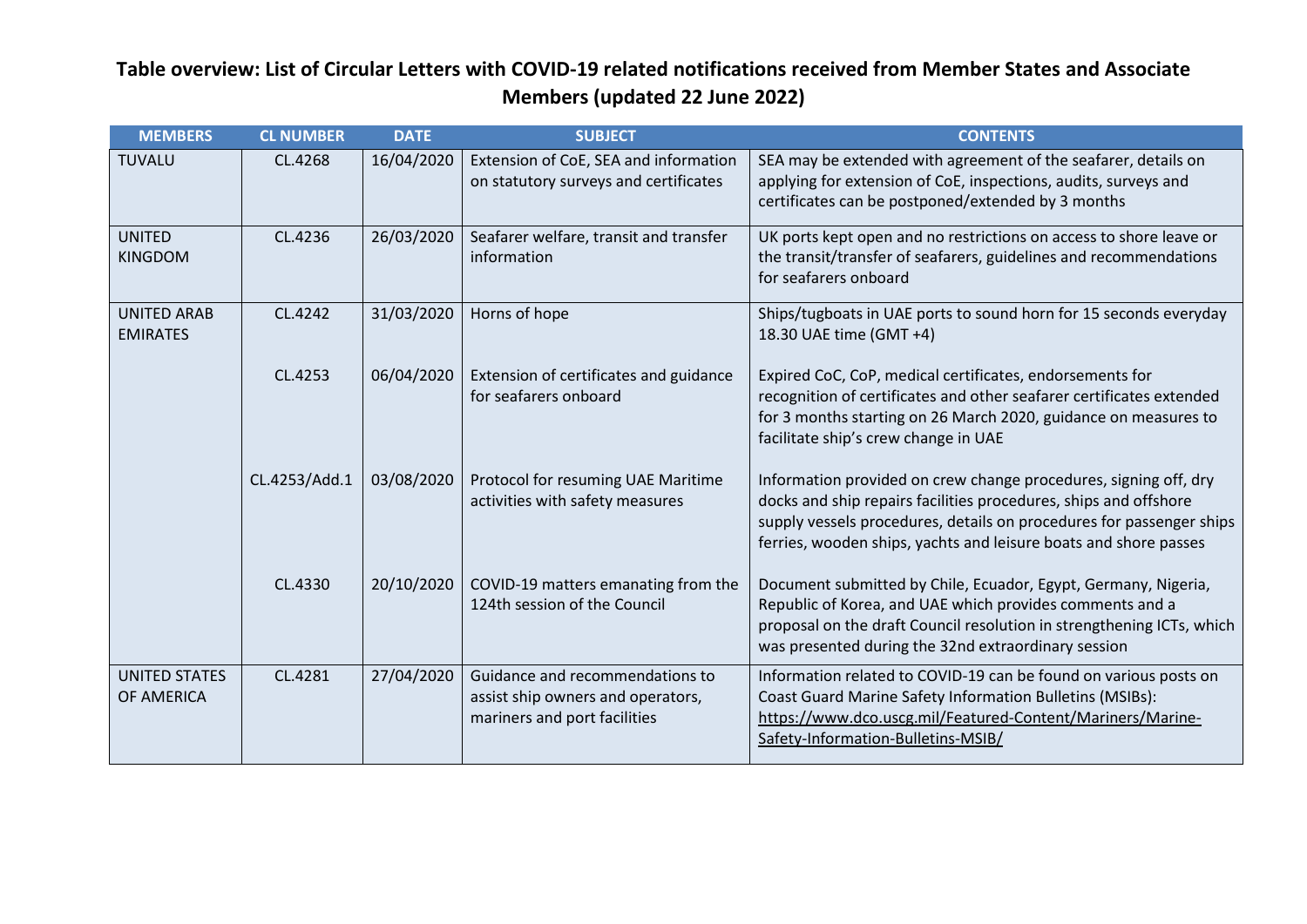**Table overview: List of Circular Letters with COVID-19 related notifications received from Member States and Associate Members (updated 22 June 2022)**

| MEMBERS | CL NUMBER | DATE | SUBJECT | CONTENTS |
|---|---|---|---|---|
| TUVALU | CL.4268 | 16/04/2020 | Extension of CoE, SEA and information on statutory surveys and certificates | SEA may be extended with agreement of the seafarer, details on applying for extension of CoE, inspections, audits, surveys and certificates can be postponed/extended by 3 months |
| UNITED KINGDOM | CL.4236 | 26/03/2020 | Seafarer welfare, transit and transfer information | UK ports kept open and no restrictions on access to shore leave or the transit/transfer of seafarers, guidelines and recommendations for seafarers onboard |
| UNITED ARAB EMIRATES | CL.4242 | 31/03/2020 | Horns of hope | Ships/tugboats in UAE ports to sound horn for 15 seconds everyday 18.30 UAE time (GMT +4) |
| | CL.4253 | 06/04/2020 | Extension of certificates and guidance for seafarers onboard | Expired CoC, CoP, medical certificates, endorsements for recognition of certificates and other seafarer certificates extended for 3 months starting on 26 March 2020, guidance on measures to facilitate ship's crew change in UAE |
| | CL.4253/Add.1 | 03/08/2020 | Protocol for resuming UAE Maritime activities with safety measures | Information provided on crew change procedures, signing off, dry docks and ship repairs facilities procedures, ships and offshore supply vessels procedures, details on procedures for passenger ships ferries, wooden ships, yachts and leisure boats and shore passes |
| | CL.4330 | 20/10/2020 | COVID-19 matters emanating from the 124th session of the Council | Document submitted by Chile, Ecuador, Egypt, Germany, Nigeria, Republic of Korea, and UAE which provides comments and a proposal on the draft Council resolution in strengthening ICTs, which was presented during the 32nd extraordinary session |
| UNITED STATES OF AMERICA | CL.4281 | 27/04/2020 | Guidance and recommendations to assist ship owners and operators, mariners and port facilities | Information related to COVID-19 can be found on various posts on Coast Guard Marine Safety Information Bulletins (MSIBs): https://www.dco.uscg.mil/Featured-Content/Mariners/Marine-Safety-Information-Bulletins-MSIB/ |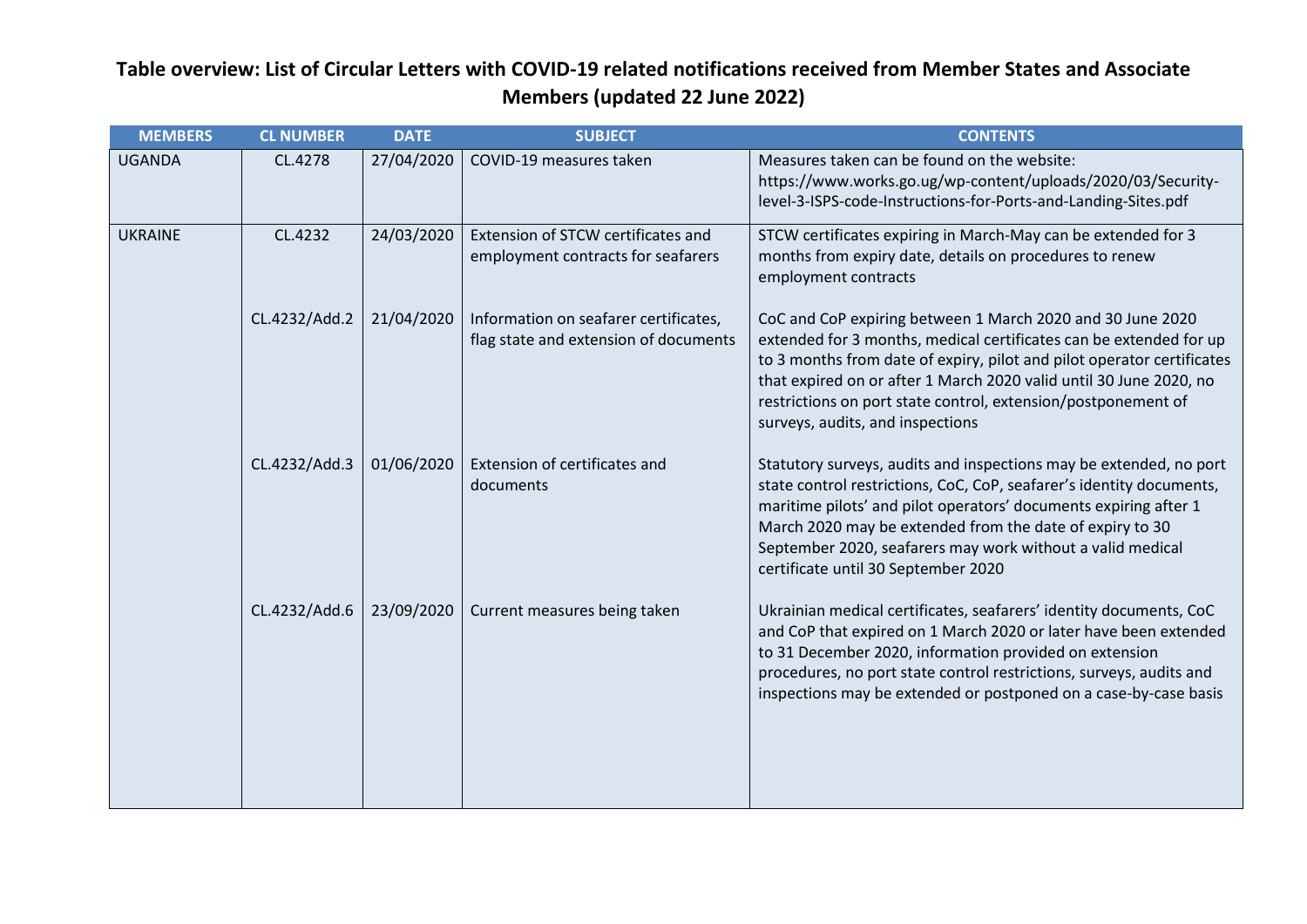# Table overview: List of Circular Letters with COVID-19 related notifications received from Member States and Associate Members (updated 22 June 2022)

| MEMBERS | CL NUMBER | DATE | SUBJECT | CONTENTS |
|---|---|---|---|---|
| UGANDA | CL.4278 | 27/04/2020 | COVID-19 measures taken | Measures taken can be found on the website: https://www.works.go.ug/wp-content/uploads/2020/03/Security-level-3-ISPS-code-Instructions-for-Ports-and-Landing-Sites.pdf |
| UKRAINE | CL.4232 | 24/03/2020 | Extension of STCW certificates and employment contracts for seafarers | STCW certificates expiring in March-May can be extended for 3 months from expiry date, details on procedures to renew employment contracts |
| | CL.4232/Add.2 | 21/04/2020 | Information on seafarer certificates, flag state and extension of documents | CoC and CoP expiring between 1 March 2020 and 30 June 2020 extended for 3 months, medical certificates can be extended for up to 3 months from date of expiry, pilot and pilot operator certificates that expired on or after 1 March 2020 valid until 30 June 2020, no restrictions on port state control, extension/postponement of surveys, audits, and inspections |
| | CL.4232/Add.3 | 01/06/2020 | Extension of certificates and documents | Statutory surveys, audits and inspections may be extended, no port state control restrictions, CoC, CoP, seafarer's identity documents, maritime pilots' and pilot operators' documents expiring after 1 March 2020 may be extended from the date of expiry to 30 September 2020, seafarers may work without a valid medical certificate until 30 September 2020 |
| | CL.4232/Add.6 | 23/09/2020 | Current measures being taken | Ukrainian medical certificates, seafarers' identity documents, CoC and CoP that expired on 1 March 2020 or later have been extended to 31 December 2020, information provided on extension procedures, no port state control restrictions, surveys, audits and inspections may be extended or postponed on a case-by-case basis |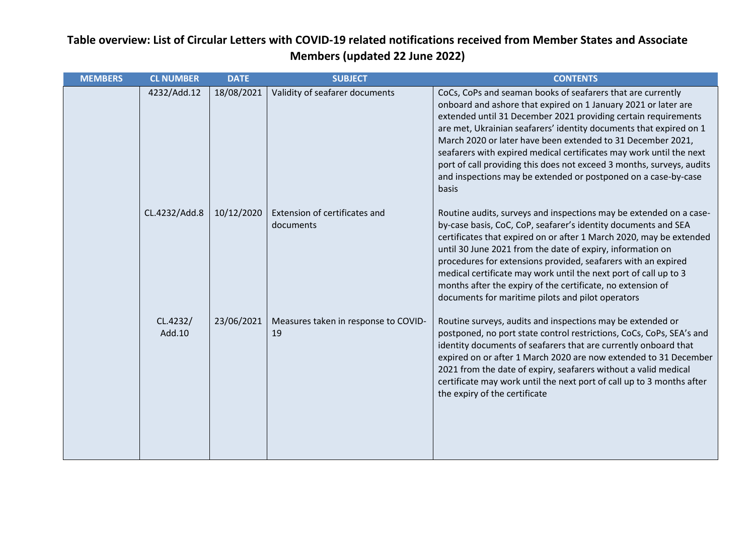## Table overview: List of Circular Letters with COVID-19 related notifications received from Member States and Associate Members (updated 22 June 2022)

| MEMBERS | CL NUMBER | DATE | SUBJECT | CONTENTS |
|---|---|---|---|---|
| | 4232/Add.12 | 18/08/2021 | Validity of seafarer documents | CoCs, CoPs and seaman books of seafarers that are currently onboard and ashore that expired on 1 January 2021 or later are extended until 31 December 2021 providing certain requirements are met, Ukrainian seafarers' identity documents that expired on 1 March 2020 or later have been extended to 31 December 2021, seafarers with expired medical certificates may work until the next port of call providing this does not exceed 3 months, surveys, audits and inspections may be extended or postponed on a case-by-case basis |
| | CL.4232/Add.8 | 10/12/2020 | Extension of certificates and documents | Routine audits, surveys and inspections may be extended on a case-by-case basis, CoC, CoP, seafarer's identity documents and SEA certificates that expired on or after 1 March 2020, may be extended until 30 June 2021 from the date of expiry, information on procedures for extensions provided, seafarers with an expired medical certificate may work until the next port of call up to 3 months after the expiry of the certificate, no extension of documents for maritime pilots and pilot operators |
| | CL.4232/ Add.10 | 23/06/2021 | Measures taken in response to COVID-19 | Routine surveys, audits and inspections may be extended or postponed, no port state control restrictions, CoCs, CoPs, SEA's and identity documents of seafarers that are currently onboard that expired on or after 1 March 2020 are now extended to 31 December 2021 from the date of expiry, seafarers without a valid medical certificate may work until the next port of call up to 3 months after the expiry of the certificate |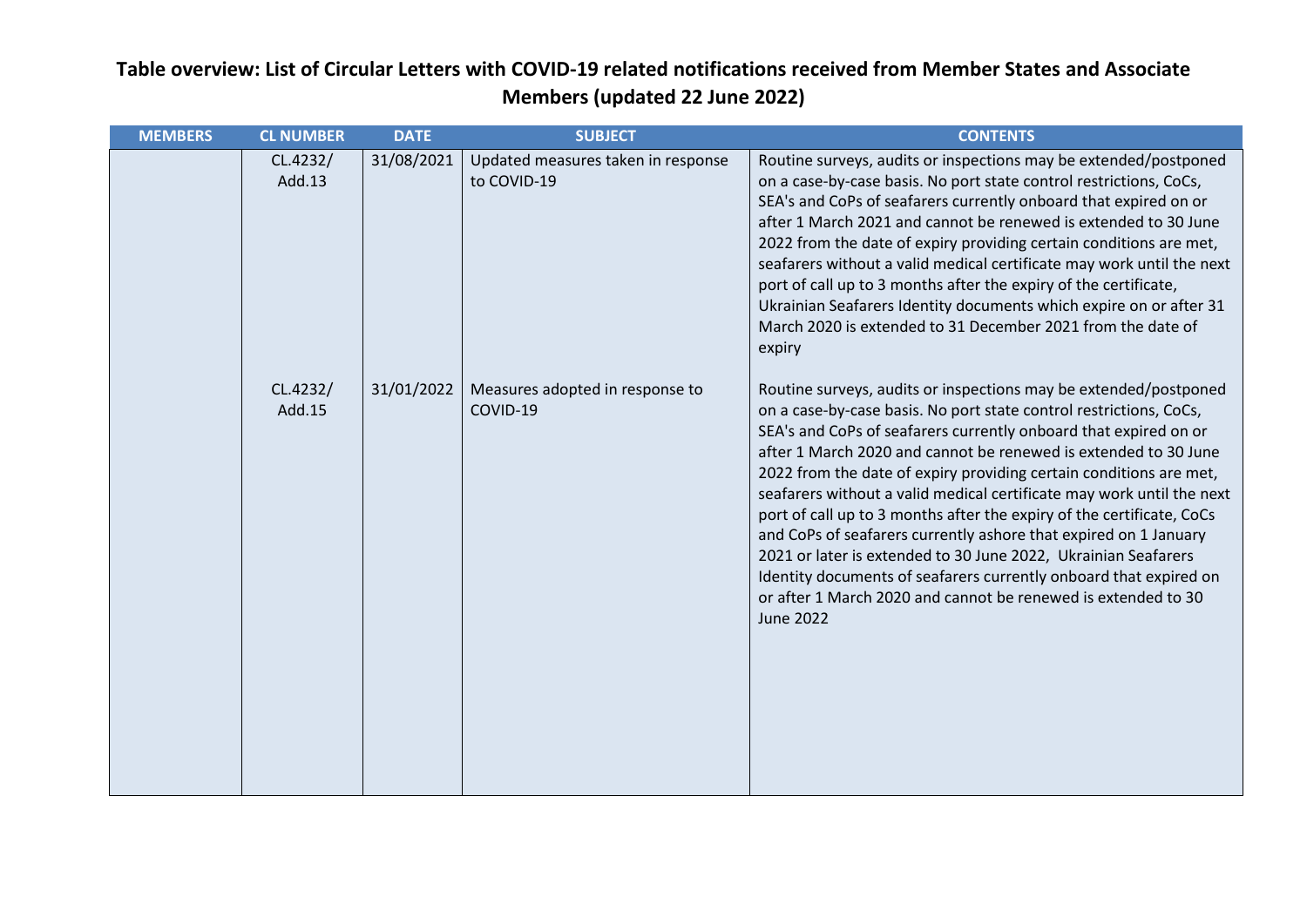# Table overview: List of Circular Letters with COVID-19 related notifications received from Member States and Associate Members (updated 22 June 2022)

| MEMBERS | CL NUMBER | DATE | SUBJECT | CONTENTS |
|---|---|---|---|---|
| | CL.4232/ Add.13 | 31/08/2021 | Updated measures taken in response to COVID-19 | Routine surveys, audits or inspections may be extended/postponed on a case-by-case basis. No port state control restrictions, CoCs, SEA's and CoPs of seafarers currently onboard that expired on or after 1 March 2021 and cannot be renewed is extended to 30 June 2022 from the date of expiry providing certain conditions are met, seafarers without a valid medical certificate may work until the next port of call up to 3 months after the expiry of the certificate, Ukrainian Seafarers Identity documents which expire on or after 31 March 2020 is extended to 31 December 2021 from the date of expiry |
| | CL.4232/ Add.15 | 31/01/2022 | Measures adopted in response to COVID-19 | Routine surveys, audits or inspections may be extended/postponed on a case-by-case basis. No port state control restrictions, CoCs, SEA's and CoPs of seafarers currently onboard that expired on or after 1 March 2020 and cannot be renewed is extended to 30 June 2022 from the date of expiry providing certain conditions are met, seafarers without a valid medical certificate may work until the next port of call up to 3 months after the expiry of the certificate, CoCs and CoPs of seafarers currently ashore that expired on 1 January 2021 or later is extended to 30 June 2022, Ukrainian Seafarers Identity documents of seafarers currently onboard that expired on or after 1 March 2020 and cannot be renewed is extended to 30 June 2022 |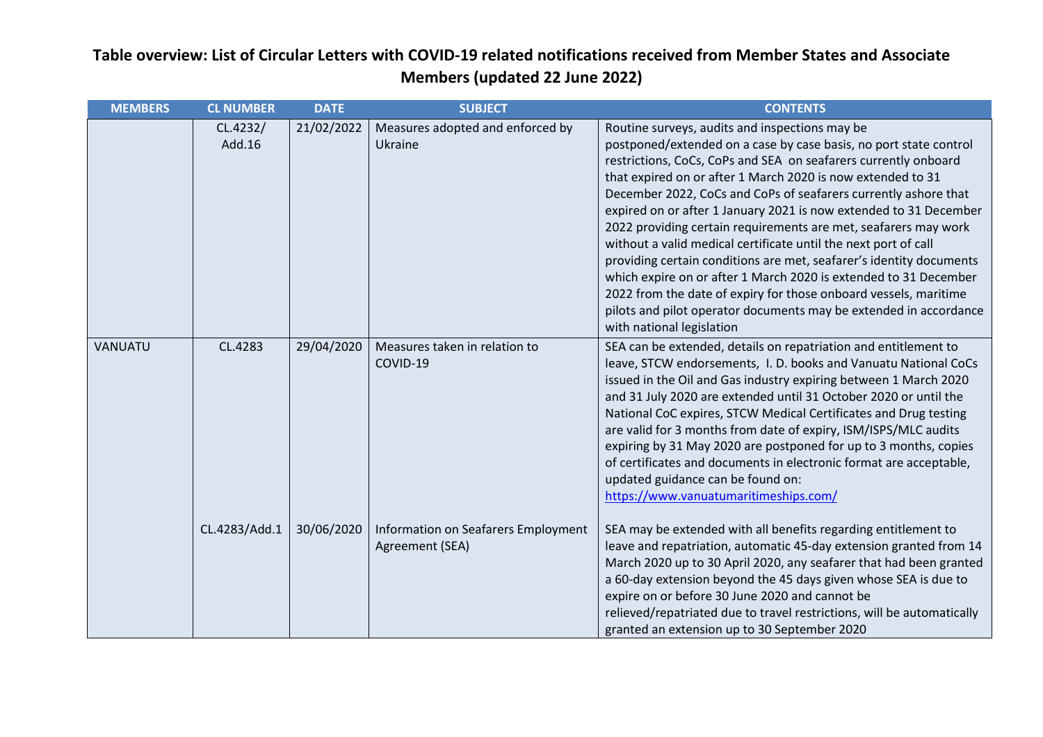# Table overview: List of Circular Letters with COVID-19 related notifications received from Member States and Associate Members (updated 22 June 2022)

| MEMBERS | CL NUMBER | DATE | SUBJECT | CONTENTS |
|---|---|---|---|---|
| | CL.4232/ Add.16 | 21/02/2022 | Measures adopted and enforced by Ukraine | Routine surveys, audits and inspections may be postponed/extended on a case by case basis, no port state control restrictions, CoCs, CoPs and SEA on seafarers currently onboard that expired on or after 1 March 2020 is now extended to 31 December 2022, CoCs and CoPs of seafarers currently ashore that expired on or after 1 January 2021 is now extended to 31 December 2022 providing certain requirements are met, seafarers may work without a valid medical certificate until the next port of call providing certain conditions are met, seafarer's identity documents which expire on or after 1 March 2020 is extended to 31 December 2022 from the date of expiry for those onboard vessels, maritime pilots and pilot operator documents may be extended in accordance with national legislation |
| VANUATU | CL.4283 | 29/04/2020 | Measures taken in relation to COVID-19 | SEA can be extended, details on repatriation and entitlement to leave, STCW endorsements, I. D. books and Vanuatu National CoCs issued in the Oil and Gas industry expiring between 1 March 2020 and 31 July 2020 are extended until 31 October 2020 or until the National CoC expires, STCW Medical Certificates and Drug testing are valid for 3 months from date of expiry, ISM/ISPS/MLC audits expiring by 31 May 2020 are postponed for up to 3 months, copies of certificates and documents in electronic format are acceptable, updated guidance can be found on: [https://www.vanuatumaritimeships.com/](https://www.vanuatumaritimeships.com/) |
| | CL.4283/Add.1 | 30/06/2020 | Information on Seafarers Employment Agreement (SEA) | SEA may be extended with all benefits regarding entitlement to leave and repatriation, automatic 45-day extension granted from 14 March 2020 up to 30 April 2020, any seafarer that had been granted a 60-day extension beyond the 45 days given whose SEA is due to expire on or before 30 June 2020 and cannot be relieved/repatriated due to travel restrictions, will be automatically granted an extension up to 30 September 2020 |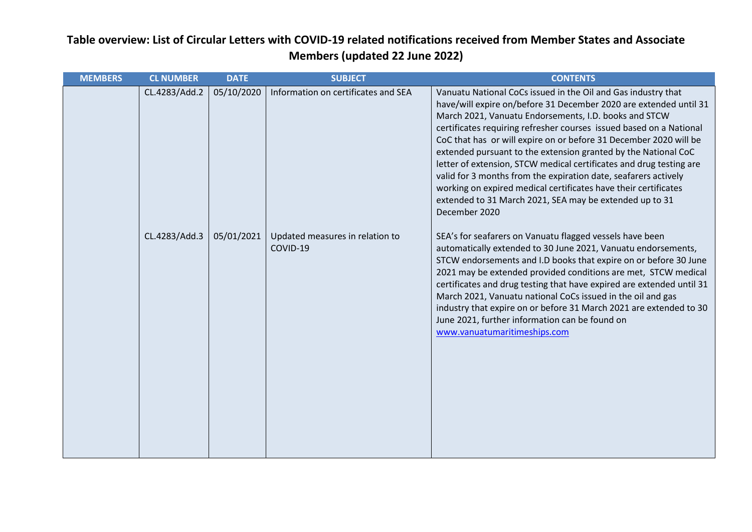# Table overview: List of Circular Letters with COVID-19 related notifications received from Member States and Associate Members (updated 22 June 2022)

| MEMBERS | CL NUMBER | DATE | SUBJECT | CONTENTS |
|---|---|---|---|---|
| | CL.4283/Add.2 | 05/10/2020 | Information on certificates and SEA | Vanuatu National CoCs issued in the Oil and Gas industry that have/will expire on/before 31 December 2020 are extended until 31 March 2021, Vanuatu Endorsements, I.D. books and STCW certificates requiring refresher courses issued based on a National CoC that has or will expire on or before 31 December 2020 will be extended pursuant to the extension granted by the National CoC letter of extension, STCW medical certificates and drug testing are valid for 3 months from the expiration date, seafarers actively working on expired medical certificates have their certificates extended to 31 March 2021, SEA may be extended up to 31 December 2020 |
| | CL.4283/Add.3 | 05/01/2021 | Updated measures in relation to COVID-19 | SEA's for seafarers on Vanuatu flagged vessels have been automatically extended to 30 June 2021, Vanuatu endorsements, STCW endorsements and I.D books that expire on or before 30 June 2021 may be extended provided conditions are met, STCW medical certificates and drug testing that have expired are extended until 31 March 2021, Vanuatu national CoCs issued in the oil and gas industry that expire on or before 31 March 2021 are extended to 30 June 2021, further information can be found on www.vanuatumaritimeships.com |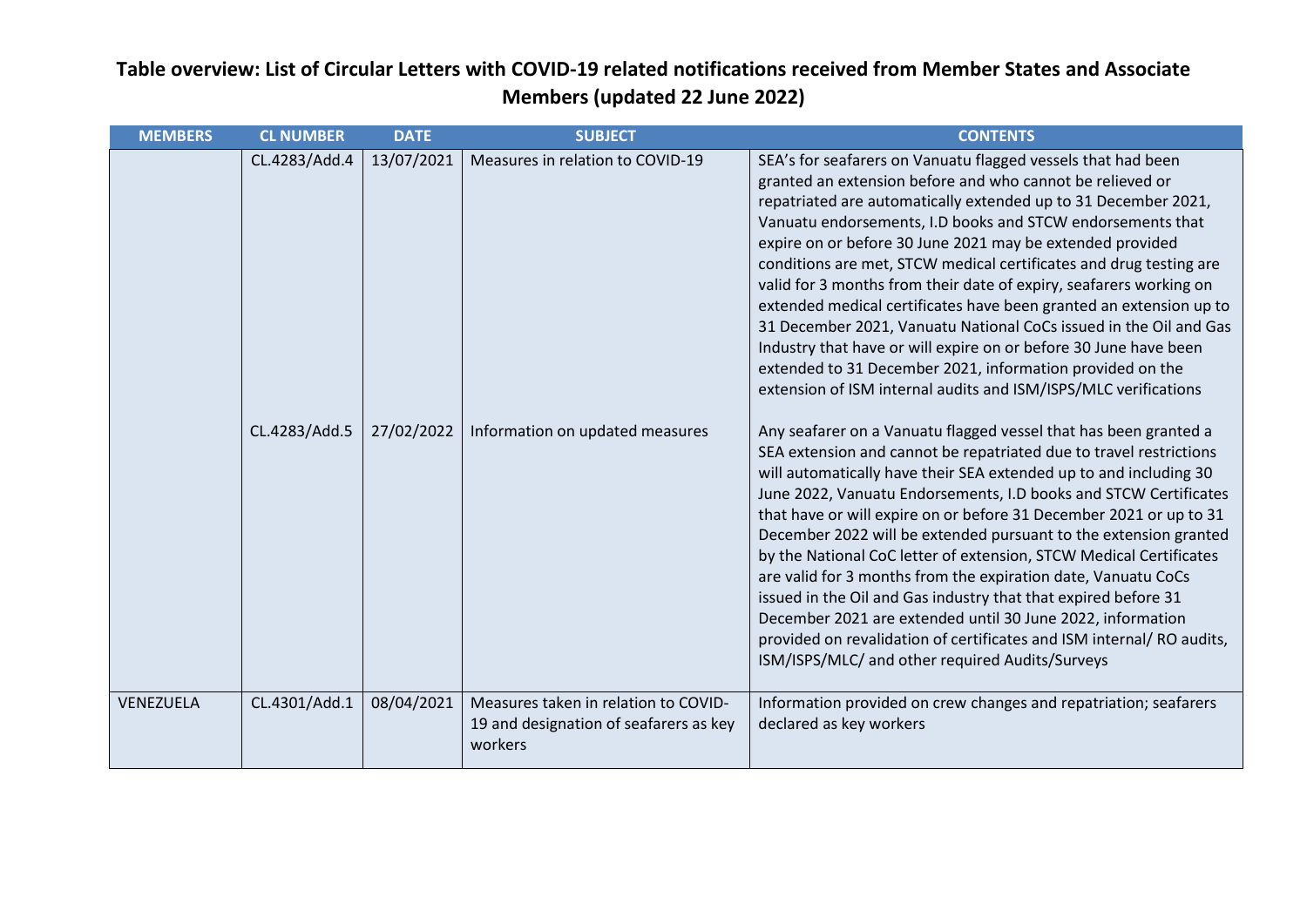## Table overview: List of Circular Letters with COVID-19 related notifications received from Member States and Associate Members (updated 22 June 2022)

| MEMBERS | CL NUMBER | DATE | SUBJECT | CONTENTS |
|---|---|---|---|---|
| | CL.4283/Add.4 | 13/07/2021 | Measures in relation to COVID-19 | SEA's for seafarers on Vanuatu flagged vessels that had been granted an extension before and who cannot be relieved or repatriated are automatically extended up to 31 December 2021, Vanuatu endorsements, I.D books and STCW endorsements that expire on or before 30 June 2021 may be extended provided conditions are met, STCW medical certificates and drug testing are valid for 3 months from their date of expiry, seafarers working on extended medical certificates have been granted an extension up to 31 December 2021, Vanuatu National CoCs issued in the Oil and Gas Industry that have or will expire on or before 30 June have been extended to 31 December 2021, information provided on the extension of ISM internal audits and ISM/ISPS/MLC verifications |
| | CL.4283/Add.5 | 27/02/2022 | Information on updated measures | Any seafarer on a Vanuatu flagged vessel that has been granted a SEA extension and cannot be repatriated due to travel restrictions will automatically have their SEA extended up to and including 30 June 2022, Vanuatu Endorsements, I.D books and STCW Certificates that have or will expire on or before 31 December 2021 or up to 31 December 2022 will be extended pursuant to the extension granted by the National CoC letter of extension, STCW Medical Certificates are valid for 3 months from the expiration date, Vanuatu CoCs issued in the Oil and Gas industry that that expired before 31 December 2021 are extended until 30 June 2022, information provided on revalidation of certificates and ISM internal/ RO audits, ISM/ISPS/MLC/ and other required Audits/Surveys |
| VENEZUELA | CL.4301/Add.1 | 08/04/2021 | Measures taken in relation to COVID-19 and designation of seafarers as key workers | Information provided on crew changes and repatriation; seafarers declared as key workers |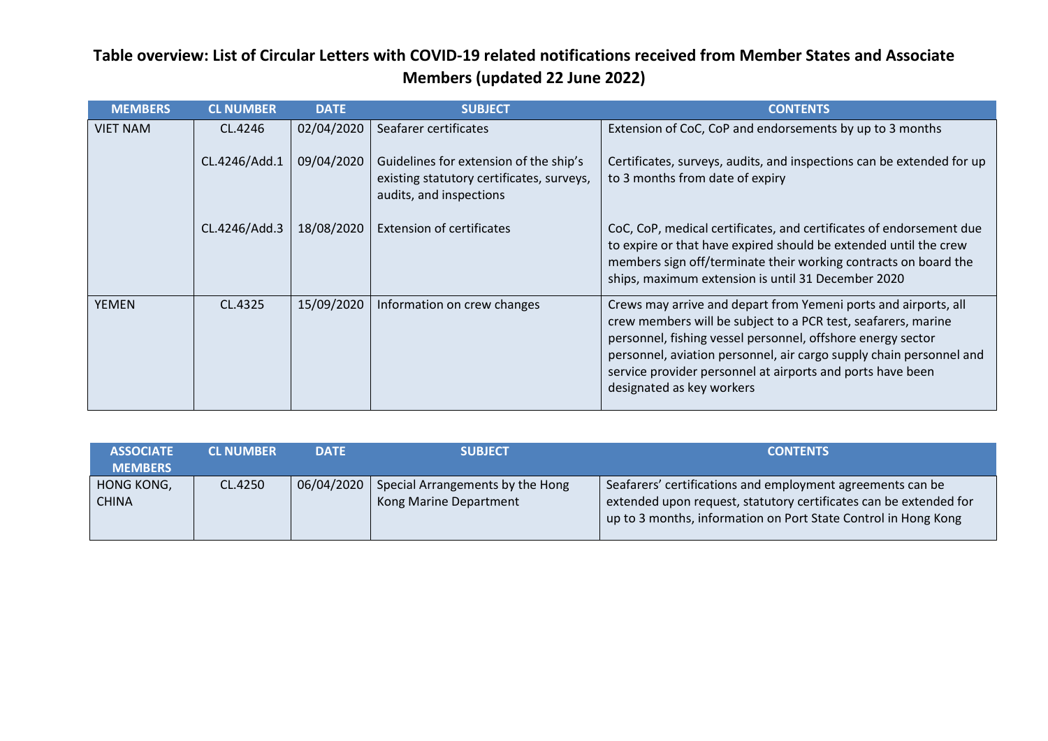# Table overview: List of Circular Letters with COVID-19 related notifications received from Member States and Associate Members (updated 22 June 2022)

| MEMBERS | CL NUMBER | DATE | SUBJECT | CONTENTS |
|---|---|---|---|---|
| VIET NAM | CL.4246 | 02/04/2020 | Seafarer certificates | Extension of CoC, CoP and endorsements by up to 3 months |
| | CL.4246/Add.1 | 09/04/2020 | Guidelines for extension of the ship's existing statutory certificates, surveys, audits, and inspections | Certificates, surveys, audits, and inspections can be extended for up to 3 months from date of expiry |
| | CL.4246/Add.3 | 18/08/2020 | Extension of certificates | CoC, CoP, medical certificates, and certificates of endorsement due to expire or that have expired should be extended until the crew members sign off/terminate their working contracts on board the ships, maximum extension is until 31 December 2020 |
| YEMEN | CL.4325 | 15/09/2020 | Information on crew changes | Crews may arrive and depart from Yemeni ports and airports, all crew members will be subject to a PCR test, seafarers, marine personnel, fishing vessel personnel, offshore energy sector personnel, aviation personnel, air cargo supply chain personnel and service provider personnel at airports and ports have been designated as key workers |

| ASSOCIATE MEMBERS | CL NUMBER | DATE | SUBJECT | CONTENTS |
|---|---|---|---|---|
| HONG KONG, CHINA | CL.4250 | 06/04/2020 | Special Arrangements by the Hong Kong Marine Department | Seafarers' certifications and employment agreements can be extended upon request, statutory certificates can be extended for up to 3 months, information on Port State Control in Hong Kong |